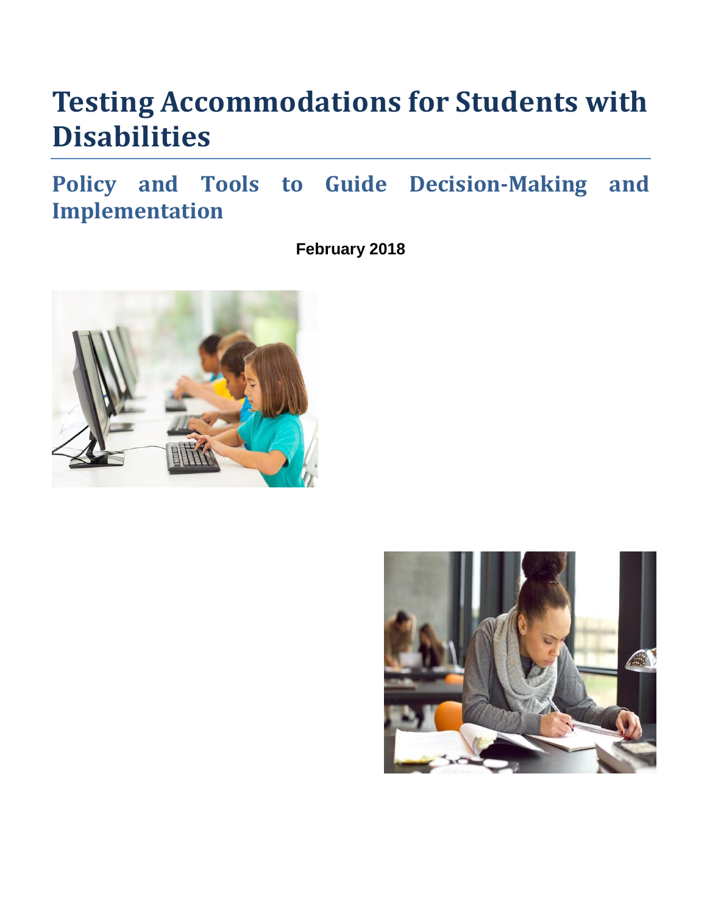# Testing Accommodations for Students with Disabilities

## Policy and Tools to Guide Decision-Making and Implementation

**February 2018**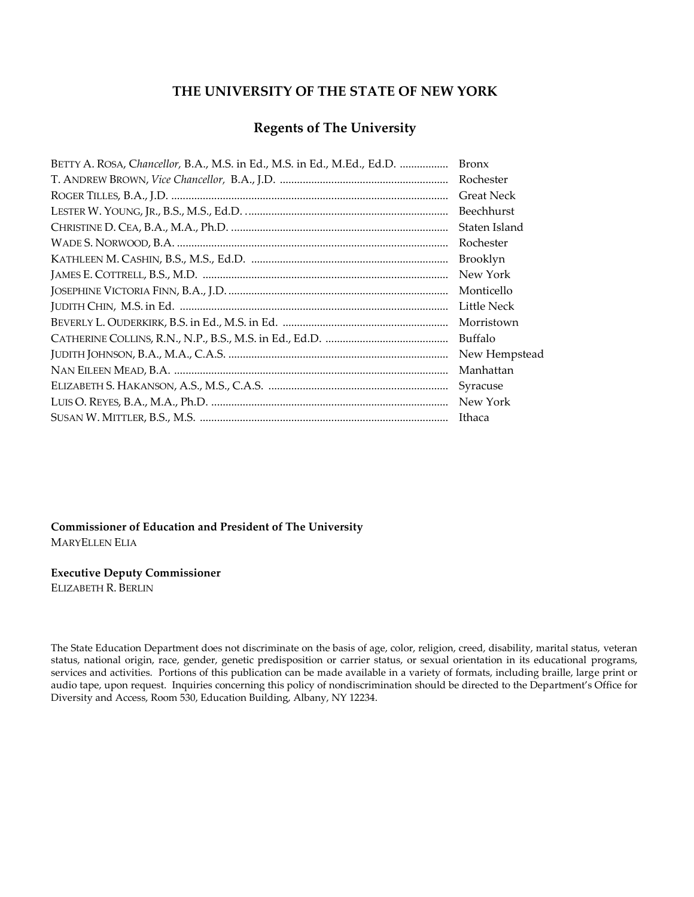# THE UNIVERSITY OF THE STATE OF NEW YORK

## Regents of The University

BETTY A. ROSA, *Chancellor,* B.A., M.S. in Ed., M.S. in Ed., M.Ed., Ed.D. ................. Bronx
T. ANDREW BROWN, *Vice Chancellor,* B.A., J.D. ........................................................... Rochester
ROGER TILLES, B.A., J.D. ................................................................................................ Great Neck
LESTER W. YOUNG, JR., B.S., M.S., Ed.D. ...................................................................... Beechhurst
CHRISTINE D. CEA, B.A., M.A., Ph.D. ........................................................................... Staten Island
WADE S. NORWOOD, B.A. .............................................................................................. Rochester
KATHLEEN M. CASHIN, B.S., M.S., Ed.D. .................................................................... Brooklyn
JAMES E. COTTRELL, B.S., M.D. ..................................................................................... New York
JOSEPHINE VICTORIA FINN, B.A., J.D. ............................................................................ Monticello
JUDITH CHIN, M.S. in Ed. ............................................................................................. Little Neck
BEVERLY L. OUDERKIRK, B.S. in Ed., M.S. in Ed. .......................................................... Morristown
CATHERINE COLLINS, R.N., N.P., B.S., M.S. in Ed., Ed.D. ........................................... Buffalo
JUDITH JOHNSON, B.A., M.A., C.A.S. ............................................................................ New Hempstead
NAN EILEEN MEAD, B.A. ............................................................................................... Manhattan
ELIZABETH S. HAKANSON, A.S., M.S., C.A.S. ............................................................... Syracuse
LUIS O. REYES, B.A., M.A., Ph.D. .................................................................................. New York
SUSAN W. MITTLER, B.S., M.S. ...................................................................................... Ithaca

**Commissioner of Education and President of The University**
MARYELLEN ELIA

**Executive Deputy Commissioner**
ELIZABETH R. BERLIN

The State Education Department does not discriminate on the basis of age, color, religion, creed, disability, marital status, veteran status, national origin, race, gender, genetic predisposition or carrier status, or sexual orientation in its educational programs, services and activities. Portions of this publication can be made available in a variety of formats, including braille, large print or audio tape, upon request. Inquiries concerning this policy of nondiscrimination should be directed to the Department's Office for Diversity and Access, Room 530, Education Building, Albany, NY 12234.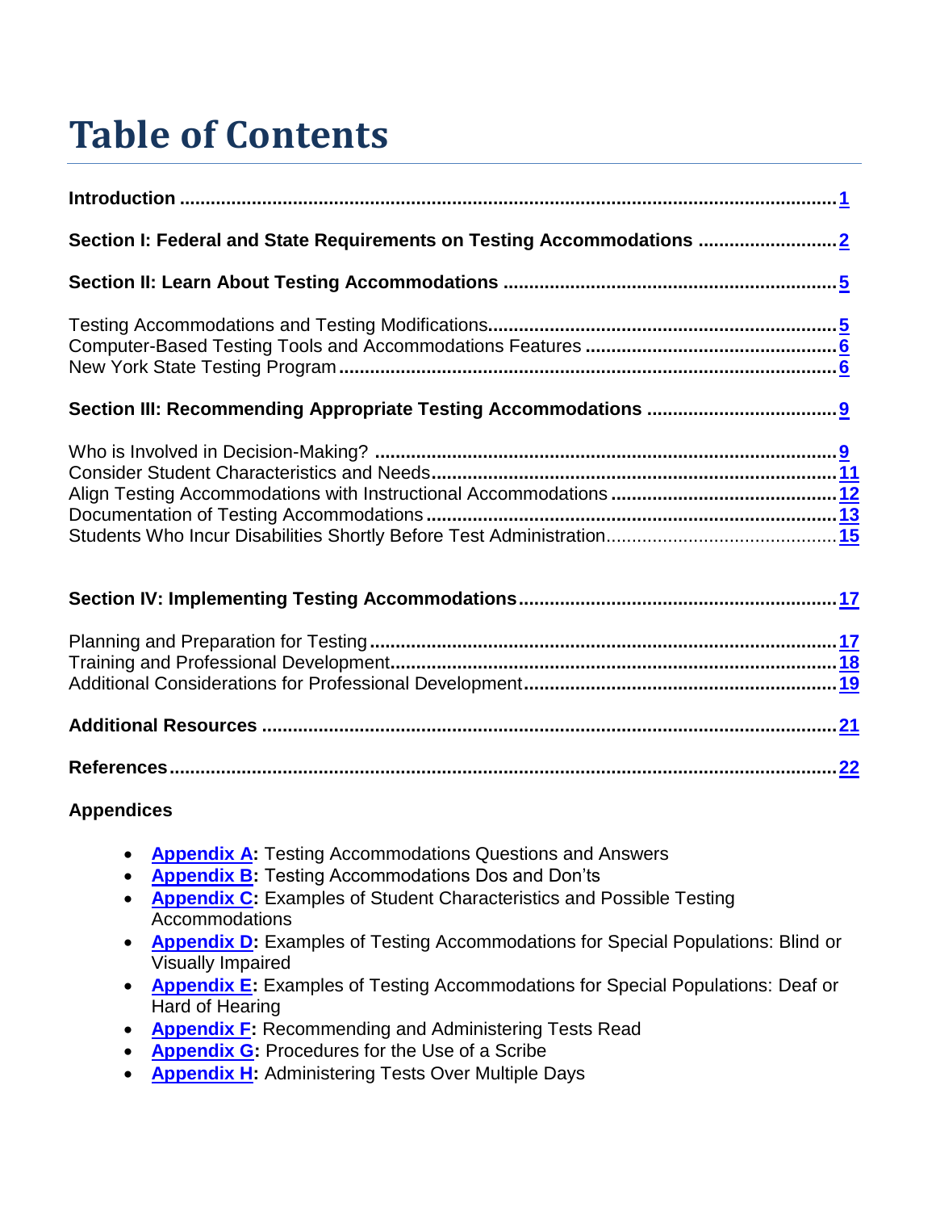# Table of Contents

| | |
|---|---|
| **Introduction** | **1** |
| **Section I: Federal and State Requirements on Testing Accommodations** | **2** |
| **Section II: Learn About Testing Accommodations** | **5** |
| Testing Accommodations and Testing Modifications | 5 |
| Computer-Based Testing Tools and Accommodations Features | 6 |
| New York State Testing Program | 6 |
| **Section III: Recommending Appropriate Testing Accommodations** | **9** |
| Who is Involved in Decision-Making? | 9 |
| Consider Student Characteristics and Needs | 11 |
| Align Testing Accommodations with Instructional Accommodations | 12 |
| Documentation of Testing Accommodations | 13 |
| Students Who Incur Disabilities Shortly Before Test Administration | 15 |
| **Section IV: Implementing Testing Accommodations** | **17** |
| Planning and Preparation for Testing | 17 |
| Training and Professional Development | 18 |
| Additional Considerations for Professional Development | 19 |
| **Additional Resources** | **21** |
| **References** | **22** |

**Appendices**

- **Appendix A:** Testing Accommodations Questions and Answers
- **Appendix B:** Testing Accommodations Dos and Don'ts
- **Appendix C:** Examples of Student Characteristics and Possible Testing Accommodations
- **Appendix D:** Examples of Testing Accommodations for Special Populations: Blind or Visually Impaired
- **Appendix E:** Examples of Testing Accommodations for Special Populations: Deaf or Hard of Hearing
- **Appendix F:** Recommending and Administering Tests Read
- **Appendix G:** Procedures for the Use of a Scribe
- **Appendix H:** Administering Tests Over Multiple Days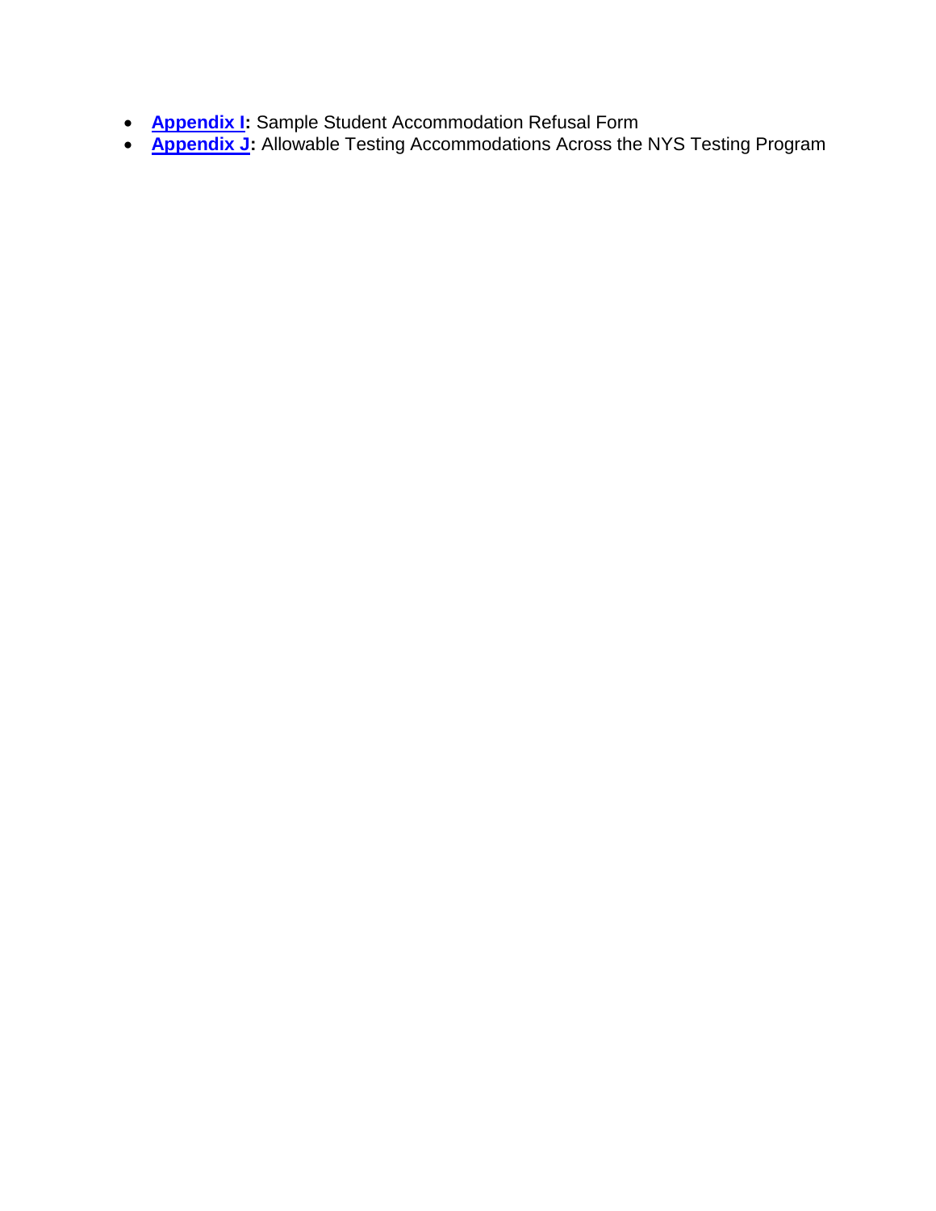- **Appendix I:** Sample Student Accommodation Refusal Form
- **Appendix J:** Allowable Testing Accommodations Across the NYS Testing Program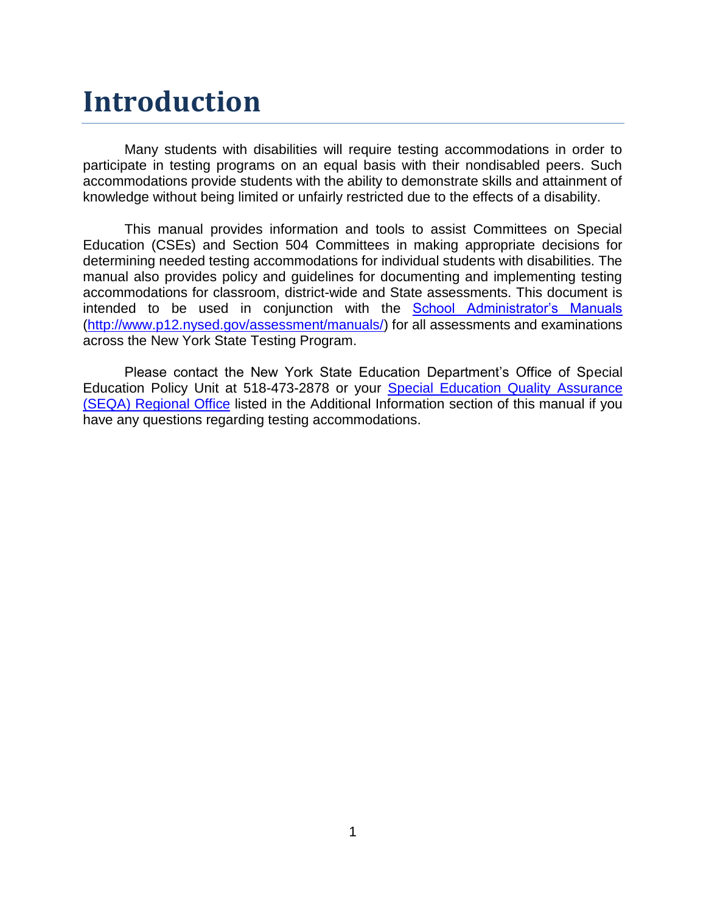# Introduction

Many students with disabilities will require testing accommodations in order to participate in testing programs on an equal basis with their nondisabled peers. Such accommodations provide students with the ability to demonstrate skills and attainment of knowledge without being limited or unfairly restricted due to the effects of a disability.

This manual provides information and tools to assist Committees on Special Education (CSEs) and Section 504 Committees in making appropriate decisions for determining needed testing accommodations for individual students with disabilities. The manual also provides policy and guidelines for documenting and implementing testing accommodations for classroom, district-wide and State assessments. This document is intended to be used in conjunction with the [School Administrator's Manuals](http://www.p12.nysed.gov/assessment/manuals/) (http://www.p12.nysed.gov/assessment/manuals/) for all assessments and examinations across the New York State Testing Program.

Please contact the New York State Education Department's Office of Special Education Policy Unit at 518-473-2878 or your Special Education Quality Assurance (SEQA) Regional Office listed in the Additional Information section of this manual if you have any questions regarding testing accommodations.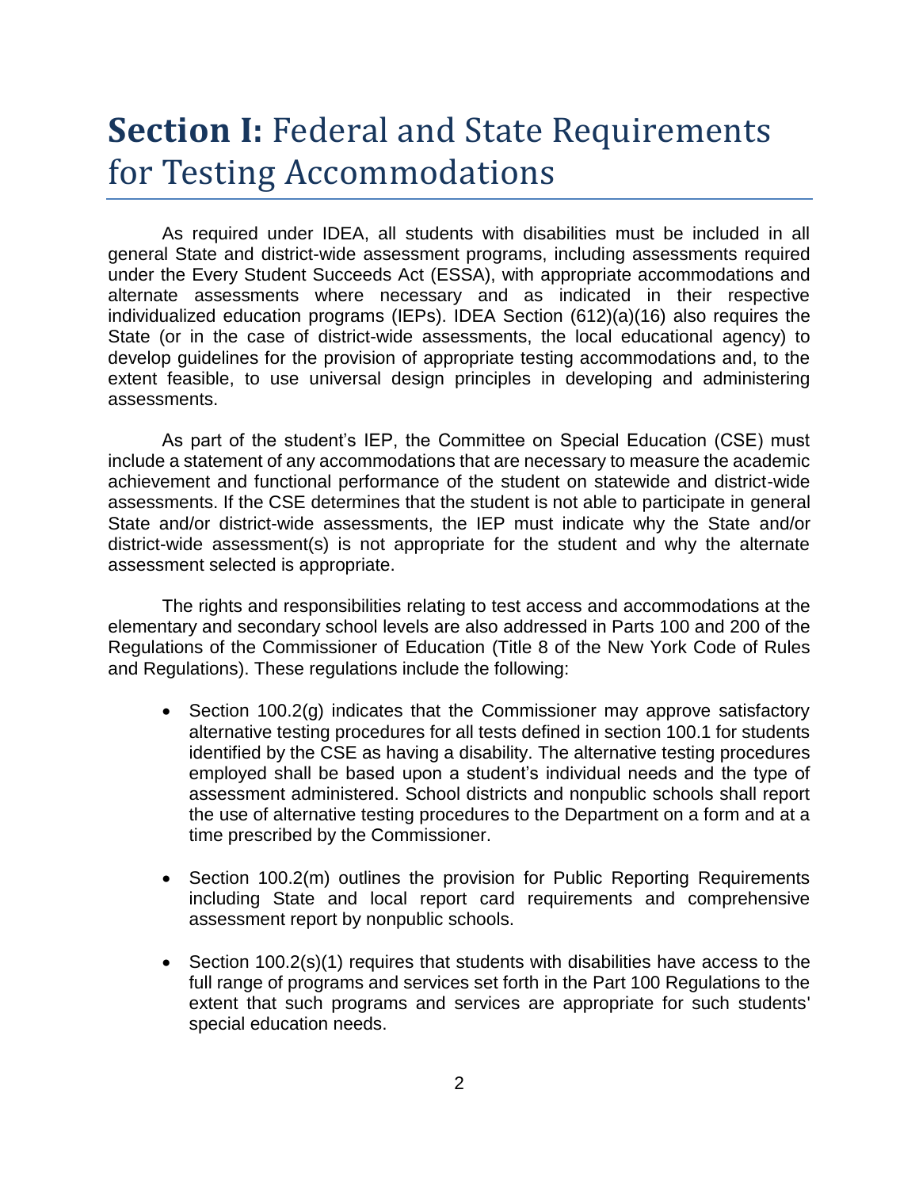# **Section I:** Federal and State Requirements for Testing Accommodations

As required under IDEA, all students with disabilities must be included in all general State and district-wide assessment programs, including assessments required under the Every Student Succeeds Act (ESSA), with appropriate accommodations and alternate assessments where necessary and as indicated in their respective individualized education programs (IEPs). IDEA Section (612)(a)(16) also requires the State (or in the case of district-wide assessments, the local educational agency) to develop guidelines for the provision of appropriate testing accommodations and, to the extent feasible, to use universal design principles in developing and administering assessments.

As part of the student's IEP, the Committee on Special Education (CSE) must include a statement of any accommodations that are necessary to measure the academic achievement and functional performance of the student on statewide and district-wide assessments. If the CSE determines that the student is not able to participate in general State and/or district-wide assessments, the IEP must indicate why the State and/or district-wide assessment(s) is not appropriate for the student and why the alternate assessment selected is appropriate.

The rights and responsibilities relating to test access and accommodations at the elementary and secondary school levels are also addressed in Parts 100 and 200 of the Regulations of the Commissioner of Education (Title 8 of the New York Code of Rules and Regulations). These regulations include the following:

- Section 100.2(g) indicates that the Commissioner may approve satisfactory alternative testing procedures for all tests defined in section 100.1 for students identified by the CSE as having a disability. The alternative testing procedures employed shall be based upon a student's individual needs and the type of assessment administered. School districts and nonpublic schools shall report the use of alternative testing procedures to the Department on a form and at a time prescribed by the Commissioner.

- Section 100.2(m) outlines the provision for Public Reporting Requirements including State and local report card requirements and comprehensive assessment report by nonpublic schools.

- Section 100.2(s)(1) requires that students with disabilities have access to the full range of programs and services set forth in the Part 100 Regulations to the extent that such programs and services are appropriate for such students' special education needs.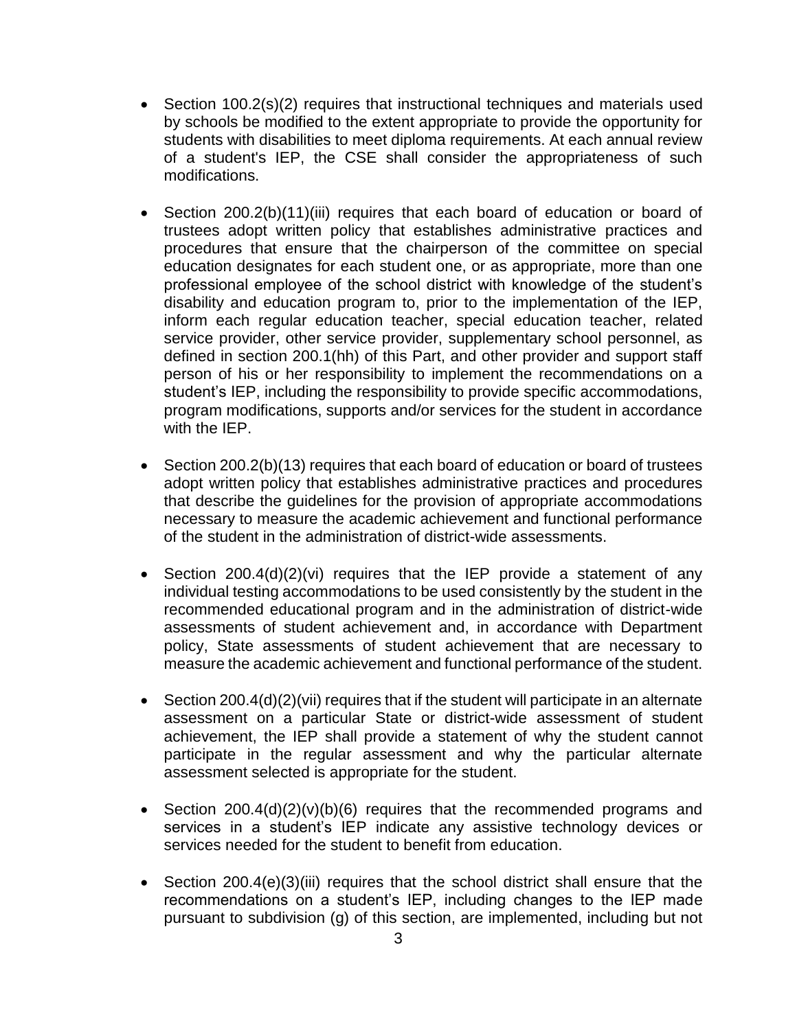- Section 100.2(s)(2) requires that instructional techniques and materials used by schools be modified to the extent appropriate to provide the opportunity for students with disabilities to meet diploma requirements. At each annual review of a student's IEP, the CSE shall consider the appropriateness of such modifications.

- Section 200.2(b)(11)(iii) requires that each board of education or board of trustees adopt written policy that establishes administrative practices and procedures that ensure that the chairperson of the committee on special education designates for each student one, or as appropriate, more than one professional employee of the school district with knowledge of the student's disability and education program to, prior to the implementation of the IEP, inform each regular education teacher, special education teacher, related service provider, other service provider, supplementary school personnel, as defined in section 200.1(hh) of this Part, and other provider and support staff person of his or her responsibility to implement the recommendations on a student's IEP, including the responsibility to provide specific accommodations, program modifications, supports and/or services for the student in accordance with the IEP.

- Section 200.2(b)(13) requires that each board of education or board of trustees adopt written policy that establishes administrative practices and procedures that describe the guidelines for the provision of appropriate accommodations necessary to measure the academic achievement and functional performance of the student in the administration of district-wide assessments.

- Section 200.4(d)(2)(vi) requires that the IEP provide a statement of any individual testing accommodations to be used consistently by the student in the recommended educational program and in the administration of district-wide assessments of student achievement and, in accordance with Department policy, State assessments of student achievement that are necessary to measure the academic achievement and functional performance of the student.

- Section 200.4(d)(2)(vii) requires that if the student will participate in an alternate assessment on a particular State or district-wide assessment of student achievement, the IEP shall provide a statement of why the student cannot participate in the regular assessment and why the particular alternate assessment selected is appropriate for the student.

- Section 200.4(d)(2)(v)(b)(6) requires that the recommended programs and services in a student's IEP indicate any assistive technology devices or services needed for the student to benefit from education.

- Section 200.4(e)(3)(iii) requires that the school district shall ensure that the recommendations on a student's IEP, including changes to the IEP made pursuant to subdivision (g) of this section, are implemented, including but not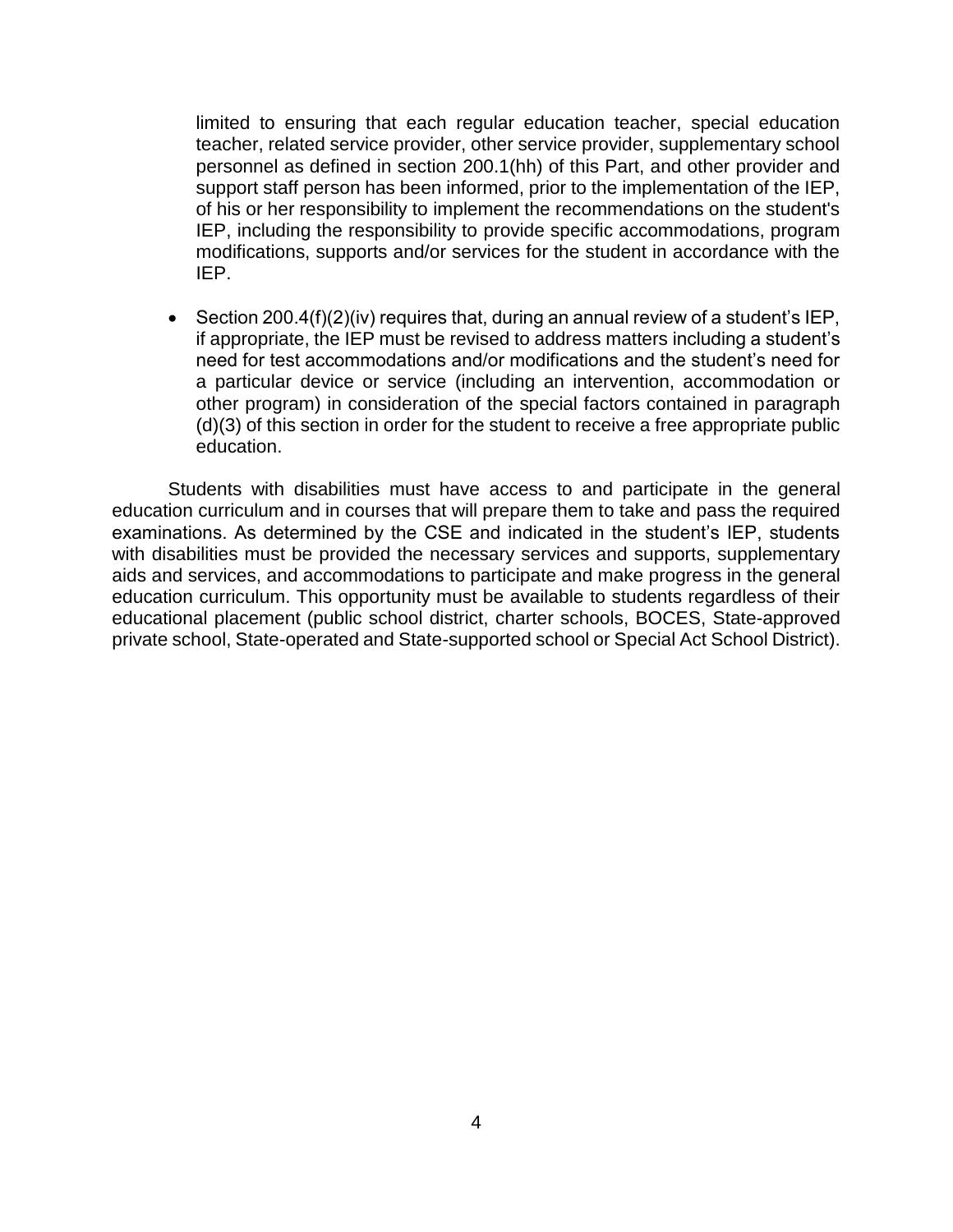limited to ensuring that each regular education teacher, special education teacher, related service provider, other service provider, supplementary school personnel as defined in section 200.1(hh) of this Part, and other provider and support staff person has been informed, prior to the implementation of the IEP, of his or her responsibility to implement the recommendations on the student's IEP, including the responsibility to provide specific accommodations, program modifications, supports and/or services for the student in accordance with the IEP.

- Section 200.4(f)(2)(iv) requires that, during an annual review of a student's IEP, if appropriate, the IEP must be revised to address matters including a student's need for test accommodations and/or modifications and the student's need for a particular device or service (including an intervention, accommodation or other program) in consideration of the special factors contained in paragraph (d)(3) of this section in order for the student to receive a free appropriate public education.

Students with disabilities must have access to and participate in the general education curriculum and in courses that will prepare them to take and pass the required examinations. As determined by the CSE and indicated in the student's IEP, students with disabilities must be provided the necessary services and supports, supplementary aids and services, and accommodations to participate and make progress in the general education curriculum. This opportunity must be available to students regardless of their educational placement (public school district, charter schools, BOCES, State-approved private school, State-operated and State-supported school or Special Act School District).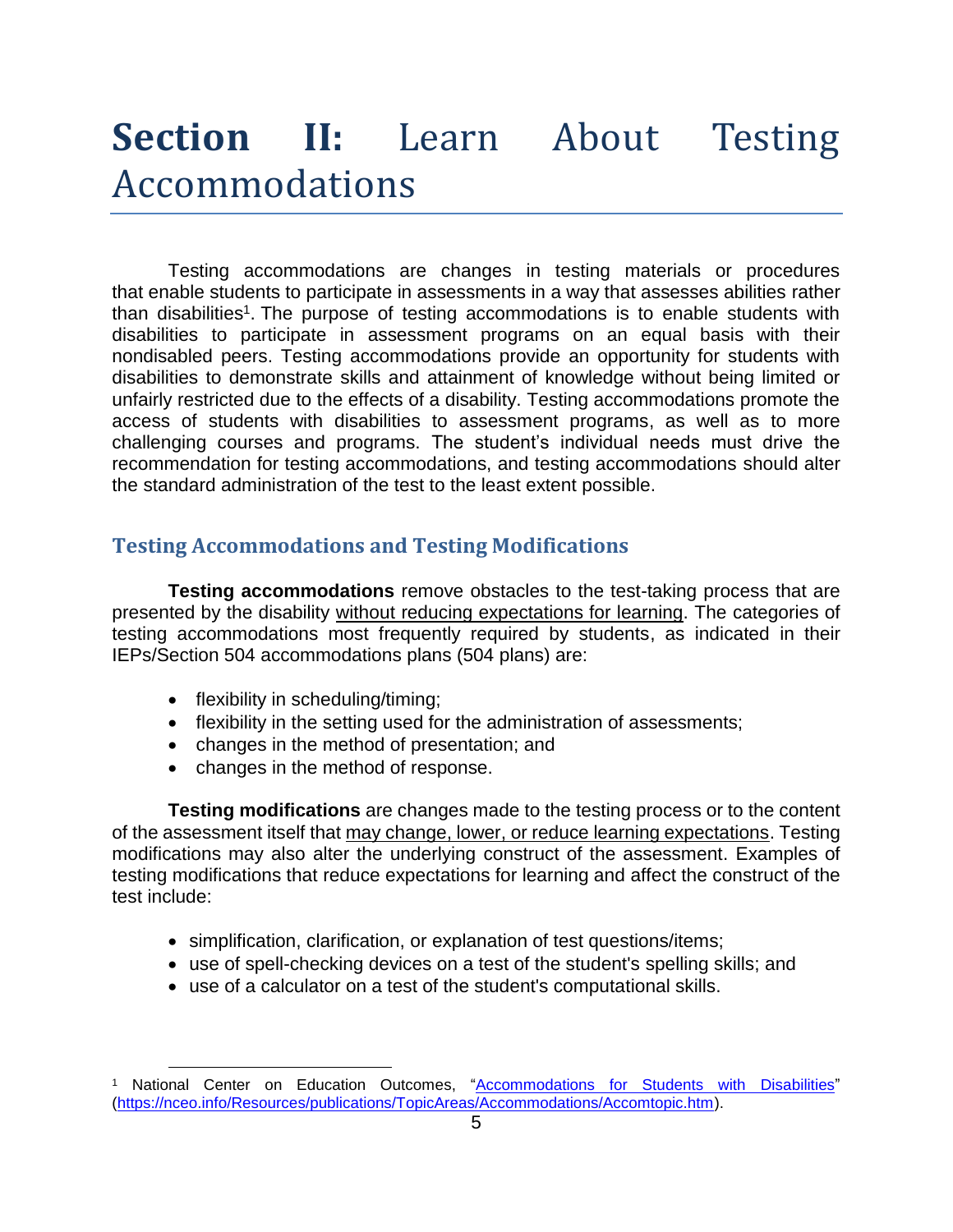# **Section II:** Learn About Testing Accommodations

Testing accommodations are changes in testing materials or procedures that enable students to participate in assessments in a way that assesses abilities rather than disabilities[1]. The purpose of testing accommodations is to enable students with disabilities to participate in assessment programs on an equal basis with their nondisabled peers. Testing accommodations provide an opportunity for students with disabilities to demonstrate skills and attainment of knowledge without being limited or unfairly restricted due to the effects of a disability. Testing accommodations promote the access of students with disabilities to assessment programs, as well as to more challenging courses and programs. The student's individual needs must drive the recommendation for testing accommodations, and testing accommodations should alter the standard administration of the test to the least extent possible.

## Testing Accommodations and Testing Modifications

**Testing accommodations** remove obstacles to the test-taking process that are presented by the disability without reducing expectations for learning. The categories of testing accommodations most frequently required by students, as indicated in their IEPs/Section 504 accommodations plans (504 plans) are:

- flexibility in scheduling/timing;
- flexibility in the setting used for the administration of assessments;
- changes in the method of presentation; and
- changes in the method of response.

**Testing modifications** are changes made to the testing process or to the content of the assessment itself that may change, lower, or reduce learning expectations. Testing modifications may also alter the underlying construct of the assessment. Examples of testing modifications that reduce expectations for learning and affect the construct of the test include:

- simplification, clarification, or explanation of test questions/items;
- use of spell-checking devices on a test of the student's spelling skills; and
- use of a calculator on a test of the student's computational skills.

---

[1] National Center on Education Outcomes, "Accommodations for Students with Disabilities" (https://nceo.info/Resources/publications/TopicAreas/Accommodations/Accomtopic.htm).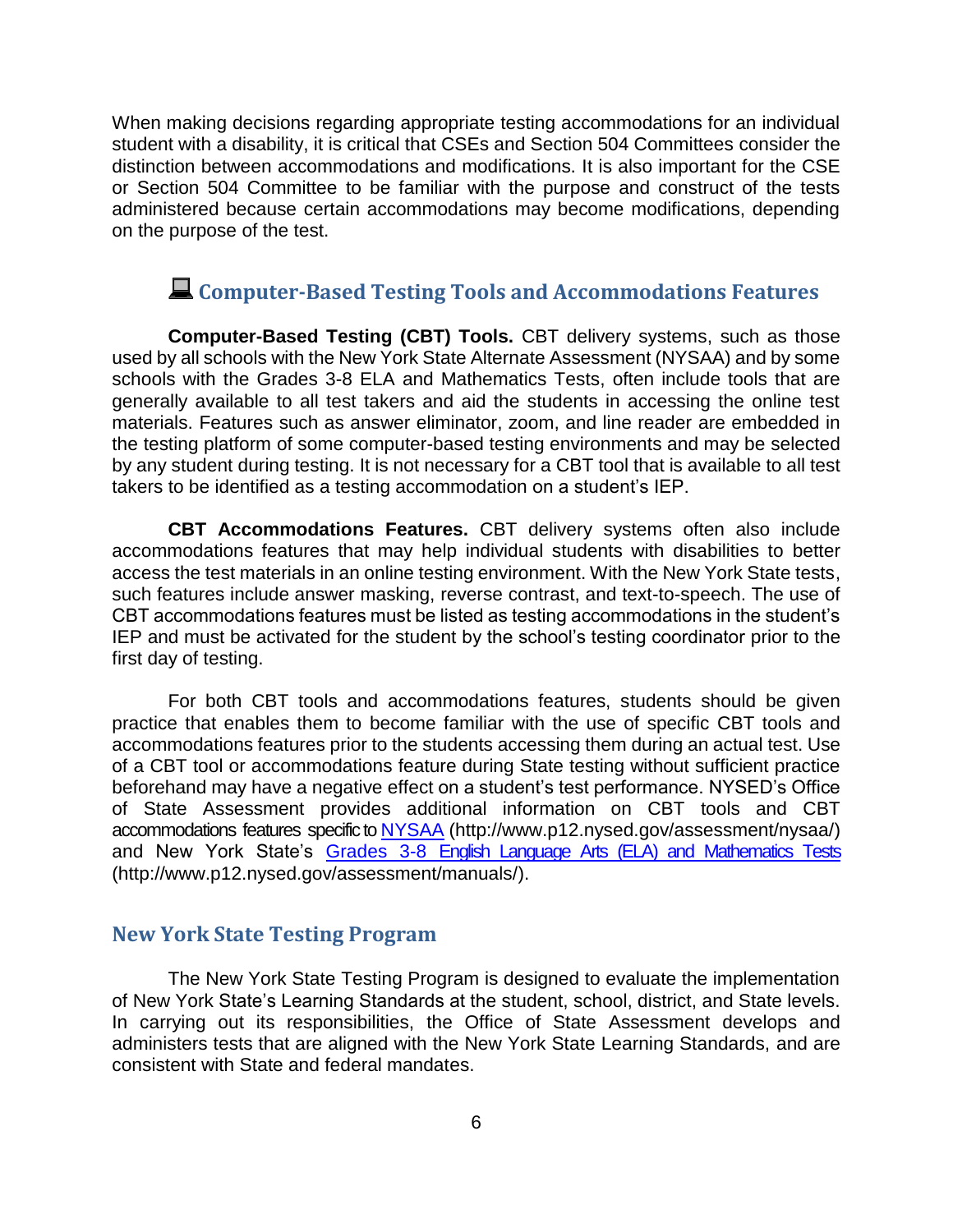When making decisions regarding appropriate testing accommodations for an individual student with a disability, it is critical that CSEs and Section 504 Committees consider the distinction between accommodations and modifications. It is also important for the CSE or Section 504 Committee to be familiar with the purpose and construct of the tests administered because certain accommodations may become modifications, depending on the purpose of the test.

## 💻 Computer-Based Testing Tools and Accommodations Features

**Computer-Based Testing (CBT) Tools.** CBT delivery systems, such as those used by all schools with the New York State Alternate Assessment (NYSAA) and by some schools with the Grades 3-8 ELA and Mathematics Tests, often include tools that are generally available to all test takers and aid the students in accessing the online test materials. Features such as answer eliminator, zoom, and line reader are embedded in the testing platform of some computer-based testing environments and may be selected by any student during testing. It is not necessary for a CBT tool that is available to all test takers to be identified as a testing accommodation on a student's IEP.

**CBT Accommodations Features.** CBT delivery systems often also include accommodations features that may help individual students with disabilities to better access the test materials in an online testing environment. With the New York State tests, such features include answer masking, reverse contrast, and text-to-speech. The use of CBT accommodations features must be listed as testing accommodations in the student's IEP and must be activated for the student by the school's testing coordinator prior to the first day of testing.

For both CBT tools and accommodations features, students should be given practice that enables them to become familiar with the use of specific CBT tools and accommodations features prior to the students accessing them during an actual test. Use of a CBT tool or accommodations feature during State testing without sufficient practice beforehand may have a negative effect on a student's test performance. NYSED's Office of State Assessment provides additional information on CBT tools and CBT accommodations features specific to NYSAA (http://www.p12.nysed.gov/assessment/nysaa/) and New York State's Grades 3-8 English Language Arts (ELA) and Mathematics Tests (http://www.p12.nysed.gov/assessment/manuals/).

## New York State Testing Program

The New York State Testing Program is designed to evaluate the implementation of New York State's Learning Standards at the student, school, district, and State levels. In carrying out its responsibilities, the Office of State Assessment develops and administers tests that are aligned with the New York State Learning Standards, and are consistent with State and federal mandates.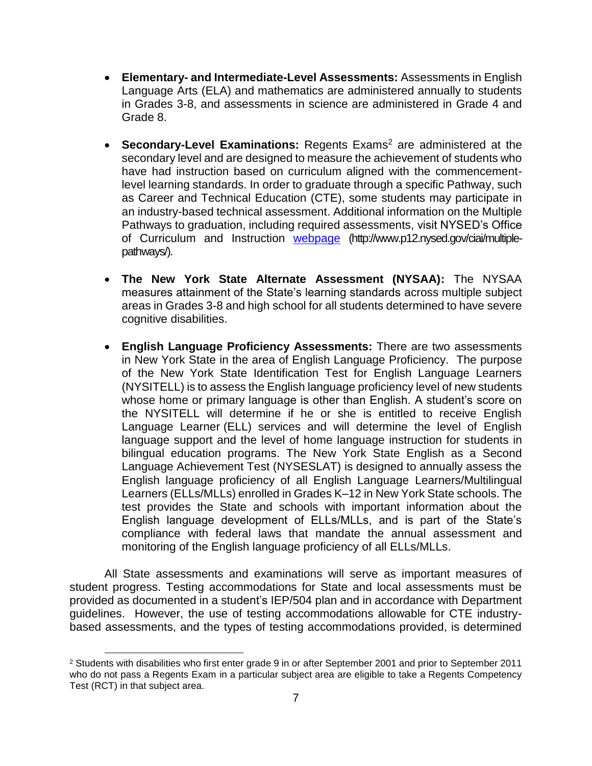- **Elementary- and Intermediate-Level Assessments:** Assessments in English Language Arts (ELA) and mathematics are administered annually to students in Grades 3-8, and assessments in science are administered in Grade 4 and Grade 8.

- **Secondary-Level Examinations:** Regents Exams[2] are administered at the secondary level and are designed to measure the achievement of students who have had instruction based on curriculum aligned with the commencement-level learning standards. In order to graduate through a specific Pathway, such as Career and Technical Education (CTE), some students may participate in an industry-based technical assessment. Additional information on the Multiple Pathways to graduation, including required assessments, visit NYSED's Office of Curriculum and Instruction [webpage](http://www.p12.nysed.gov/ciai/multiple-pathways/) (http://www.p12.nysed.gov/ciai/multiple-pathways/).

- **The New York State Alternate Assessment (NYSAA):** The NYSAA measures attainment of the State's learning standards across multiple subject areas in Grades 3-8 and high school for all students determined to have severe cognitive disabilities.

- **English Language Proficiency Assessments:** There are two assessments in New York State in the area of English Language Proficiency. The purpose of the New York State Identification Test for English Language Learners (NYSITELL) is to assess the English language proficiency level of new students whose home or primary language is other than English. A student's score on the NYSITELL will determine if he or she is entitled to receive English Language Learner (ELL) services and will determine the level of English language support and the level of home language instruction for students in bilingual education programs. The New York State English as a Second Language Achievement Test (NYSESLAT) is designed to annually assess the English language proficiency of all English Language Learners/Multilingual Learners (ELLs/MLLs) enrolled in Grades K–12 in New York State schools. The test provides the State and schools with important information about the English language development of ELLs/MLLs, and is part of the State's compliance with federal laws that mandate the annual assessment and monitoring of the English language proficiency of all ELLs/MLLs.

All State assessments and examinations will serve as important measures of student progress. Testing accommodations for State and local assessments must be provided as documented in a student's IEP/504 plan and in accordance with Department guidelines. However, the use of testing accommodations allowable for CTE industry-based assessments, and the types of testing accommodations provided, is determined

[2] Students with disabilities who first enter grade 9 in or after September 2001 and prior to September 2011 who do not pass a Regents Exam in a particular subject area are eligible to take a Regents Competency Test (RCT) in that subject area.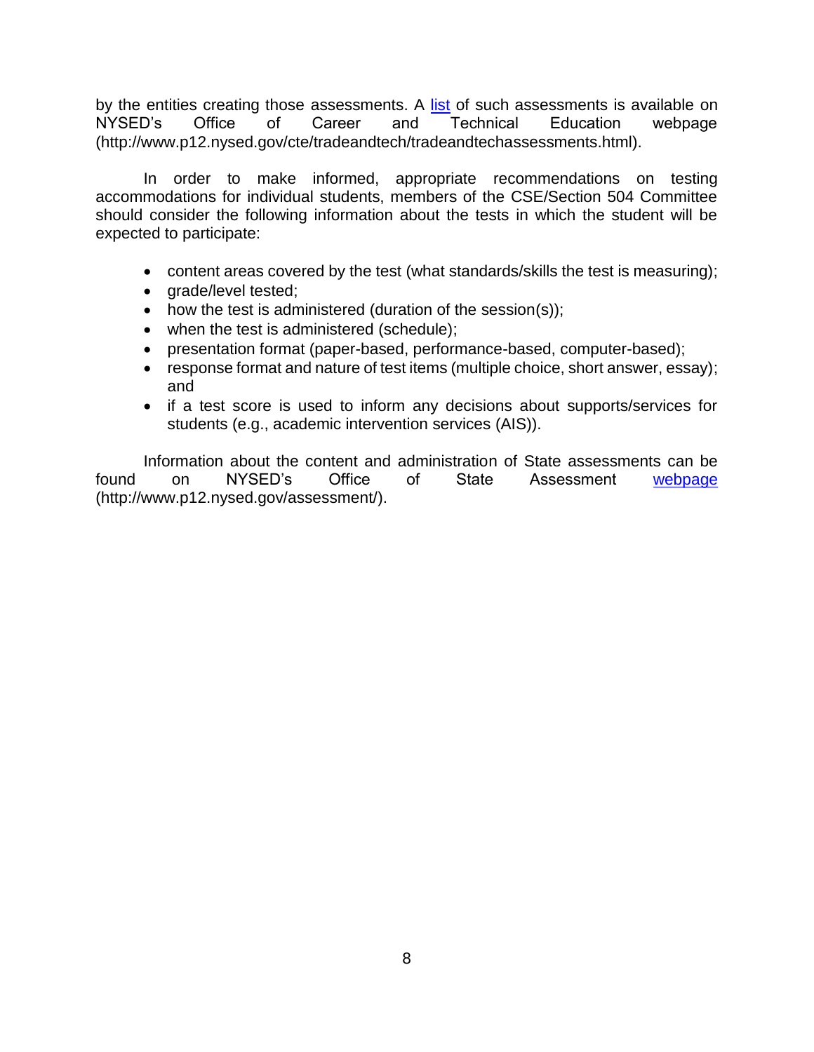by the entities creating those assessments. A [list](http://www.p12.nysed.gov/cte/tradeandtech/tradeandtechassessments.html) of such assessments is available on NYSED's Office of Career and Technical Education webpage (http://www.p12.nysed.gov/cte/tradeandtech/tradeandtechassessments.html).

In order to make informed, appropriate recommendations on testing accommodations for individual students, members of the CSE/Section 504 Committee should consider the following information about the tests in which the student will be expected to participate:

- content areas covered by the test (what standards/skills the test is measuring);
- grade/level tested;
- how the test is administered (duration of the session(s));
- when the test is administered (schedule);
- presentation format (paper-based, performance-based, computer-based);
- response format and nature of test items (multiple choice, short answer, essay); and
- if a test score is used to inform any decisions about supports/services for students (e.g., academic intervention services (AIS)).

Information about the content and administration of State assessments can be found on NYSED's Office of State Assessment [webpage](http://www.p12.nysed.gov/assessment/) (http://www.p12.nysed.gov/assessment/).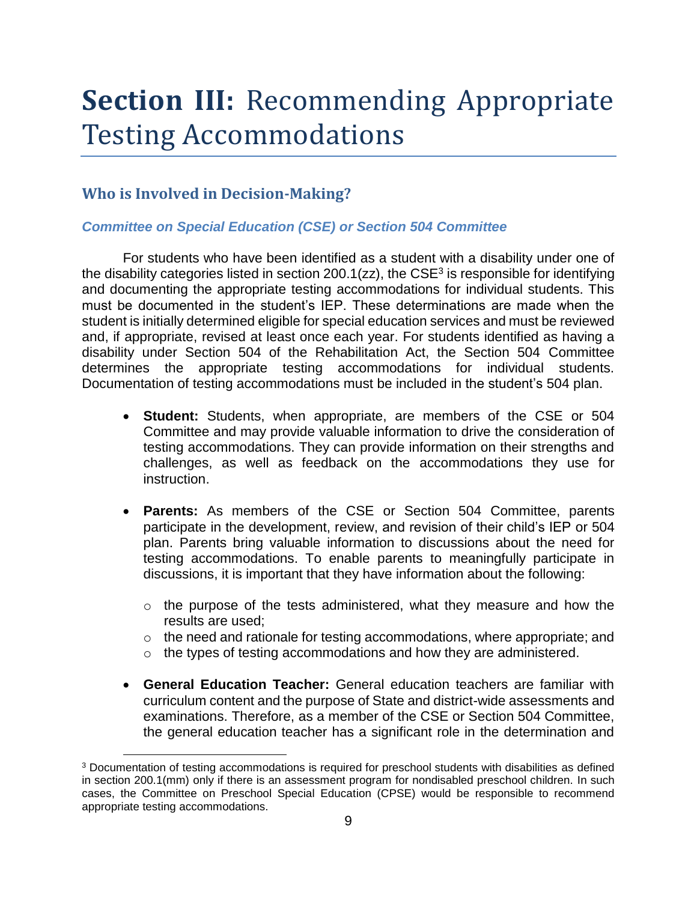# **Section III:** Recommending Appropriate Testing Accommodations

## Who is Involved in Decision-Making?

### *Committee on Special Education (CSE) or Section 504 Committee*

For students who have been identified as a student with a disability under one of the disability categories listed in section 200.1(zz), the CSE[3] is responsible for identifying and documenting the appropriate testing accommodations for individual students. This must be documented in the student's IEP. These determinations are made when the student is initially determined eligible for special education services and must be reviewed and, if appropriate, revised at least once each year. For students identified as having a disability under Section 504 of the Rehabilitation Act, the Section 504 Committee determines the appropriate testing accommodations for individual students. Documentation of testing accommodations must be included in the student's 504 plan.

- **Student:** Students, when appropriate, are members of the CSE or 504 Committee and may provide valuable information to drive the consideration of testing accommodations. They can provide information on their strengths and challenges, as well as feedback on the accommodations they use for instruction.

- **Parents:** As members of the CSE or Section 504 Committee, parents participate in the development, review, and revision of their child's IEP or 504 plan. Parents bring valuable information to discussions about the need for testing accommodations. To enable parents to meaningfully participate in discussions, it is important that they have information about the following:
  - the purpose of the tests administered, what they measure and how the results are used;
  - the need and rationale for testing accommodations, where appropriate; and
  - the types of testing accommodations and how they are administered.

- **General Education Teacher:** General education teachers are familiar with curriculum content and the purpose of State and district-wide assessments and examinations. Therefore, as a member of the CSE or Section 504 Committee, the general education teacher has a significant role in the determination and

[3] Documentation of testing accommodations is required for preschool students with disabilities as defined in section 200.1(mm) only if there is an assessment program for nondisabled preschool children. In such cases, the Committee on Preschool Special Education (CPSE) would be responsible to recommend appropriate testing accommodations.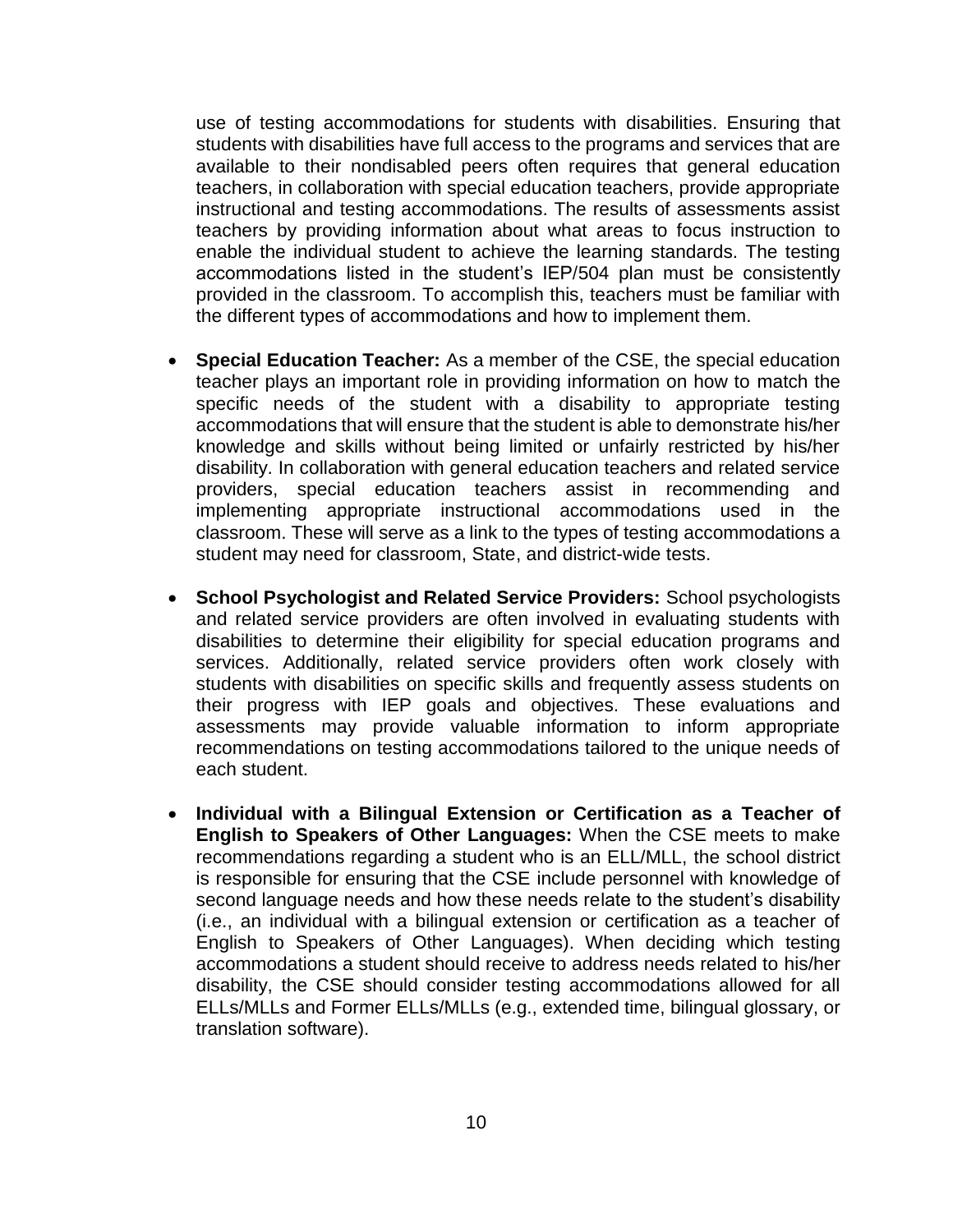use of testing accommodations for students with disabilities. Ensuring that students with disabilities have full access to the programs and services that are available to their nondisabled peers often requires that general education teachers, in collaboration with special education teachers, provide appropriate instructional and testing accommodations. The results of assessments assist teachers by providing information about what areas to focus instruction to enable the individual student to achieve the learning standards. The testing accommodations listed in the student's IEP/504 plan must be consistently provided in the classroom. To accomplish this, teachers must be familiar with the different types of accommodations and how to implement them.

- **Special Education Teacher:** As a member of the CSE, the special education teacher plays an important role in providing information on how to match the specific needs of the student with a disability to appropriate testing accommodations that will ensure that the student is able to demonstrate his/her knowledge and skills without being limited or unfairly restricted by his/her disability. In collaboration with general education teachers and related service providers, special education teachers assist in recommending and implementing appropriate instructional accommodations used in the classroom. These will serve as a link to the types of testing accommodations a student may need for classroom, State, and district-wide tests.

- **School Psychologist and Related Service Providers:** School psychologists and related service providers are often involved in evaluating students with disabilities to determine their eligibility for special education programs and services. Additionally, related service providers often work closely with students with disabilities on specific skills and frequently assess students on their progress with IEP goals and objectives. These evaluations and assessments may provide valuable information to inform appropriate recommendations on testing accommodations tailored to the unique needs of each student.

- **Individual with a Bilingual Extension or Certification as a Teacher of English to Speakers of Other Languages:** When the CSE meets to make recommendations regarding a student who is an ELL/MLL, the school district is responsible for ensuring that the CSE include personnel with knowledge of second language needs and how these needs relate to the student's disability (i.e., an individual with a bilingual extension or certification as a teacher of English to Speakers of Other Languages). When deciding which testing accommodations a student should receive to address needs related to his/her disability, the CSE should consider testing accommodations allowed for all ELLs/MLLs and Former ELLs/MLLs (e.g., extended time, bilingual glossary, or translation software).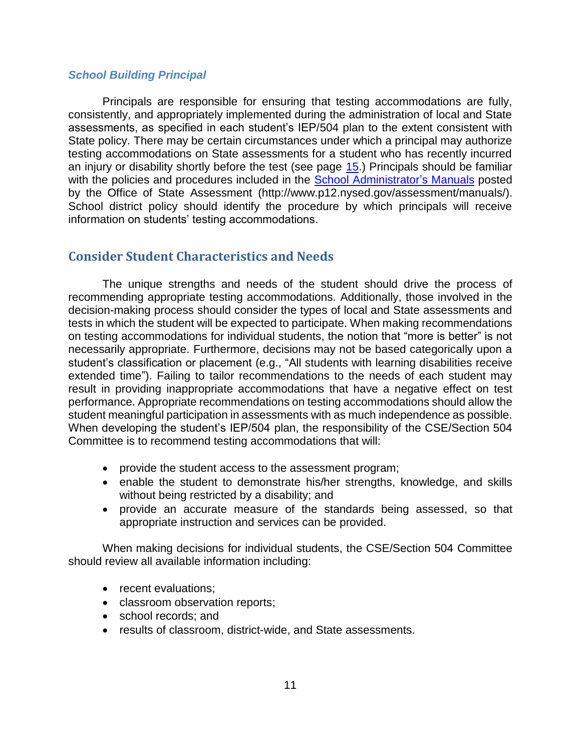### *School Building Principal*

Principals are responsible for ensuring that testing accommodations are fully, consistently, and appropriately implemented during the administration of local and State assessments, as specified in each student's IEP/504 plan to the extent consistent with State policy. There may be certain circumstances under which a principal may authorize testing accommodations on State assessments for a student who has recently incurred an injury or disability shortly before the test (see page 15.) Principals should be familiar with the policies and procedures included in the School Administrator's Manuals posted by the Office of State Assessment (http://www.p12.nysed.gov/assessment/manuals/). School district policy should identify the procedure by which principals will receive information on students' testing accommodations.

## Consider Student Characteristics and Needs

The unique strengths and needs of the student should drive the process of recommending appropriate testing accommodations. Additionally, those involved in the decision-making process should consider the types of local and State assessments and tests in which the student will be expected to participate. When making recommendations on testing accommodations for individual students, the notion that "more is better" is not necessarily appropriate. Furthermore, decisions may not be based categorically upon a student's classification or placement (e.g., "All students with learning disabilities receive extended time"). Failing to tailor recommendations to the needs of each student may result in providing inappropriate accommodations that have a negative effect on test performance. Appropriate recommendations on testing accommodations should allow the student meaningful participation in assessments with as much independence as possible. When developing the student's IEP/504 plan, the responsibility of the CSE/Section 504 Committee is to recommend testing accommodations that will:

- provide the student access to the assessment program;
- enable the student to demonstrate his/her strengths, knowledge, and skills without being restricted by a disability; and
- provide an accurate measure of the standards being assessed, so that appropriate instruction and services can be provided.

When making decisions for individual students, the CSE/Section 504 Committee should review all available information including:

- recent evaluations;
- classroom observation reports;
- school records; and
- results of classroom, district-wide, and State assessments.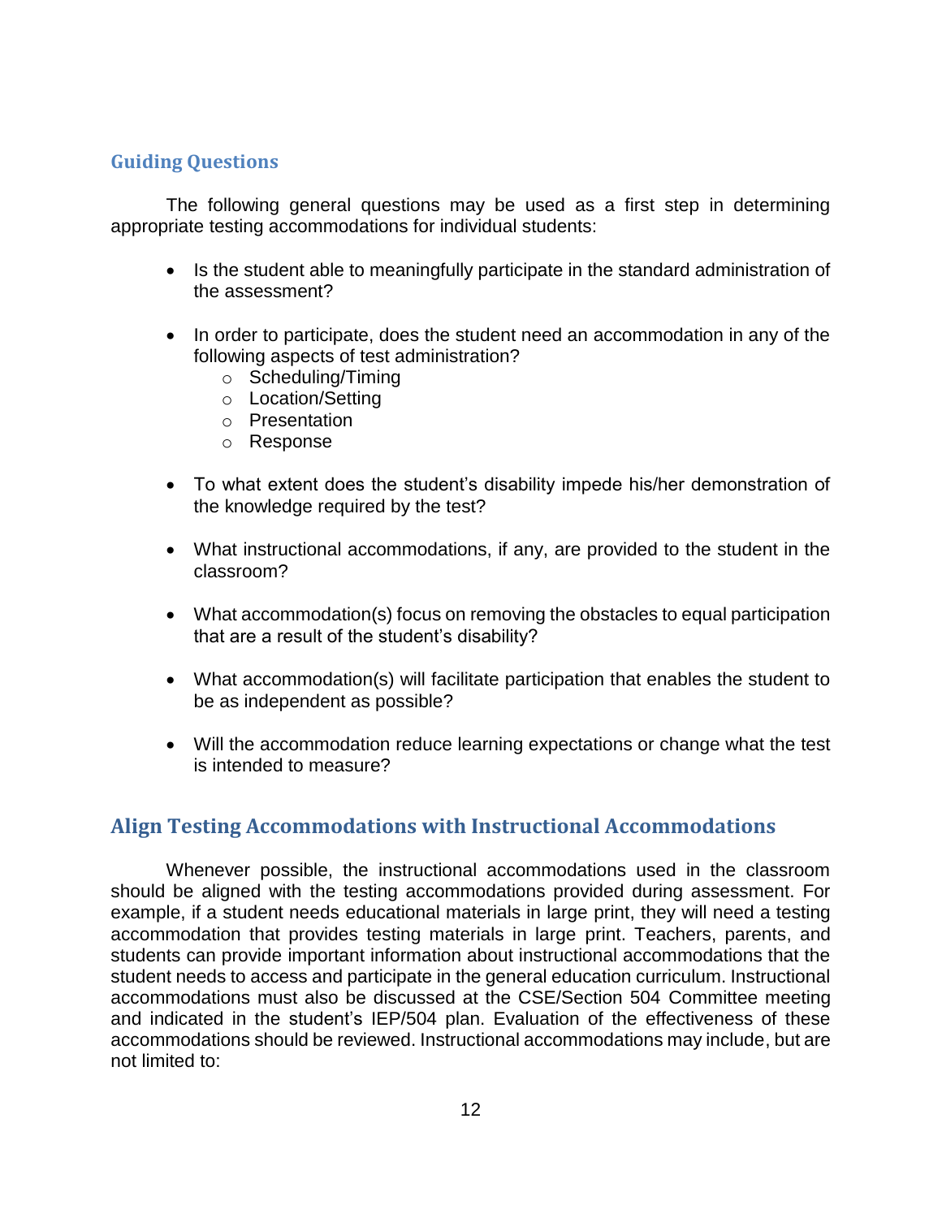### Guiding Questions

The following general questions may be used as a first step in determining appropriate testing accommodations for individual students:

- Is the student able to meaningfully participate in the standard administration of the assessment?
- In order to participate, does the student need an accommodation in any of the following aspects of test administration?
    - Scheduling/Timing
    - Location/Setting
    - Presentation
    - Response
- To what extent does the student's disability impede his/her demonstration of the knowledge required by the test?
- What instructional accommodations, if any, are provided to the student in the classroom?
- What accommodation(s) focus on removing the obstacles to equal participation that are a result of the student's disability?
- What accommodation(s) will facilitate participation that enables the student to be as independent as possible?
- Will the accommodation reduce learning expectations or change what the test is intended to measure?

## Align Testing Accommodations with Instructional Accommodations

Whenever possible, the instructional accommodations used in the classroom should be aligned with the testing accommodations provided during assessment. For example, if a student needs educational materials in large print, they will need a testing accommodation that provides testing materials in large print. Teachers, parents, and students can provide important information about instructional accommodations that the student needs to access and participate in the general education curriculum. Instructional accommodations must also be discussed at the CSE/Section 504 Committee meeting and indicated in the student's IEP/504 plan. Evaluation of the effectiveness of these accommodations should be reviewed. Instructional accommodations may include, but are not limited to: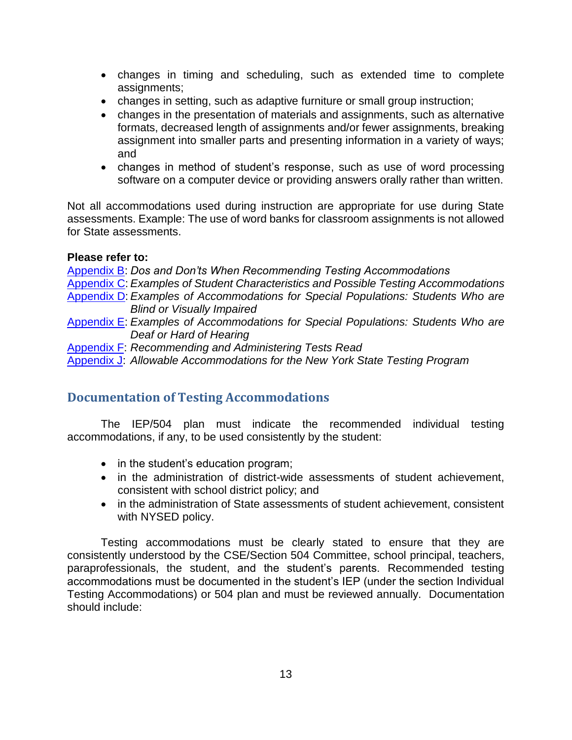- changes in timing and scheduling, such as extended time to complete assignments;
- changes in setting, such as adaptive furniture or small group instruction;
- changes in the presentation of materials and assignments, such as alternative formats, decreased length of assignments and/or fewer assignments, breaking assignment into smaller parts and presenting information in a variety of ways; and
- changes in method of student's response, such as use of word processing software on a computer device or providing answers orally rather than written.

Not all accommodations used during instruction are appropriate for use during State assessments. Example: The use of word banks for classroom assignments is not allowed for State assessments.

**Please refer to:**

Appendix B: *Dos and Don'ts When Recommending Testing Accommodations*
Appendix C: *Examples of Student Characteristics and Possible Testing Accommodations*
Appendix D: *Examples of Accommodations for Special Populations: Students Who are Blind or Visually Impaired*
Appendix E: *Examples of Accommodations for Special Populations: Students Who are Deaf or Hard of Hearing*
Appendix F: *Recommending and Administering Tests Read*
Appendix J: *Allowable Accommodations for the New York State Testing Program*

## Documentation of Testing Accommodations

The IEP/504 plan must indicate the recommended individual testing accommodations, if any, to be used consistently by the student:

- in the student's education program;
- in the administration of district-wide assessments of student achievement, consistent with school district policy; and
- in the administration of State assessments of student achievement, consistent with NYSED policy.

Testing accommodations must be clearly stated to ensure that they are consistently understood by the CSE/Section 504 Committee, school principal, teachers, paraprofessionals, the student, and the student's parents. Recommended testing accommodations must be documented in the student's IEP (under the section Individual Testing Accommodations) or 504 plan and must be reviewed annually. Documentation should include: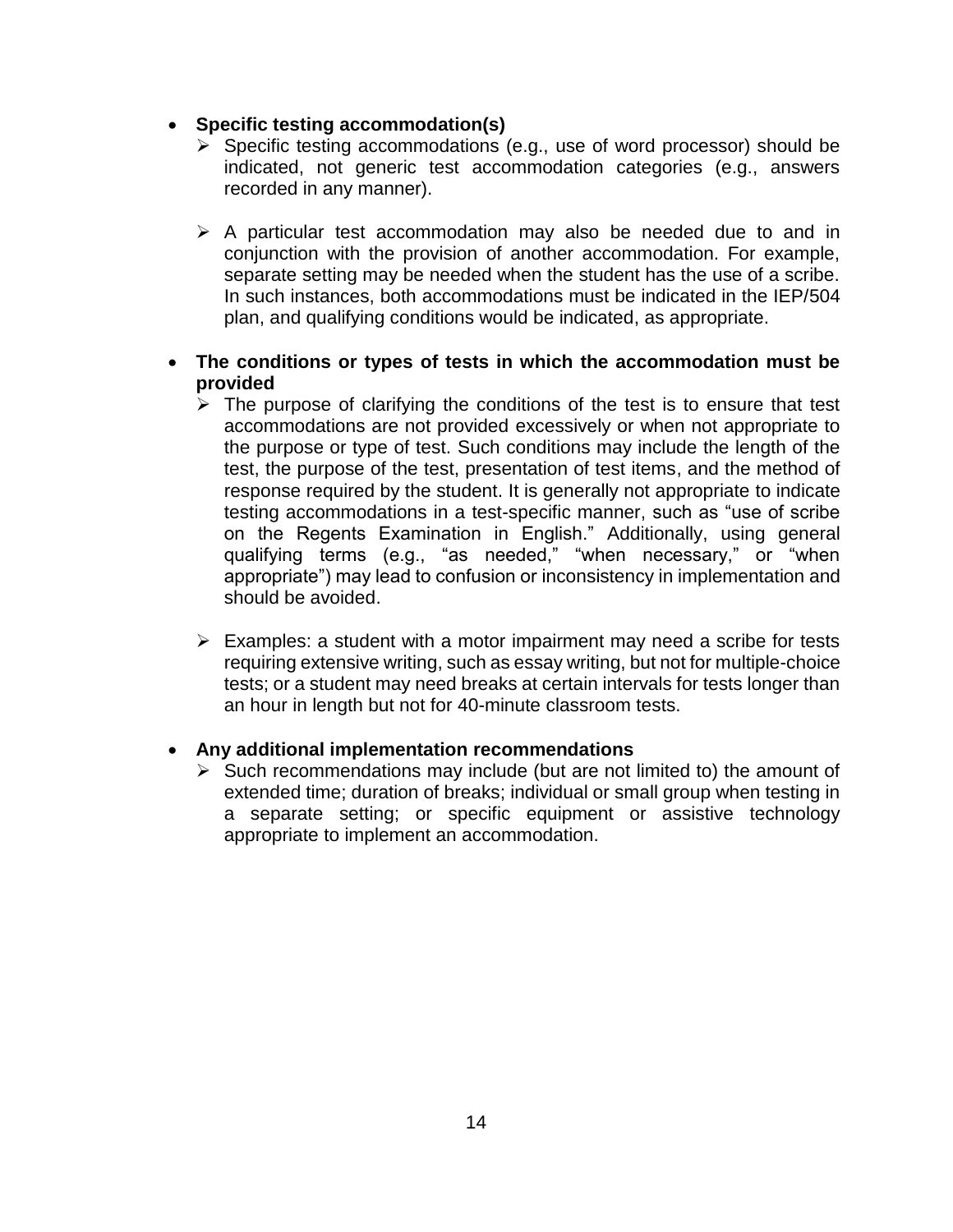- **Specific testing accommodation(s)**
  - Specific testing accommodations (e.g., use of word processor) should be indicated, not generic test accommodation categories (e.g., answers recorded in any manner).
  - A particular test accommodation may also be needed due to and in conjunction with the provision of another accommodation. For example, separate setting may be needed when the student has the use of a scribe. In such instances, both accommodations must be indicated in the IEP/504 plan, and qualifying conditions would be indicated, as appropriate.

- **The conditions or types of tests in which the accommodation must be provided**
  - The purpose of clarifying the conditions of the test is to ensure that test accommodations are not provided excessively or when not appropriate to the purpose or type of test. Such conditions may include the length of the test, the purpose of the test, presentation of test items, and the method of response required by the student. It is generally not appropriate to indicate testing accommodations in a test-specific manner, such as "use of scribe on the Regents Examination in English." Additionally, using general qualifying terms (e.g., "as needed," "when necessary," or "when appropriate") may lead to confusion or inconsistency in implementation and should be avoided.
  - Examples: a student with a motor impairment may need a scribe for tests requiring extensive writing, such as essay writing, but not for multiple-choice tests; or a student may need breaks at certain intervals for tests longer than an hour in length but not for 40-minute classroom tests.

- **Any additional implementation recommendations**
  - Such recommendations may include (but are not limited to) the amount of extended time; duration of breaks; individual or small group when testing in a separate setting; or specific equipment or assistive technology appropriate to implement an accommodation.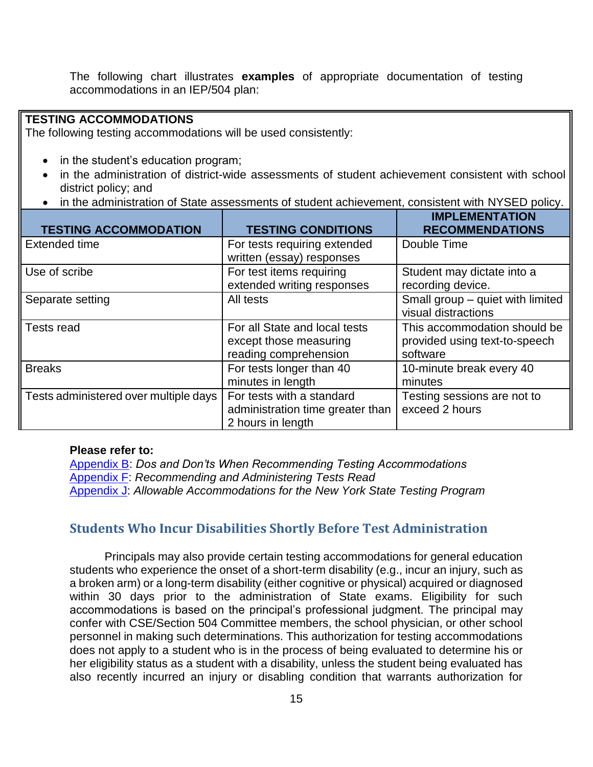The following chart illustrates **examples** of appropriate documentation of testing accommodations in an IEP/504 plan:

**TESTING ACCOMMODATIONS**

The following testing accommodations will be used consistently:

- in the student's education program;
- in the administration of district-wide assessments of student achievement consistent with school district policy; and
- in the administration of State assessments of student achievement, consistent with NYSED policy.

| TESTING ACCOMMODATION | TESTING CONDITIONS | IMPLEMENTATION RECOMMENDATIONS |
|---|---|---|
| Extended time | For tests requiring extended written (essay) responses | Double Time |
| Use of scribe | For test items requiring extended writing responses | Student may dictate into a recording device. |
| Separate setting | All tests | Small group – quiet with limited visual distractions |
| Tests read | For all State and local tests except those measuring reading comprehension | This accommodation should be provided using text-to-speech software |
| Breaks | For tests longer than 40 minutes in length | 10-minute break every 40 minutes |
| Tests administered over multiple days | For tests with a standard administration time greater than 2 hours in length | Testing sessions are not to exceed 2 hours |

**Please refer to:**

Appendix B: *Dos and Don'ts When Recommending Testing Accommodations*
Appendix F: *Recommending and Administering Tests Read*
Appendix J: *Allowable Accommodations for the New York State Testing Program*

## Students Who Incur Disabilities Shortly Before Test Administration

Principals may also provide certain testing accommodations for general education students who experience the onset of a short-term disability (e.g., incur an injury, such as a broken arm) or a long-term disability (either cognitive or physical) acquired or diagnosed within 30 days prior to the administration of State exams. Eligibility for such accommodations is based on the principal's professional judgment. The principal may confer with CSE/Section 504 Committee members, the school physician, or other school personnel in making such determinations. This authorization for testing accommodations does not apply to a student who is in the process of being evaluated to determine his or her eligibility status as a student with a disability, unless the student being evaluated has also recently incurred an injury or disabling condition that warrants authorization for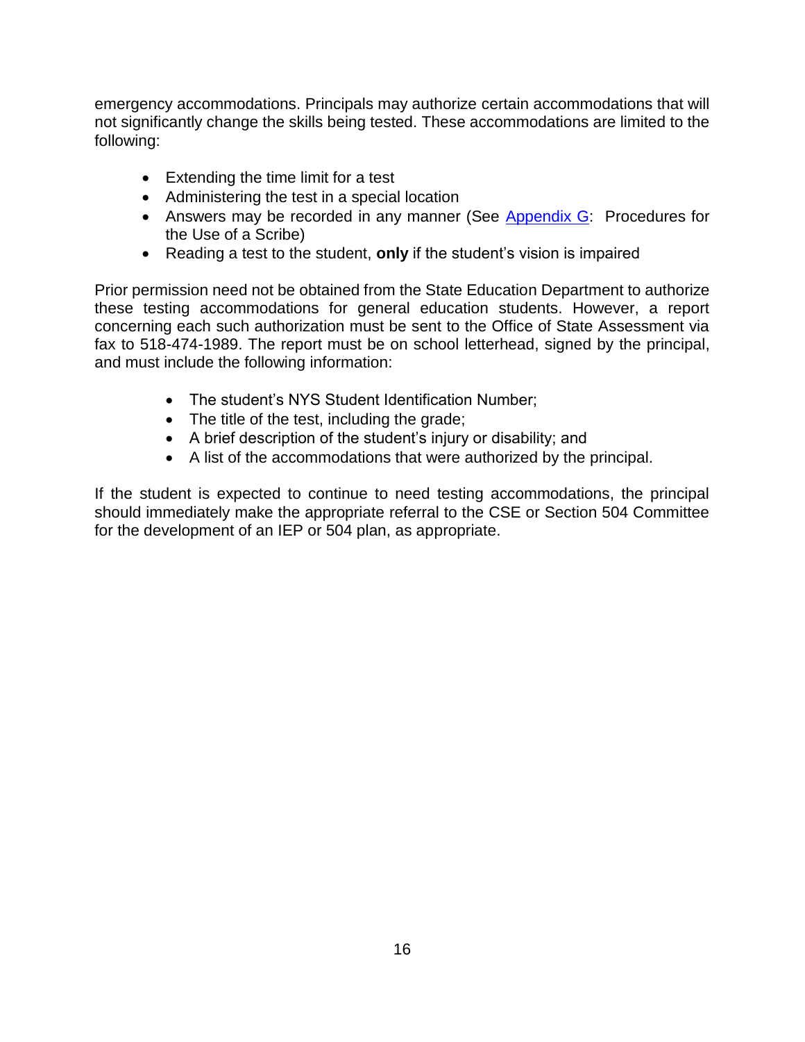emergency accommodations. Principals may authorize certain accommodations that will not significantly change the skills being tested. These accommodations are limited to the following:

- Extending the time limit for a test
- Administering the test in a special location
- Answers may be recorded in any manner (See Appendix G: Procedures for the Use of a Scribe)
- Reading a test to the student, **only** if the student's vision is impaired

Prior permission need not be obtained from the State Education Department to authorize these testing accommodations for general education students. However, a report concerning each such authorization must be sent to the Office of State Assessment via fax to 518-474-1989. The report must be on school letterhead, signed by the principal, and must include the following information:

- The student's NYS Student Identification Number;
- The title of the test, including the grade;
- A brief description of the student's injury or disability; and
- A list of the accommodations that were authorized by the principal.

If the student is expected to continue to need testing accommodations, the principal should immediately make the appropriate referral to the CSE or Section 504 Committee for the development of an IEP or 504 plan, as appropriate.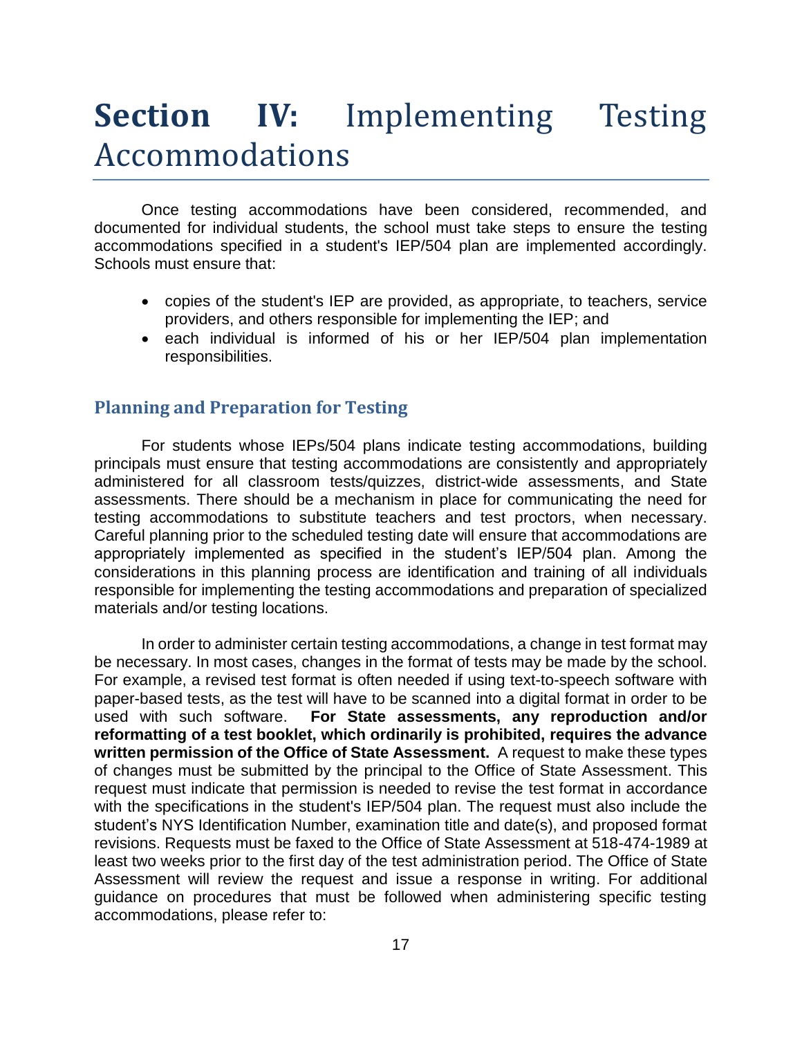# **Section IV:** Implementing Testing Accommodations

Once testing accommodations have been considered, recommended, and documented for individual students, the school must take steps to ensure the testing accommodations specified in a student's IEP/504 plan are implemented accordingly. Schools must ensure that:

- copies of the student's IEP are provided, as appropriate, to teachers, service providers, and others responsible for implementing the IEP; and
- each individual is informed of his or her IEP/504 plan implementation responsibilities.

## Planning and Preparation for Testing

For students whose IEPs/504 plans indicate testing accommodations, building principals must ensure that testing accommodations are consistently and appropriately administered for all classroom tests/quizzes, district-wide assessments, and State assessments. There should be a mechanism in place for communicating the need for testing accommodations to substitute teachers and test proctors, when necessary. Careful planning prior to the scheduled testing date will ensure that accommodations are appropriately implemented as specified in the student's IEP/504 plan. Among the considerations in this planning process are identification and training of all individuals responsible for implementing the testing accommodations and preparation of specialized materials and/or testing locations.

In order to administer certain testing accommodations, a change in test format may be necessary. In most cases, changes in the format of tests may be made by the school. For example, a revised test format is often needed if using text-to-speech software with paper-based tests, as the test will have to be scanned into a digital format in order to be used with such software. **For State assessments, any reproduction and/or reformatting of a test booklet, which ordinarily is prohibited, requires the advance written permission of the Office of State Assessment.** A request to make these types of changes must be submitted by the principal to the Office of State Assessment. This request must indicate that permission is needed to revise the test format in accordance with the specifications in the student's IEP/504 plan. The request must also include the student's NYS Identification Number, examination title and date(s), and proposed format revisions. Requests must be faxed to the Office of State Assessment at 518-474-1989 at least two weeks prior to the first day of the test administration period. The Office of State Assessment will review the request and issue a response in writing. For additional guidance on procedures that must be followed when administering specific testing accommodations, please refer to: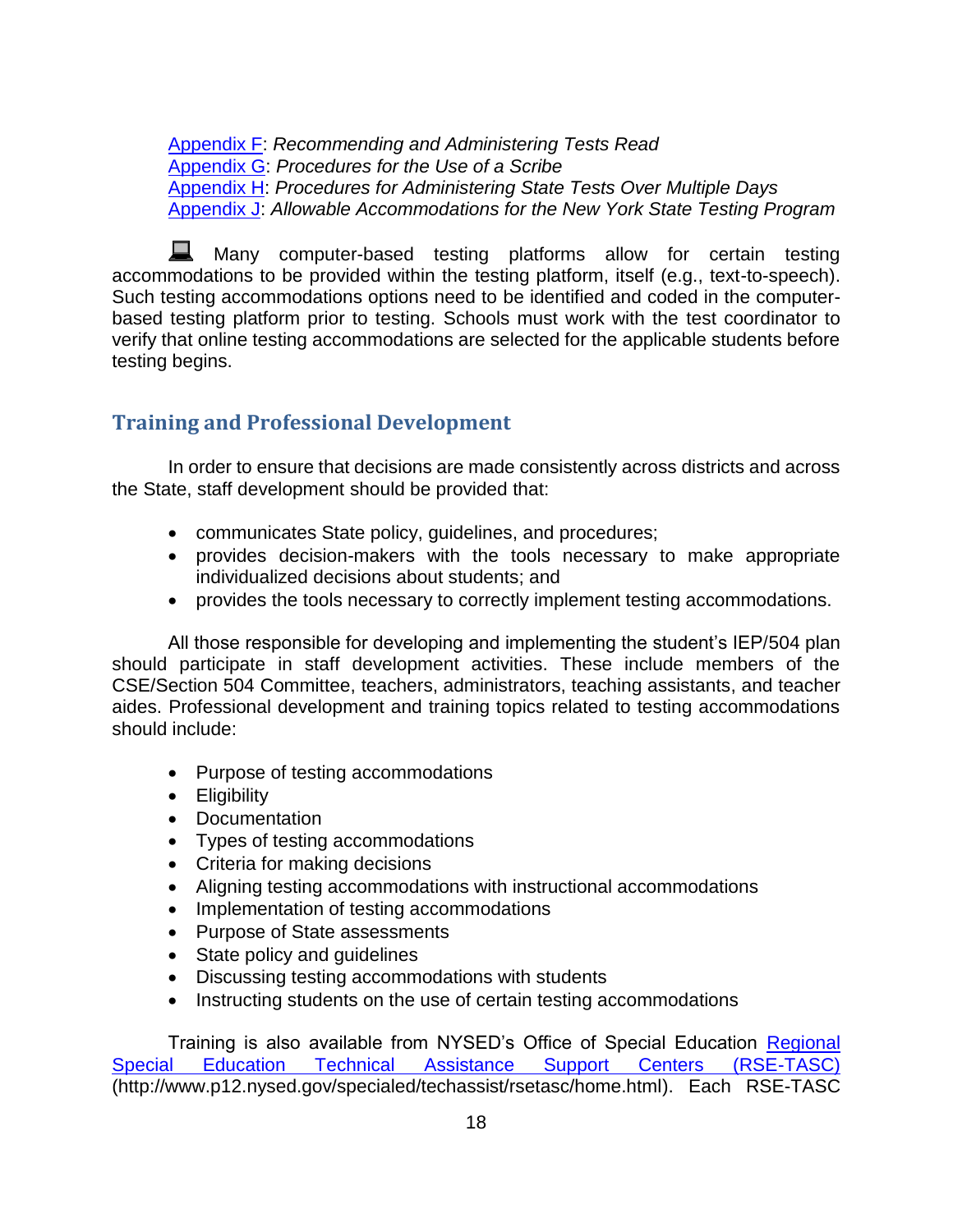[Appendix F](#): *Recommending and Administering Tests Read*
[Appendix G](#): *Procedures for the Use of a Scribe*
[Appendix H](#): *Procedures for Administering State Tests Over Multiple Days*
[Appendix J](#): *Allowable Accommodations for the New York State Testing Program*

Many computer-based testing platforms allow for certain testing accommodations to be provided within the testing platform, itself (e.g., text-to-speech). Such testing accommodations options need to be identified and coded in the computer-based testing platform prior to testing. Schools must work with the test coordinator to verify that online testing accommodations are selected for the applicable students before testing begins.

## Training and Professional Development

In order to ensure that decisions are made consistently across districts and across the State, staff development should be provided that:

- communicates State policy, guidelines, and procedures;
- provides decision-makers with the tools necessary to make appropriate individualized decisions about students; and
- provides the tools necessary to correctly implement testing accommodations.

All those responsible for developing and implementing the student's IEP/504 plan should participate in staff development activities. These include members of the CSE/Section 504 Committee, teachers, administrators, teaching assistants, and teacher aides. Professional development and training topics related to testing accommodations should include:

- Purpose of testing accommodations
- Eligibility
- Documentation
- Types of testing accommodations
- Criteria for making decisions
- Aligning testing accommodations with instructional accommodations
- Implementation of testing accommodations
- Purpose of State assessments
- State policy and guidelines
- Discussing testing accommodations with students
- Instructing students on the use of certain testing accommodations

Training is also available from NYSED's Office of Special Education [Regional Special Education Technical Assistance Support Centers (RSE-TASC)](http://www.p12.nysed.gov/specialed/techassist/rsetasc/home.html) (http://www.p12.nysed.gov/specialed/techassist/rsetasc/home.html). Each RSE-TASC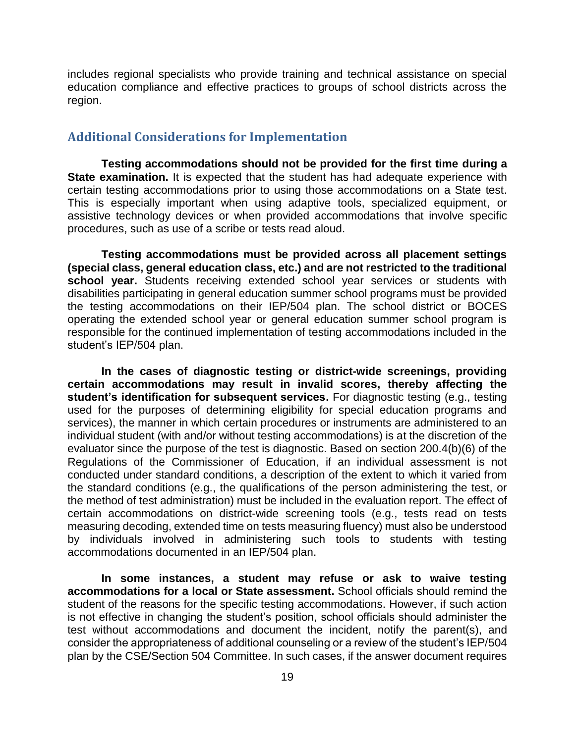includes regional specialists who provide training and technical assistance on special education compliance and effective practices to groups of school districts across the region.

## Additional Considerations for Implementation

**Testing accommodations should not be provided for the first time during a State examination.** It is expected that the student has had adequate experience with certain testing accommodations prior to using those accommodations on a State test. This is especially important when using adaptive tools, specialized equipment, or assistive technology devices or when provided accommodations that involve specific procedures, such as use of a scribe or tests read aloud.

**Testing accommodations must be provided across all placement settings (special class, general education class, etc.) and are not restricted to the traditional school year.** Students receiving extended school year services or students with disabilities participating in general education summer school programs must be provided the testing accommodations on their IEP/504 plan. The school district or BOCES operating the extended school year or general education summer school program is responsible for the continued implementation of testing accommodations included in the student's IEP/504 plan.

**In the cases of diagnostic testing or district-wide screenings, providing certain accommodations may result in invalid scores, thereby affecting the student's identification for subsequent services.** For diagnostic testing (e.g., testing used for the purposes of determining eligibility for special education programs and services), the manner in which certain procedures or instruments are administered to an individual student (with and/or without testing accommodations) is at the discretion of the evaluator since the purpose of the test is diagnostic. Based on section 200.4(b)(6) of the Regulations of the Commissioner of Education, if an individual assessment is not conducted under standard conditions, a description of the extent to which it varied from the standard conditions (e.g., the qualifications of the person administering the test, or the method of test administration) must be included in the evaluation report. The effect of certain accommodations on district-wide screening tools (e.g., tests read on tests measuring decoding, extended time on tests measuring fluency) must also be understood by individuals involved in administering such tools to students with testing accommodations documented in an IEP/504 plan.

**In some instances, a student may refuse or ask to waive testing accommodations for a local or State assessment.** School officials should remind the student of the reasons for the specific testing accommodations. However, if such action is not effective in changing the student's position, school officials should administer the test without accommodations and document the incident, notify the parent(s), and consider the appropriateness of additional counseling or a review of the student's IEP/504 plan by the CSE/Section 504 Committee. In such cases, if the answer document requires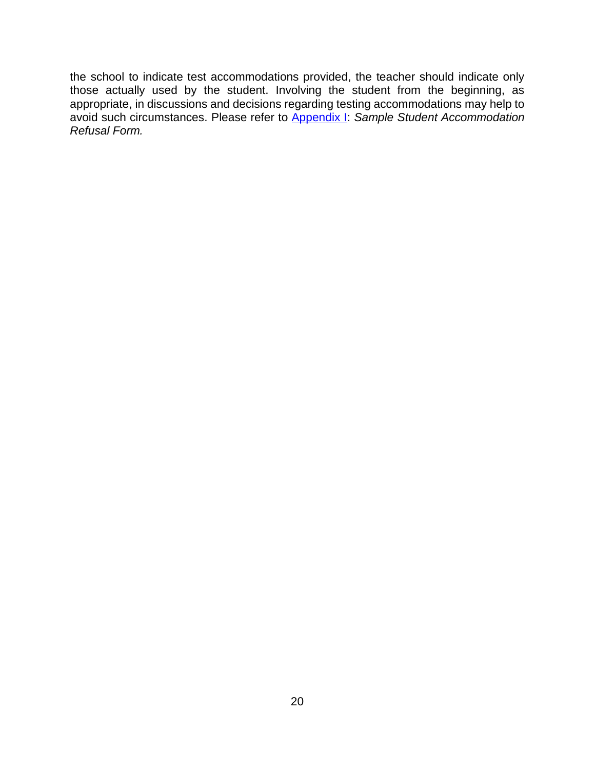the school to indicate test accommodations provided, the teacher should indicate only those actually used by the student. Involving the student from the beginning, as appropriate, in discussions and decisions regarding testing accommodations may help to avoid such circumstances. Please refer to Appendix I: *Sample Student Accommodation Refusal Form.*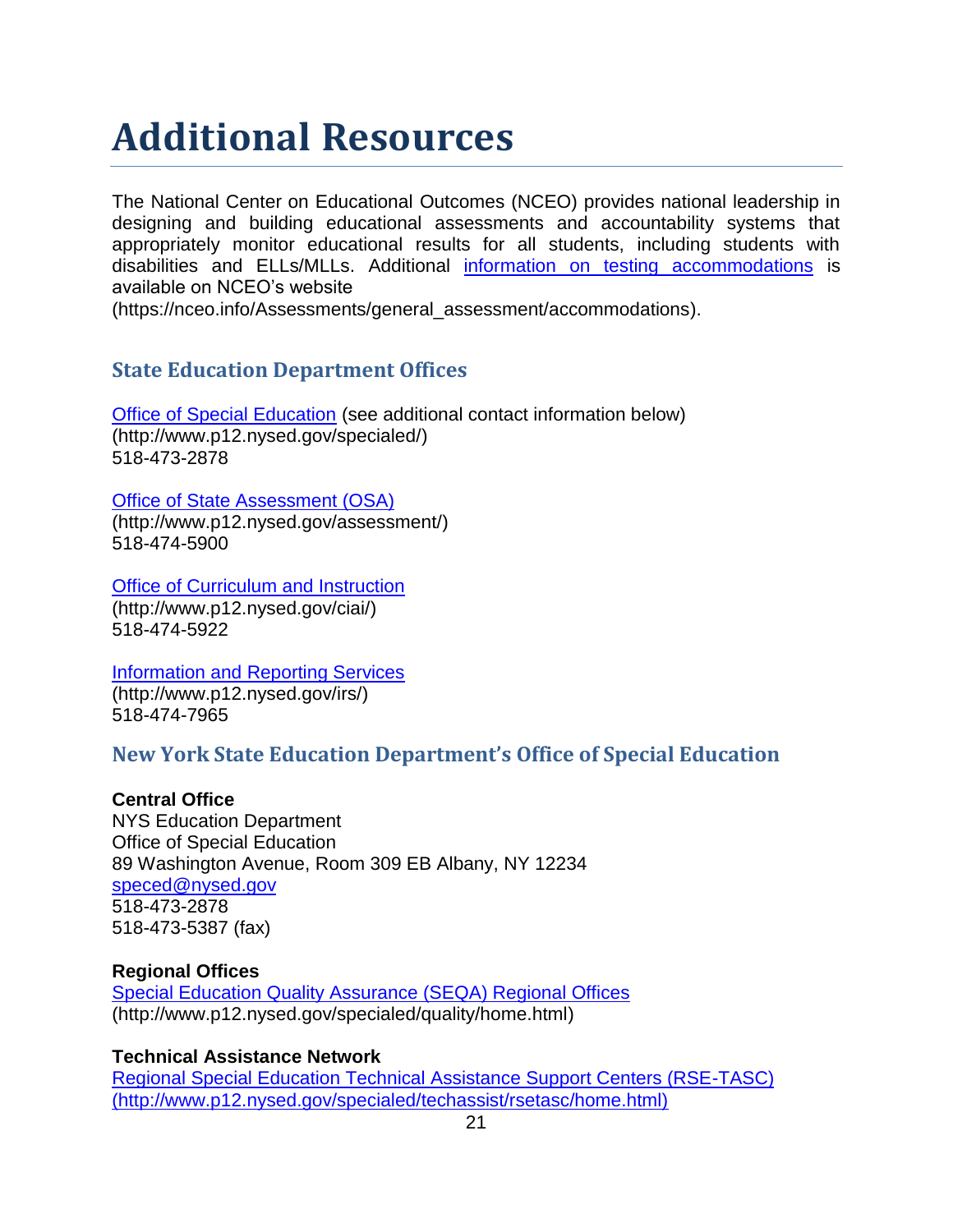# Additional Resources

The National Center on Educational Outcomes (NCEO) provides national leadership in designing and building educational assessments and accountability systems that appropriately monitor educational results for all students, including students with disabilities and ELLs/MLLs. Additional information on testing accommodations is available on NCEO's website (https://nceo.info/Assessments/general_assessment/accommodations).

## State Education Department Offices

Office of Special Education (see additional contact information below)
(http://www.p12.nysed.gov/specialed/)
518-473-2878

Office of State Assessment (OSA)
(http://www.p12.nysed.gov/assessment/)
518-474-5900

Office of Curriculum and Instruction
(http://www.p12.nysed.gov/ciai/)
518-474-5922

Information and Reporting Services
(http://www.p12.nysed.gov/irs/)
518-474-7965

## New York State Education Department's Office of Special Education

**Central Office**
NYS Education Department
Office of Special Education
89 Washington Avenue, Room 309 EB Albany, NY 12234
speced@nysed.gov
518-473-2878
518-473-5387 (fax)

**Regional Offices**
Special Education Quality Assurance (SEQA) Regional Offices
(http://www.p12.nysed.gov/specialed/quality/home.html)

**Technical Assistance Network**
Regional Special Education Technical Assistance Support Centers (RSE-TASC)
(http://www.p12.nysed.gov/specialed/techassist/rsetasc/home.html)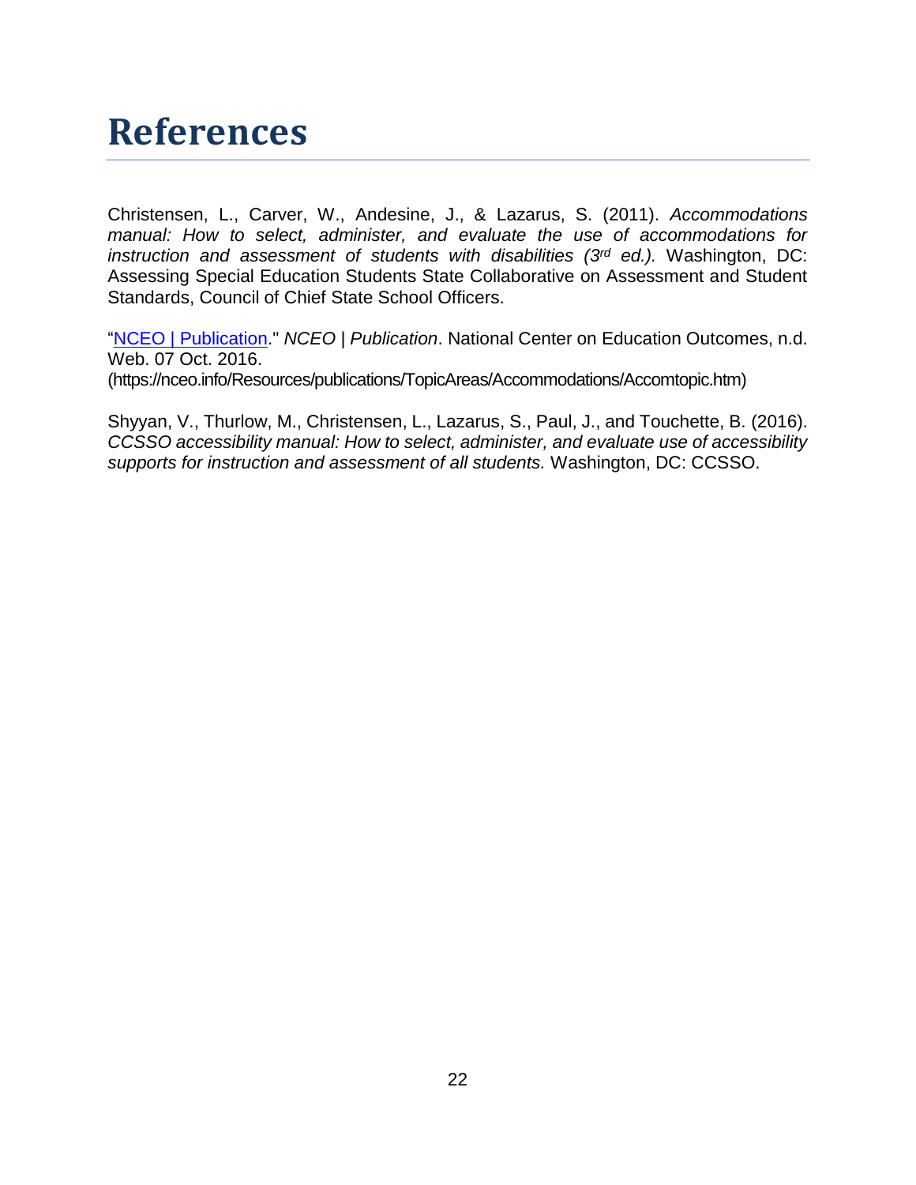# References

Christensen, L., Carver, W., Andesine, J., & Lazarus, S. (2011). *Accommodations manual: How to select, administer, and evaluate the use of accommodations for instruction and assessment of students with disabilities (3rd ed.).* Washington, DC: Assessing Special Education Students State Collaborative on Assessment and Student Standards, Council of Chief State School Officers.

"NCEO | Publication." *NCEO | Publication*. National Center on Education Outcomes, n.d. Web. 07 Oct. 2016. (https://nceo.info/Resources/publications/TopicAreas/Accommodations/Accomtopic.htm)

Shyyan, V., Thurlow, M., Christensen, L., Lazarus, S., Paul, J., and Touchette, B. (2016). *CCSSO accessibility manual: How to select, administer, and evaluate use of accessibility supports for instruction and assessment of all students.* Washington, DC: CCSSO.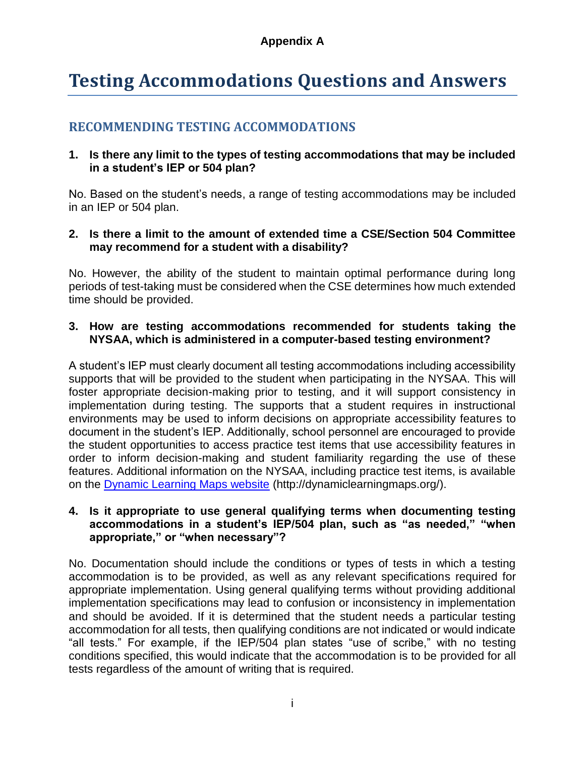**Appendix A**

# Testing Accommodations Questions and Answers

## RECOMMENDING TESTING ACCOMMODATIONS

**1. Is there any limit to the types of testing accommodations that may be included in a student's IEP or 504 plan?**

No. Based on the student's needs, a range of testing accommodations may be included in an IEP or 504 plan.

**2. Is there a limit to the amount of extended time a CSE/Section 504 Committee may recommend for a student with a disability?**

No. However, the ability of the student to maintain optimal performance during long periods of test-taking must be considered when the CSE determines how much extended time should be provided.

**3. How are testing accommodations recommended for students taking the NYSAA, which is administered in a computer-based testing environment?**

A student's IEP must clearly document all testing accommodations including accessibility supports that will be provided to the student when participating in the NYSAA. This will foster appropriate decision-making prior to testing, and it will support consistency in implementation during testing. The supports that a student requires in instructional environments may be used to inform decisions on appropriate accessibility features to document in the student's IEP. Additionally, school personnel are encouraged to provide the student opportunities to access practice test items that use accessibility features in order to inform decision-making and student familiarity regarding the use of these features. Additional information on the NYSAA, including practice test items, is available on the [Dynamic Learning Maps website](http://dynamiclearningmaps.org/) (http://dynamiclearningmaps.org/).

**4. Is it appropriate to use general qualifying terms when documenting testing accommodations in a student's IEP/504 plan, such as "as needed," "when appropriate," or "when necessary"?**

No. Documentation should include the conditions or types of tests in which a testing accommodation is to be provided, as well as any relevant specifications required for appropriate implementation. Using general qualifying terms without providing additional implementation specifications may lead to confusion or inconsistency in implementation and should be avoided. If it is determined that the student needs a particular testing accommodation for all tests, then qualifying conditions are not indicated or would indicate "all tests." For example, if the IEP/504 plan states "use of scribe," with no testing conditions specified, this would indicate that the accommodation is to be provided for all tests regardless of the amount of writing that is required.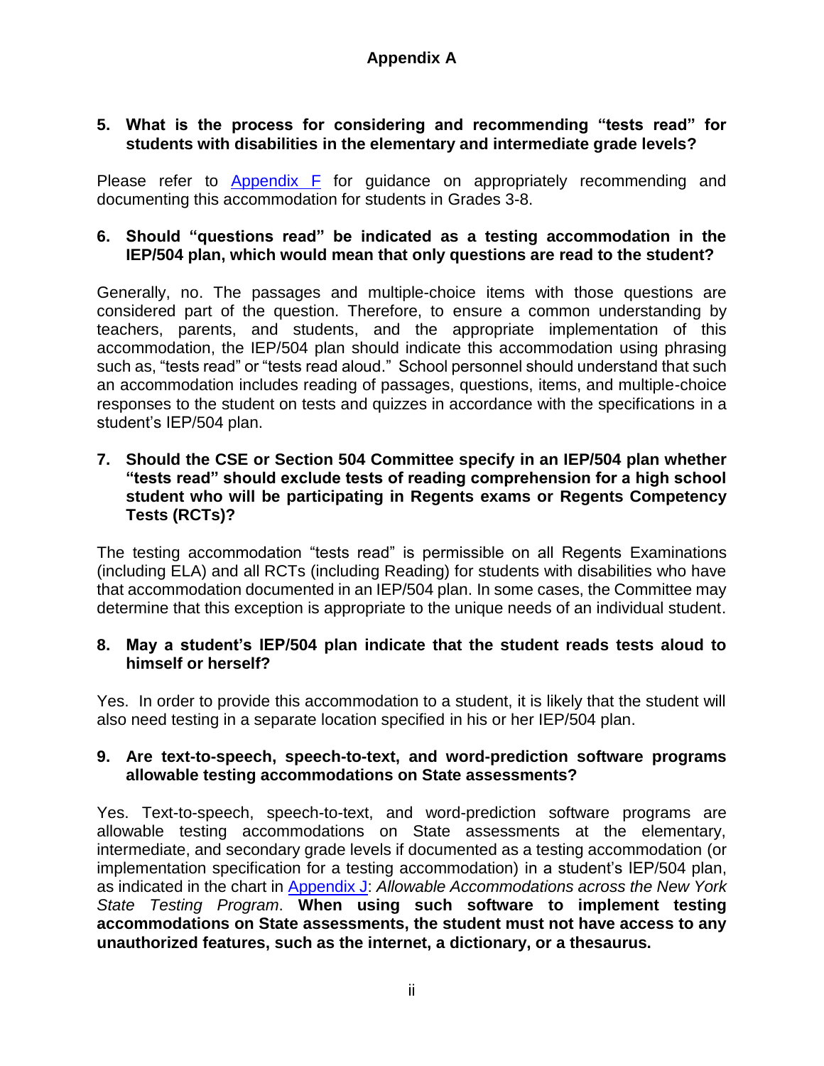## Appendix A

**5. What is the process for considering and recommending "tests read" for students with disabilities in the elementary and intermediate grade levels?**

Please refer to Appendix F for guidance on appropriately recommending and documenting this accommodation for students in Grades 3-8.

**6. Should "questions read" be indicated as a testing accommodation in the IEP/504 plan, which would mean that only questions are read to the student?**

Generally, no. The passages and multiple-choice items with those questions are considered part of the question. Therefore, to ensure a common understanding by teachers, parents, and students, and the appropriate implementation of this accommodation, the IEP/504 plan should indicate this accommodation using phrasing such as, "tests read" or "tests read aloud." School personnel should understand that such an accommodation includes reading of passages, questions, items, and multiple-choice responses to the student on tests and quizzes in accordance with the specifications in a student's IEP/504 plan.

**7. Should the CSE or Section 504 Committee specify in an IEP/504 plan whether "tests read" should exclude tests of reading comprehension for a high school student who will be participating in Regents exams or Regents Competency Tests (RCTs)?**

The testing accommodation "tests read" is permissible on all Regents Examinations (including ELA) and all RCTs (including Reading) for students with disabilities who have that accommodation documented in an IEP/504 plan. In some cases, the Committee may determine that this exception is appropriate to the unique needs of an individual student.

**8. May a student's IEP/504 plan indicate that the student reads tests aloud to himself or herself?**

Yes. In order to provide this accommodation to a student, it is likely that the student will also need testing in a separate location specified in his or her IEP/504 plan.

**9. Are text-to-speech, speech-to-text, and word-prediction software programs allowable testing accommodations on State assessments?**

Yes. Text-to-speech, speech-to-text, and word-prediction software programs are allowable testing accommodations on State assessments at the elementary, intermediate, and secondary grade levels if documented as a testing accommodation (or implementation specification for a testing accommodation) in a student's IEP/504 plan, as indicated in the chart in Appendix J: *Allowable Accommodations across the New York State Testing Program*. **When using such software to implement testing accommodations on State assessments, the student must not have access to any unauthorized features, such as the internet, a dictionary, or a thesaurus.**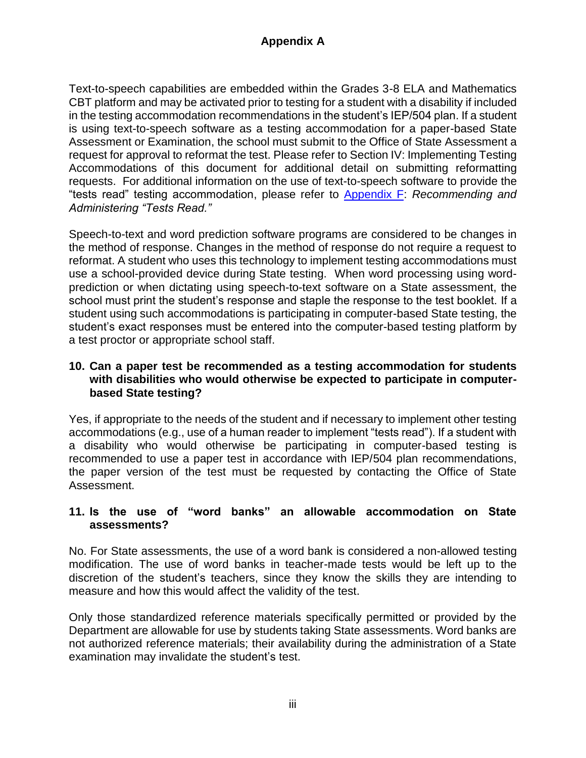# Appendix A

Text-to-speech capabilities are embedded within the Grades 3-8 ELA and Mathematics CBT platform and may be activated prior to testing for a student with a disability if included in the testing accommodation recommendations in the student's IEP/504 plan. If a student is using text-to-speech software as a testing accommodation for a paper-based State Assessment or Examination, the school must submit to the Office of State Assessment a request for approval to reformat the test. Please refer to Section IV: Implementing Testing Accommodations of this document for additional detail on submitting reformatting requests. For additional information on the use of text-to-speech software to provide the "tests read" testing accommodation, please refer to Appendix F: *Recommending and Administering "Tests Read."*

Speech-to-text and word prediction software programs are considered to be changes in the method of response. Changes in the method of response do not require a request to reformat. A student who uses this technology to implement testing accommodations must use a school-provided device during State testing. When word processing using word-prediction or when dictating using speech-to-text software on a State assessment, the school must print the student's response and staple the response to the test booklet. If a student using such accommodations is participating in computer-based State testing, the student's exact responses must be entered into the computer-based testing platform by a test proctor or appropriate school staff.

**10. Can a paper test be recommended as a testing accommodation for students with disabilities who would otherwise be expected to participate in computer-based State testing?**

Yes, if appropriate to the needs of the student and if necessary to implement other testing accommodations (e.g., use of a human reader to implement "tests read"). If a student with a disability who would otherwise be participating in computer-based testing is recommended to use a paper test in accordance with IEP/504 plan recommendations, the paper version of the test must be requested by contacting the Office of State Assessment.

**11. Is the use of "word banks" an allowable accommodation on State assessments?**

No. For State assessments, the use of a word bank is considered a non-allowed testing modification. The use of word banks in teacher-made tests would be left up to the discretion of the student's teachers, since they know the skills they are intending to measure and how this would affect the validity of the test.

Only those standardized reference materials specifically permitted or provided by the Department are allowable for use by students taking State assessments. Word banks are not authorized reference materials; their availability during the administration of a State examination may invalidate the student's test.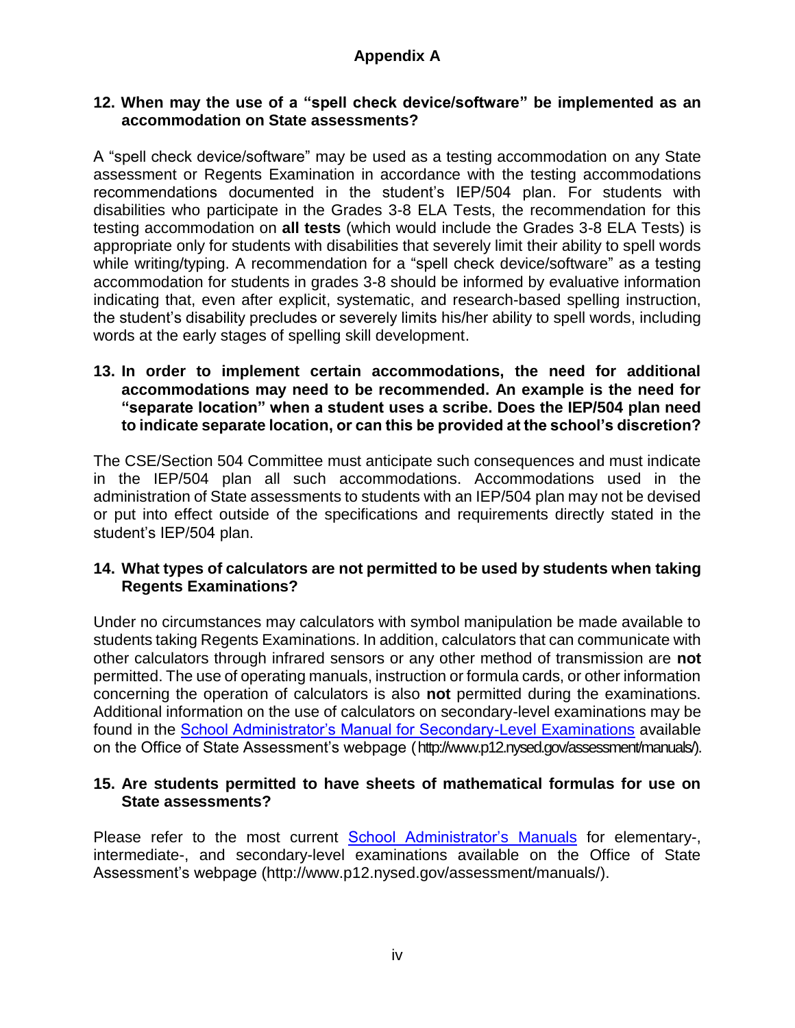## Appendix A

**12. When may the use of a "spell check device/software" be implemented as an accommodation on State assessments?**

A "spell check device/software" may be used as a testing accommodation on any State assessment or Regents Examination in accordance with the testing accommodations recommendations documented in the student's IEP/504 plan. For students with disabilities who participate in the Grades 3-8 ELA Tests, the recommendation for this testing accommodation on **all tests** (which would include the Grades 3-8 ELA Tests) is appropriate only for students with disabilities that severely limit their ability to spell words while writing/typing. A recommendation for a "spell check device/software" as a testing accommodation for students in grades 3-8 should be informed by evaluative information indicating that, even after explicit, systematic, and research-based spelling instruction, the student's disability precludes or severely limits his/her ability to spell words, including words at the early stages of spelling skill development.

**13. In order to implement certain accommodations, the need for additional accommodations may need to be recommended. An example is the need for "separate location" when a student uses a scribe. Does the IEP/504 plan need to indicate separate location, or can this be provided at the school's discretion?**

The CSE/Section 504 Committee must anticipate such consequences and must indicate in the IEP/504 plan all such accommodations. Accommodations used in the administration of State assessments to students with an IEP/504 plan may not be devised or put into effect outside of the specifications and requirements directly stated in the student's IEP/504 plan.

**14. What types of calculators are not permitted to be used by students when taking Regents Examinations?**

Under no circumstances may calculators with symbol manipulation be made available to students taking Regents Examinations. In addition, calculators that can communicate with other calculators through infrared sensors or any other method of transmission are **not** permitted. The use of operating manuals, instruction or formula cards, or other information concerning the operation of calculators is also **not** permitted during the examinations. Additional information on the use of calculators on secondary-level examinations may be found in the School Administrator's Manual for Secondary-Level Examinations available on the Office of State Assessment's webpage (http://www.p12.nysed.gov/assessment/manuals/).

**15. Are students permitted to have sheets of mathematical formulas for use on State assessments?**

Please refer to the most current School Administrator's Manuals for elementary-, intermediate-, and secondary-level examinations available on the Office of State Assessment's webpage (http://www.p12.nysed.gov/assessment/manuals/).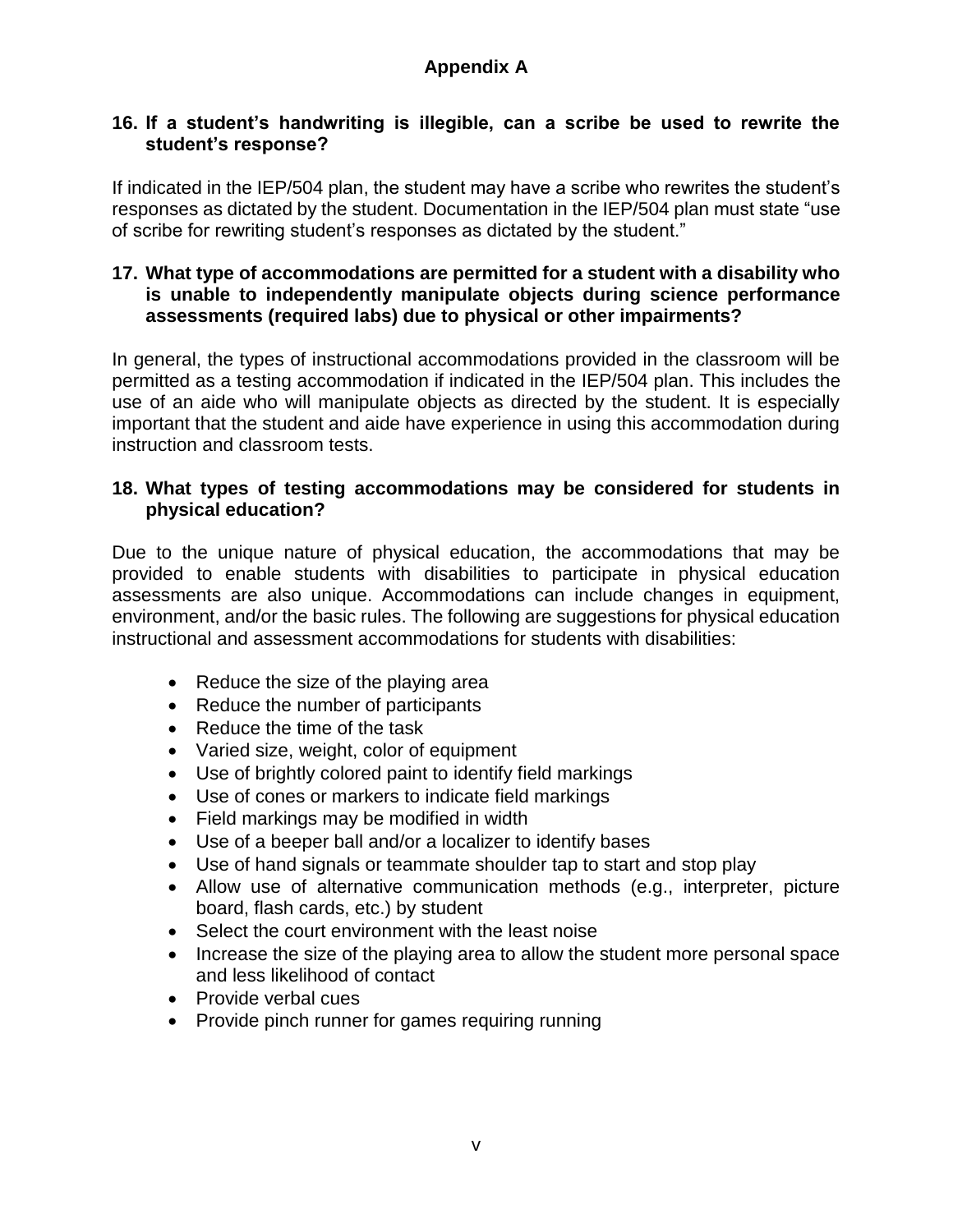## Appendix A

**16. If a student's handwriting is illegible, can a scribe be used to rewrite the student's response?**

If indicated in the IEP/504 plan, the student may have a scribe who rewrites the student's responses as dictated by the student. Documentation in the IEP/504 plan must state "use of scribe for rewriting student's responses as dictated by the student."

**17. What type of accommodations are permitted for a student with a disability who is unable to independently manipulate objects during science performance assessments (required labs) due to physical or other impairments?**

In general, the types of instructional accommodations provided in the classroom will be permitted as a testing accommodation if indicated in the IEP/504 plan. This includes the use of an aide who will manipulate objects as directed by the student. It is especially important that the student and aide have experience in using this accommodation during instruction and classroom tests.

**18. What types of testing accommodations may be considered for students in physical education?**

Due to the unique nature of physical education, the accommodations that may be provided to enable students with disabilities to participate in physical education assessments are also unique. Accommodations can include changes in equipment, environment, and/or the basic rules. The following are suggestions for physical education instructional and assessment accommodations for students with disabilities:

- Reduce the size of the playing area
- Reduce the number of participants
- Reduce the time of the task
- Varied size, weight, color of equipment
- Use of brightly colored paint to identify field markings
- Use of cones or markers to indicate field markings
- Field markings may be modified in width
- Use of a beeper ball and/or a localizer to identify bases
- Use of hand signals or teammate shoulder tap to start and stop play
- Allow use of alternative communication methods (e.g., interpreter, picture board, flash cards, etc.) by student
- Select the court environment with the least noise
- Increase the size of the playing area to allow the student more personal space and less likelihood of contact
- Provide verbal cues
- Provide pinch runner for games requiring running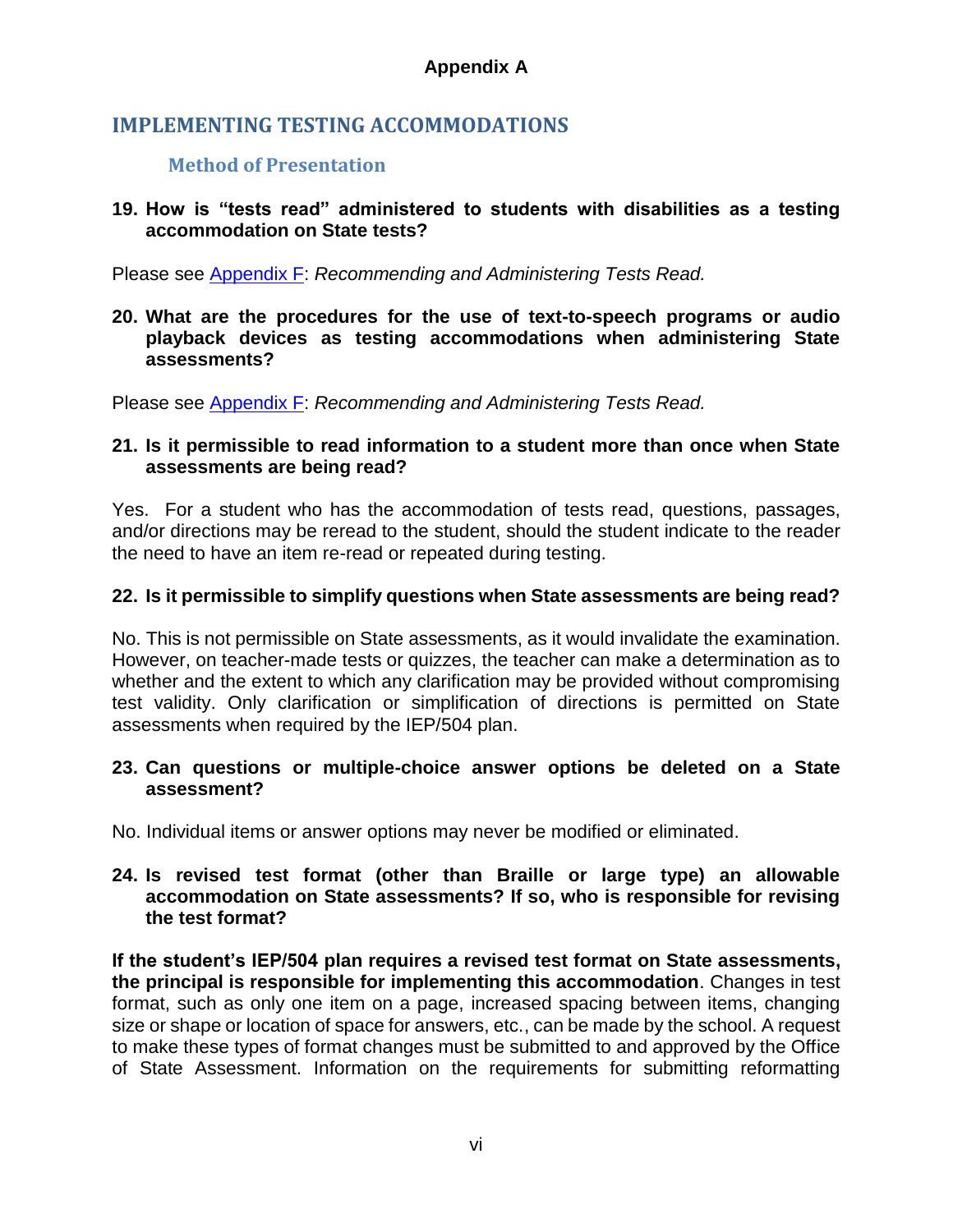**Appendix A**

## IMPLEMENTING TESTING ACCOMMODATIONS

### Method of Presentation

**19. How is "tests read" administered to students with disabilities as a testing accommodation on State tests?**

Please see Appendix F: *Recommending and Administering Tests Read.*

**20. What are the procedures for the use of text-to-speech programs or audio playback devices as testing accommodations when administering State assessments?**

Please see Appendix F: *Recommending and Administering Tests Read.*

**21. Is it permissible to read information to a student more than once when State assessments are being read?**

Yes. For a student who has the accommodation of tests read, questions, passages, and/or directions may be reread to the student, should the student indicate to the reader the need to have an item re-read or repeated during testing.

**22. Is it permissible to simplify questions when State assessments are being read?**

No. This is not permissible on State assessments, as it would invalidate the examination. However, on teacher-made tests or quizzes, the teacher can make a determination as to whether and the extent to which any clarification may be provided without compromising test validity. Only clarification or simplification of directions is permitted on State assessments when required by the IEP/504 plan.

**23. Can questions or multiple-choice answer options be deleted on a State assessment?**

No. Individual items or answer options may never be modified or eliminated.

**24. Is revised test format (other than Braille or large type) an allowable accommodation on State assessments? If so, who is responsible for revising the test format?**

**If the student's IEP/504 plan requires a revised test format on State assessments, the principal is responsible for implementing this accommodation**. Changes in test format, such as only one item on a page, increased spacing between items, changing size or shape or location of space for answers, etc., can be made by the school. A request to make these types of format changes must be submitted to and approved by the Office of State Assessment. Information on the requirements for submitting reformatting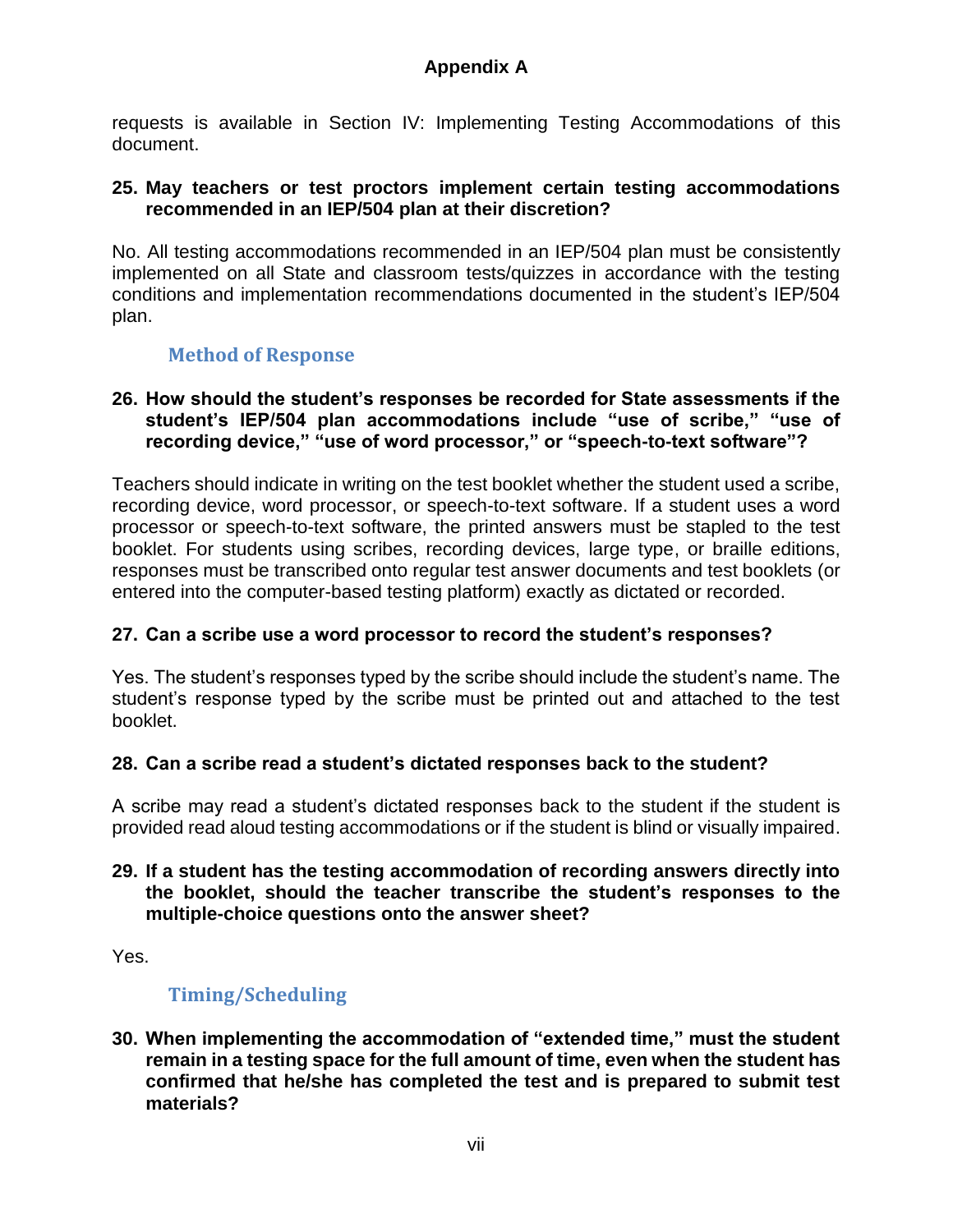requests is available in Section IV: Implementing Testing Accommodations of this document.

**25. May teachers or test proctors implement certain testing accommodations recommended in an IEP/504 plan at their discretion?**

No. All testing accommodations recommended in an IEP/504 plan must be consistently implemented on all State and classroom tests/quizzes in accordance with the testing conditions and implementation recommendations documented in the student's IEP/504 plan.

### Method of Response

**26. How should the student's responses be recorded for State assessments if the student's IEP/504 plan accommodations include "use of scribe," "use of recording device," "use of word processor," or "speech-to-text software"?**

Teachers should indicate in writing on the test booklet whether the student used a scribe, recording device, word processor, or speech-to-text software. If a student uses a word processor or speech-to-text software, the printed answers must be stapled to the test booklet. For students using scribes, recording devices, large type, or braille editions, responses must be transcribed onto regular test answer documents and test booklets (or entered into the computer-based testing platform) exactly as dictated or recorded.

**27. Can a scribe use a word processor to record the student's responses?**

Yes. The student's responses typed by the scribe should include the student's name. The student's response typed by the scribe must be printed out and attached to the test booklet.

**28. Can a scribe read a student's dictated responses back to the student?**

A scribe may read a student's dictated responses back to the student if the student is provided read aloud testing accommodations or if the student is blind or visually impaired.

**29. If a student has the testing accommodation of recording answers directly into the booklet, should the teacher transcribe the student's responses to the multiple-choice questions onto the answer sheet?**

Yes.

### Timing/Scheduling

**30. When implementing the accommodation of "extended time," must the student remain in a testing space for the full amount of time, even when the student has confirmed that he/she has completed the test and is prepared to submit test materials?**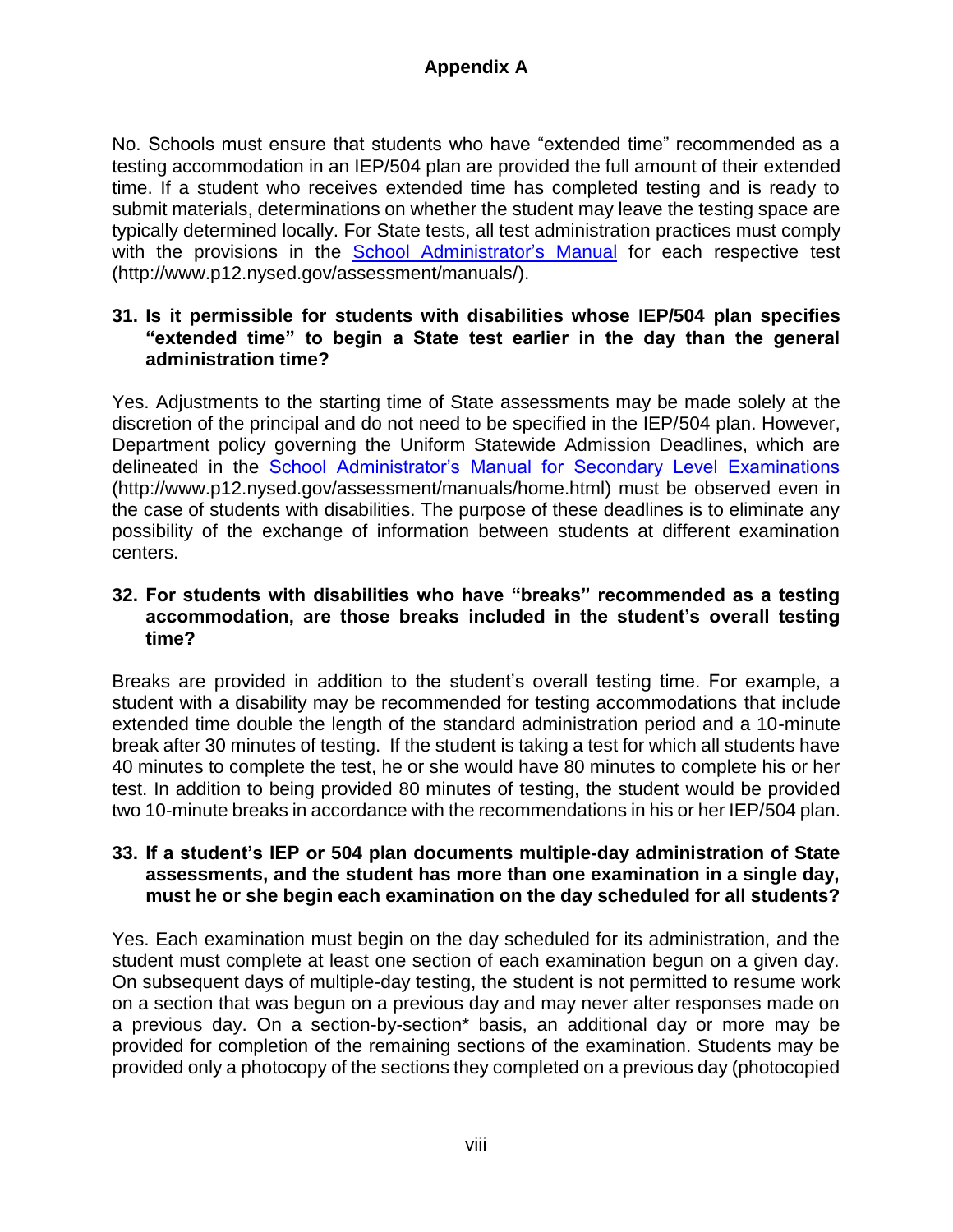No. Schools must ensure that students who have "extended time" recommended as a testing accommodation in an IEP/504 plan are provided the full amount of their extended time. If a student who receives extended time has completed testing and is ready to submit materials, determinations on whether the student may leave the testing space are typically determined locally. For State tests, all test administration practices must comply with the provisions in the [School Administrator's Manual](http://www.p12.nysed.gov/assessment/manuals/) for each respective test (http://www.p12.nysed.gov/assessment/manuals/).

**31. Is it permissible for students with disabilities whose IEP/504 plan specifies "extended time" to begin a State test earlier in the day than the general administration time?**

Yes. Adjustments to the starting time of State assessments may be made solely at the discretion of the principal and do not need to be specified in the IEP/504 plan. However, Department policy governing the Uniform Statewide Admission Deadlines, which are delineated in the [School Administrator's Manual for Secondary Level Examinations](http://www.p12.nysed.gov/assessment/manuals/home.html) (http://www.p12.nysed.gov/assessment/manuals/home.html) must be observed even in the case of students with disabilities. The purpose of these deadlines is to eliminate any possibility of the exchange of information between students at different examination centers.

**32. For students with disabilities who have "breaks" recommended as a testing accommodation, are those breaks included in the student's overall testing time?**

Breaks are provided in addition to the student's overall testing time. For example, a student with a disability may be recommended for testing accommodations that include extended time double the length of the standard administration period and a 10-minute break after 30 minutes of testing. If the student is taking a test for which all students have 40 minutes to complete the test, he or she would have 80 minutes to complete his or her test. In addition to being provided 80 minutes of testing, the student would be provided two 10-minute breaks in accordance with the recommendations in his or her IEP/504 plan.

**33. If a student's IEP or 504 plan documents multiple-day administration of State assessments, and the student has more than one examination in a single day, must he or she begin each examination on the day scheduled for all students?**

Yes. Each examination must begin on the day scheduled for its administration, and the student must complete at least one section of each examination begun on a given day. On subsequent days of multiple-day testing, the student is not permitted to resume work on a section that was begun on a previous day and may never alter responses made on a previous day. On a section-by-section* basis, an additional day or more may be provided for completion of the remaining sections of the examination. Students may be provided only a photocopy of the sections they completed on a previous day (photocopied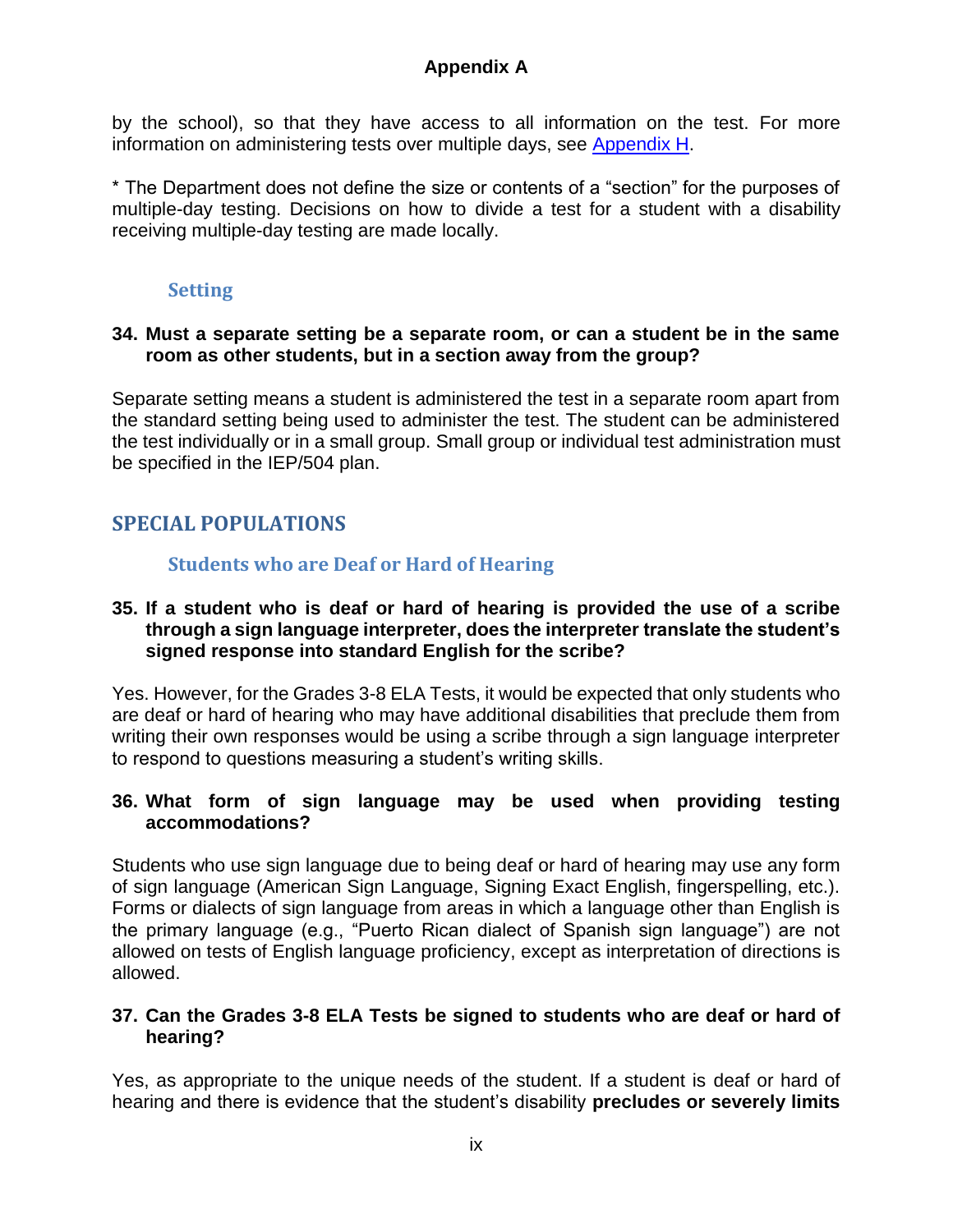by the school), so that they have access to all information on the test. For more information on administering tests over multiple days, see Appendix H.

* The Department does not define the size or contents of a “section” for the purposes of multiple-day testing. Decisions on how to divide a test for a student with a disability receiving multiple-day testing are made locally.

### Setting

**34. Must a separate setting be a separate room, or can a student be in the same room as other students, but in a section away from the group?**

Separate setting means a student is administered the test in a separate room apart from the standard setting being used to administer the test. The student can be administered the test individually or in a small group. Small group or individual test administration must be specified in the IEP/504 plan.

## SPECIAL POPULATIONS

### Students who are Deaf or Hard of Hearing

**35. If a student who is deaf or hard of hearing is provided the use of a scribe through a sign language interpreter, does the interpreter translate the student’s signed response into standard English for the scribe?**

Yes. However, for the Grades 3-8 ELA Tests, it would be expected that only students who are deaf or hard of hearing who may have additional disabilities that preclude them from writing their own responses would be using a scribe through a sign language interpreter to respond to questions measuring a student’s writing skills.

**36. What form of sign language may be used when providing testing accommodations?**

Students who use sign language due to being deaf or hard of hearing may use any form of sign language (American Sign Language, Signing Exact English, fingerspelling, etc.). Forms or dialects of sign language from areas in which a language other than English is the primary language (e.g., “Puerto Rican dialect of Spanish sign language”) are not allowed on tests of English language proficiency, except as interpretation of directions is allowed.

**37. Can the Grades 3-8 ELA Tests be signed to students who are deaf or hard of hearing?**

Yes, as appropriate to the unique needs of the student. If a student is deaf or hard of hearing and there is evidence that the student’s disability **precludes or severely limits**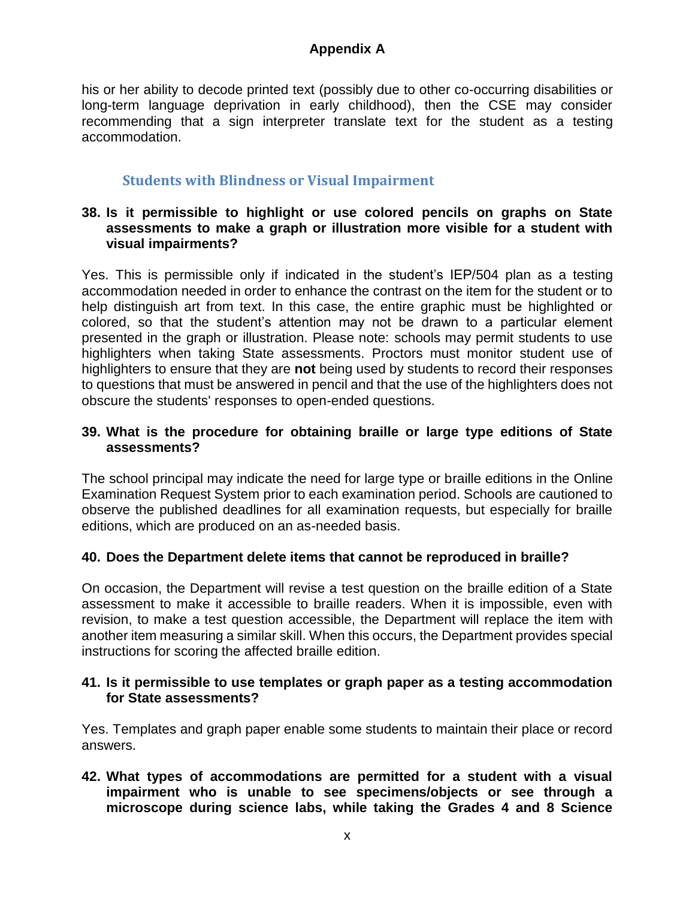his or her ability to decode printed text (possibly due to other co-occurring disabilities or long-term language deprivation in early childhood), then the CSE may consider recommending that a sign interpreter translate text for the student as a testing accommodation.

## Students with Blindness or Visual Impairment

**38. Is it permissible to highlight or use colored pencils on graphs on State assessments to make a graph or illustration more visible for a student with visual impairments?**

Yes. This is permissible only if indicated in the student's IEP/504 plan as a testing accommodation needed in order to enhance the contrast on the item for the student or to help distinguish art from text. In this case, the entire graphic must be highlighted or colored, so that the student's attention may not be drawn to a particular element presented in the graph or illustration. Please note: schools may permit students to use highlighters when taking State assessments. Proctors must monitor student use of highlighters to ensure that they are **not** being used by students to record their responses to questions that must be answered in pencil and that the use of the highlighters does not obscure the students' responses to open-ended questions.

**39. What is the procedure for obtaining braille or large type editions of State assessments?**

The school principal may indicate the need for large type or braille editions in the Online Examination Request System prior to each examination period. Schools are cautioned to observe the published deadlines for all examination requests, but especially for braille editions, which are produced on an as-needed basis.

**40. Does the Department delete items that cannot be reproduced in braille?**

On occasion, the Department will revise a test question on the braille edition of a State assessment to make it accessible to braille readers. When it is impossible, even with revision, to make a test question accessible, the Department will replace the item with another item measuring a similar skill. When this occurs, the Department provides special instructions for scoring the affected braille edition.

**41. Is it permissible to use templates or graph paper as a testing accommodation for State assessments?**

Yes. Templates and graph paper enable some students to maintain their place or record answers.

**42. What types of accommodations are permitted for a student with a visual impairment who is unable to see specimens/objects or see through a microscope during science labs, while taking the Grades 4 and 8 Science**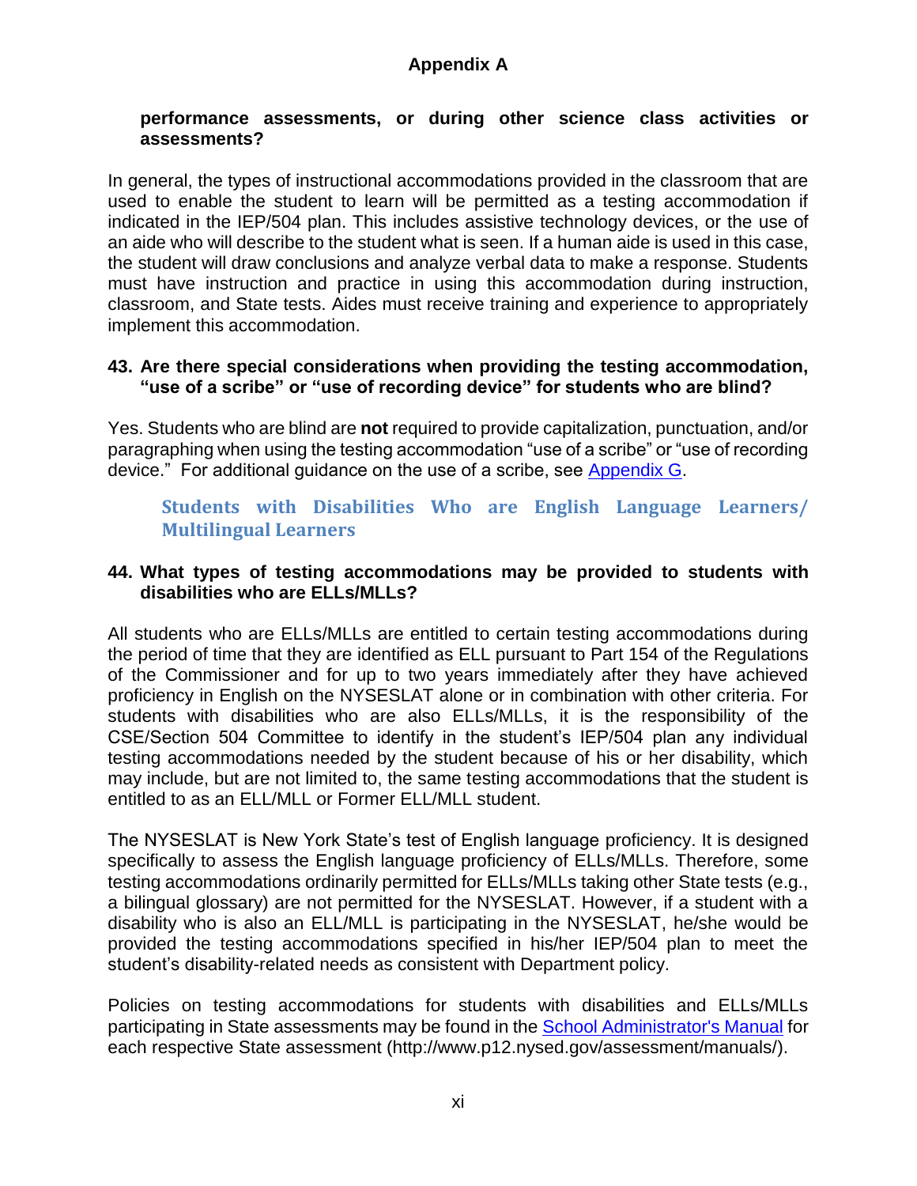**performance assessments, or during other science class activities or assessments?**

In general, the types of instructional accommodations provided in the classroom that are used to enable the student to learn will be permitted as a testing accommodation if indicated in the IEP/504 plan. This includes assistive technology devices, or the use of an aide who will describe to the student what is seen. If a human aide is used in this case, the student will draw conclusions and analyze verbal data to make a response. Students must have instruction and practice in using this accommodation during instruction, classroom, and State tests. Aides must receive training and experience to appropriately implement this accommodation.

**43. Are there special considerations when providing the testing accommodation, "use of a scribe" or "use of recording device" for students who are blind?**

Yes. Students who are blind are **not** required to provide capitalization, punctuation, and/or paragraphing when using the testing accommodation "use of a scribe" or "use of recording device." For additional guidance on the use of a scribe, see Appendix G.

## Students with Disabilities Who are English Language Learners/ Multilingual Learners

**44. What types of testing accommodations may be provided to students with disabilities who are ELLs/MLLs?**

All students who are ELLs/MLLs are entitled to certain testing accommodations during the period of time that they are identified as ELL pursuant to Part 154 of the Regulations of the Commissioner and for up to two years immediately after they have achieved proficiency in English on the NYSESLAT alone or in combination with other criteria. For students with disabilities who are also ELLs/MLLs, it is the responsibility of the CSE/Section 504 Committee to identify in the student's IEP/504 plan any individual testing accommodations needed by the student because of his or her disability, which may include, but are not limited to, the same testing accommodations that the student is entitled to as an ELL/MLL or Former ELL/MLL student.

The NYSESLAT is New York State's test of English language proficiency. It is designed specifically to assess the English language proficiency of ELLs/MLLs. Therefore, some testing accommodations ordinarily permitted for ELLs/MLLs taking other State tests (e.g., a bilingual glossary) are not permitted for the NYSESLAT. However, if a student with a disability who is also an ELL/MLL is participating in the NYSESLAT, he/she would be provided the testing accommodations specified in his/her IEP/504 plan to meet the student's disability-related needs as consistent with Department policy.

Policies on testing accommodations for students with disabilities and ELLs/MLLs participating in State assessments may be found in the School Administrator's Manual for each respective State assessment (http://www.p12.nysed.gov/assessment/manuals/).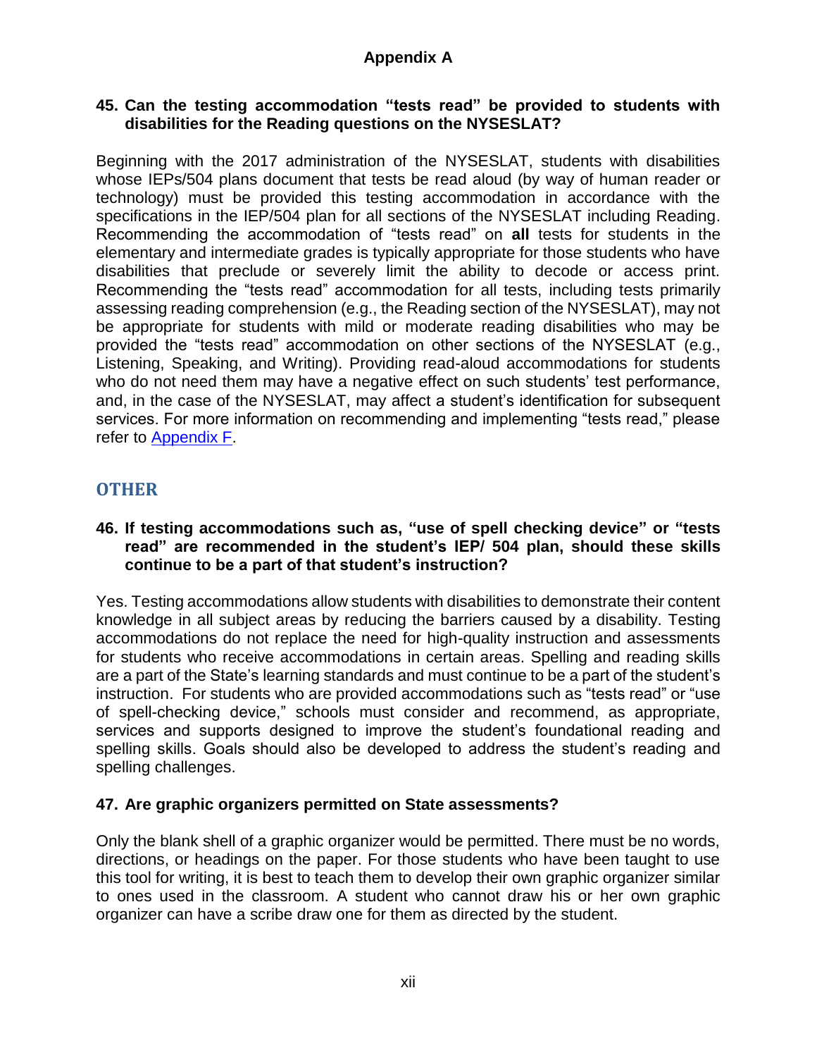## Appendix A

### 45. Can the testing accommodation "tests read" be provided to students with disabilities for the Reading questions on the NYSESLAT?

Beginning with the 2017 administration of the NYSESLAT, students with disabilities whose IEPs/504 plans document that tests be read aloud (by way of human reader or technology) must be provided this testing accommodation in accordance with the specifications in the IEP/504 plan for all sections of the NYSESLAT including Reading. Recommending the accommodation of "tests read" on **all** tests for students in the elementary and intermediate grades is typically appropriate for those students who have disabilities that preclude or severely limit the ability to decode or access print. Recommending the "tests read" accommodation for all tests, including tests primarily assessing reading comprehension (e.g., the Reading section of the NYSESLAT), may not be appropriate for students with mild or moderate reading disabilities who may be provided the "tests read" accommodation on other sections of the NYSESLAT (e.g., Listening, Speaking, and Writing). Providing read-aloud accommodations for students who do not need them may have a negative effect on such students' test performance, and, in the case of the NYSESLAT, may affect a student's identification for subsequent services. For more information on recommending and implementing "tests read," please refer to Appendix F.

## OTHER

### 46. If testing accommodations such as, "use of spell checking device" or "tests read" are recommended in the student's IEP/ 504 plan, should these skills continue to be a part of that student's instruction?

Yes. Testing accommodations allow students with disabilities to demonstrate their content knowledge in all subject areas by reducing the barriers caused by a disability. Testing accommodations do not replace the need for high-quality instruction and assessments for students who receive accommodations in certain areas. Spelling and reading skills are a part of the State's learning standards and must continue to be a part of the student's instruction. For students who are provided accommodations such as "tests read" or "use of spell-checking device," schools must consider and recommend, as appropriate, services and supports designed to improve the student's foundational reading and spelling skills. Goals should also be developed to address the student's reading and spelling challenges.

### 47. Are graphic organizers permitted on State assessments?

Only the blank shell of a graphic organizer would be permitted. There must be no words, directions, or headings on the paper. For those students who have been taught to use this tool for writing, it is best to teach them to develop their own graphic organizer similar to ones used in the classroom. A student who cannot draw his or her own graphic organizer can have a scribe draw one for them as directed by the student.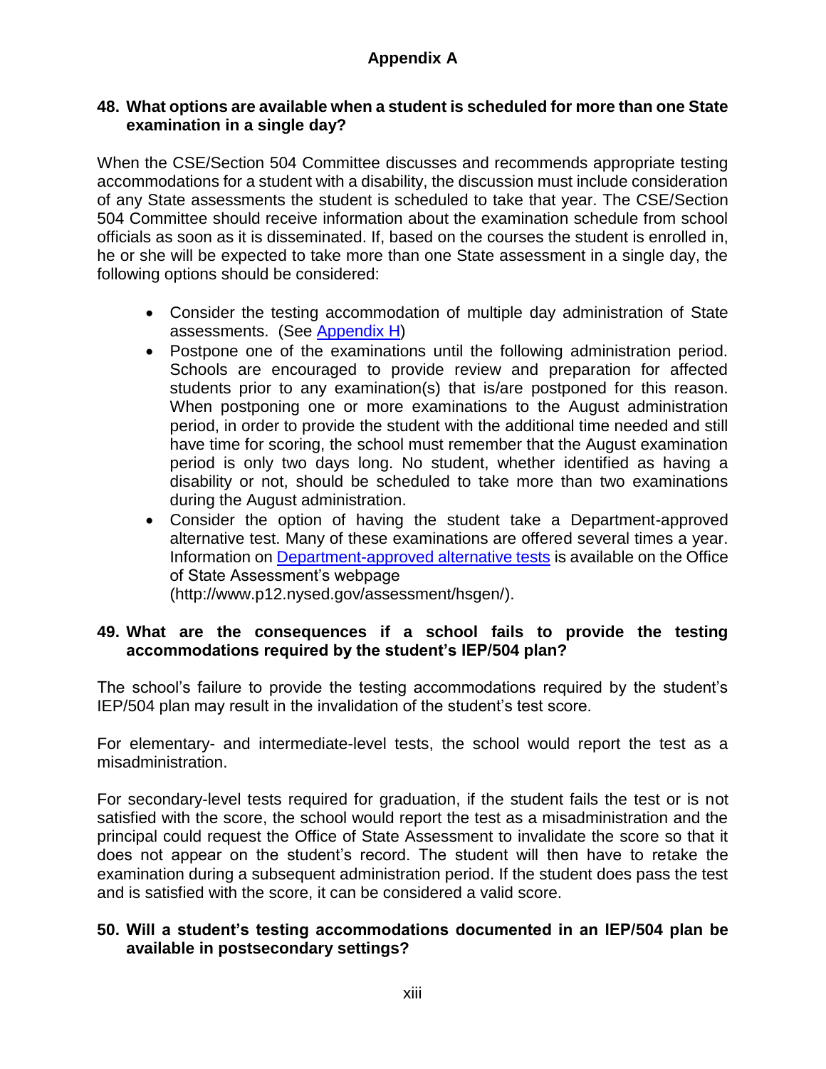## Appendix A

**48. What options are available when a student is scheduled for more than one State examination in a single day?**

When the CSE/Section 504 Committee discusses and recommends appropriate testing accommodations for a student with a disability, the discussion must include consideration of any State assessments the student is scheduled to take that year. The CSE/Section 504 Committee should receive information about the examination schedule from school officials as soon as it is disseminated. If, based on the courses the student is enrolled in, he or she will be expected to take more than one State assessment in a single day, the following options should be considered:

- Consider the testing accommodation of multiple day administration of State assessments. (See Appendix H)
- Postpone one of the examinations until the following administration period. Schools are encouraged to provide review and preparation for affected students prior to any examination(s) that is/are postponed for this reason. When postponing one or more examinations to the August administration period, in order to provide the student with the additional time needed and still have time for scoring, the school must remember that the August examination period is only two days long. No student, whether identified as having a disability or not, should be scheduled to take more than two examinations during the August administration.
- Consider the option of having the student take a Department-approved alternative test. Many of these examinations are offered several times a year. Information on Department-approved alternative tests is available on the Office of State Assessment's webpage (http://www.p12.nysed.gov/assessment/hsgen/).

**49. What are the consequences if a school fails to provide the testing accommodations required by the student's IEP/504 plan?**

The school's failure to provide the testing accommodations required by the student's IEP/504 plan may result in the invalidation of the student's test score.

For elementary- and intermediate-level tests, the school would report the test as a misadministration.

For secondary-level tests required for graduation, if the student fails the test or is not satisfied with the score, the school would report the test as a misadministration and the principal could request the Office of State Assessment to invalidate the score so that it does not appear on the student's record. The student will then have to retake the examination during a subsequent administration period. If the student does pass the test and is satisfied with the score, it can be considered a valid score.

**50. Will a student's testing accommodations documented in an IEP/504 plan be available in postsecondary settings?**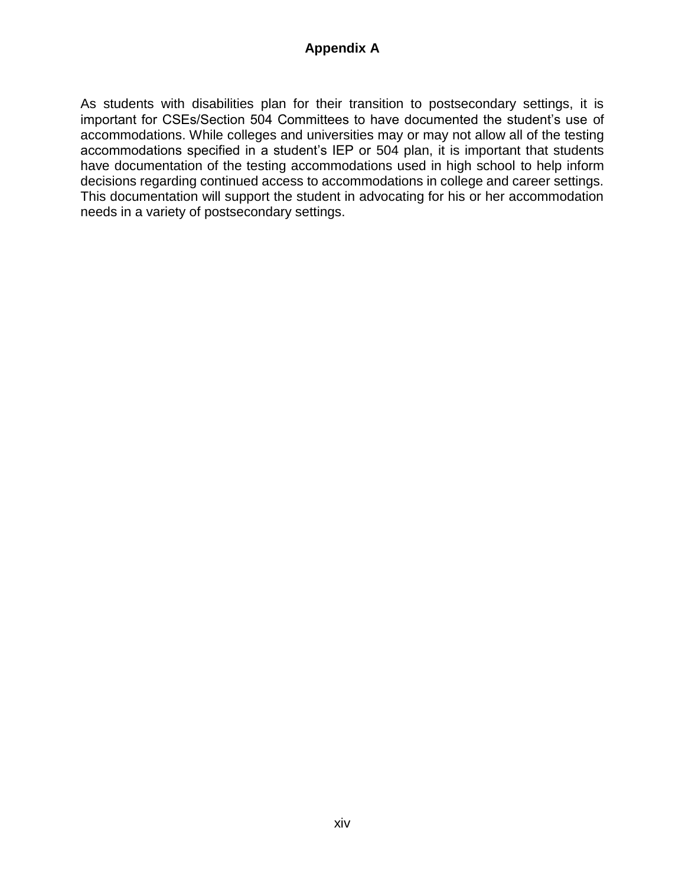# Appendix A

As students with disabilities plan for their transition to postsecondary settings, it is important for CSEs/Section 504 Committees to have documented the student's use of accommodations. While colleges and universities may or may not allow all of the testing accommodations specified in a student's IEP or 504 plan, it is important that students have documentation of the testing accommodations used in high school to help inform decisions regarding continued access to accommodations in college and career settings. This documentation will support the student in advocating for his or her accommodation needs in a variety of postsecondary settings.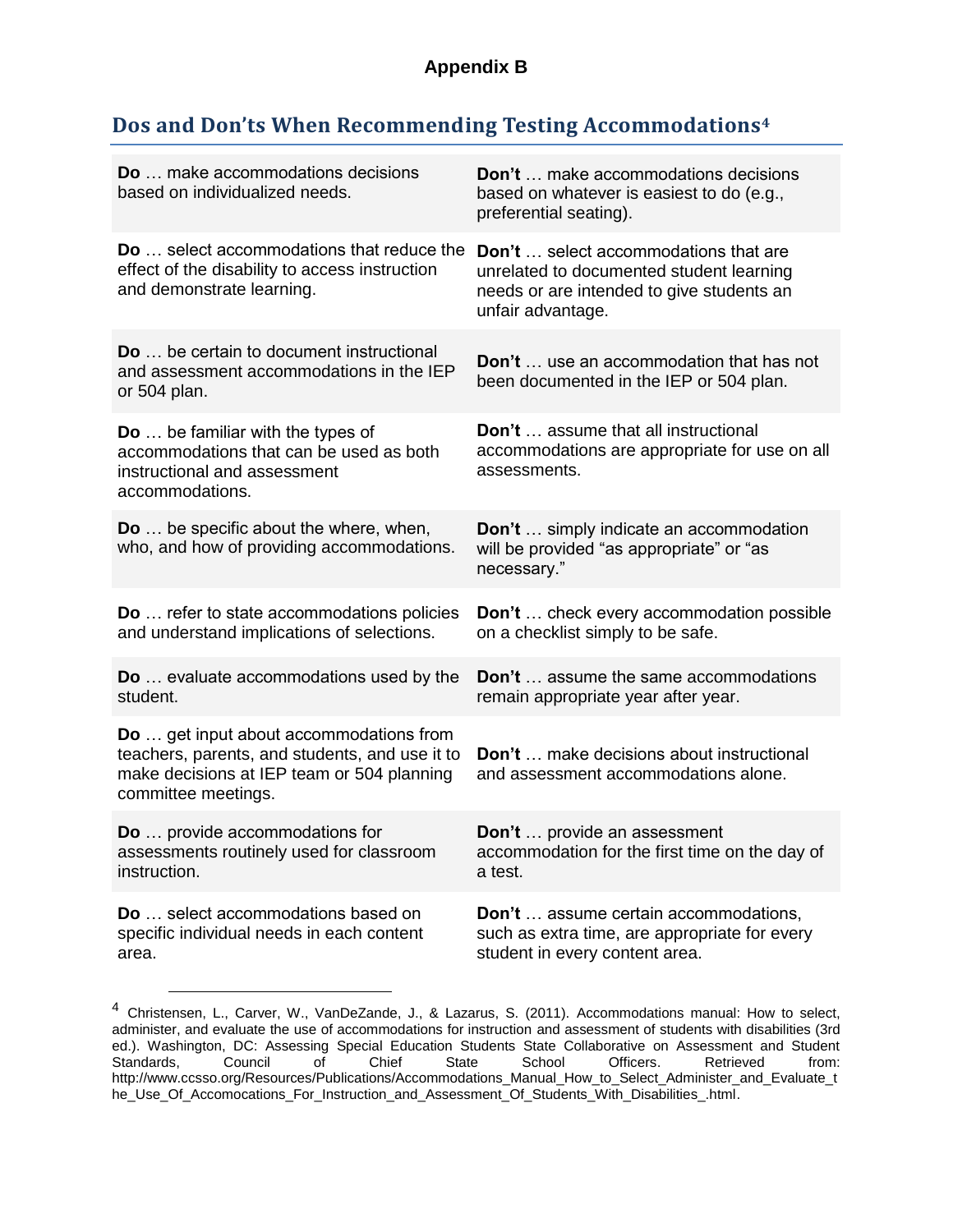# Appendix B

## Dos and Don'ts When Recommending Testing Accommodations[4]

| | |
|---|---|
| **Do** … make accommodations decisions based on individualized needs. | **Don't** … make accommodations decisions based on whatever is easiest to do (e.g., preferential seating). |
| **Do** … select accommodations that reduce the effect of the disability to access instruction and demonstrate learning. | **Don't** … select accommodations that are unrelated to documented student learning needs or are intended to give students an unfair advantage. |
| **Do** … be certain to document instructional and assessment accommodations in the IEP or 504 plan. | **Don't** … use an accommodation that has not been documented in the IEP or 504 plan. |
| **Do** … be familiar with the types of accommodations that can be used as both instructional and assessment accommodations. | **Don't** … assume that all instructional accommodations are appropriate for use on all assessments. |
| **Do** … be specific about the where, when, who, and how of providing accommodations. | **Don't** … simply indicate an accommodation will be provided "as appropriate" or "as necessary." |
| **Do** … refer to state accommodations policies and understand implications of selections. | **Don't** … check every accommodation possible on a checklist simply to be safe. |
| **Do** … evaluate accommodations used by the student. | **Don't** … assume the same accommodations remain appropriate year after year. |
| **Do** … get input about accommodations from teachers, parents, and students, and use it to make decisions at IEP team or 504 planning committee meetings. | **Don't** … make decisions about instructional and assessment accommodations alone. |
| **Do** … provide accommodations for assessments routinely used for classroom instruction. | **Don't** … provide an assessment accommodation for the first time on the day of a test. |
| **Do** … select accommodations based on specific individual needs in each content area. | **Don't** … assume certain accommodations, such as extra time, are appropriate for every student in every content area. |

[4] Christensen, L., Carver, W., VanDeZande, J., & Lazarus, S. (2011). Accommodations manual: How to select, administer, and evaluate the use of accommodations for instruction and assessment of students with disabilities (3rd ed.). Washington, DC: Assessing Special Education Students State Collaborative on Assessment and Student Standards, Council of Chief State School Officers. Retrieved from: http://www.ccsso.org/Resources/Publications/Accommodations_Manual_How_to_Select_Administer_and_Evaluate_the_Use_Of_Accomocations_For_Instruction_and_Assessment_Of_Students_With_Disabilities_.html.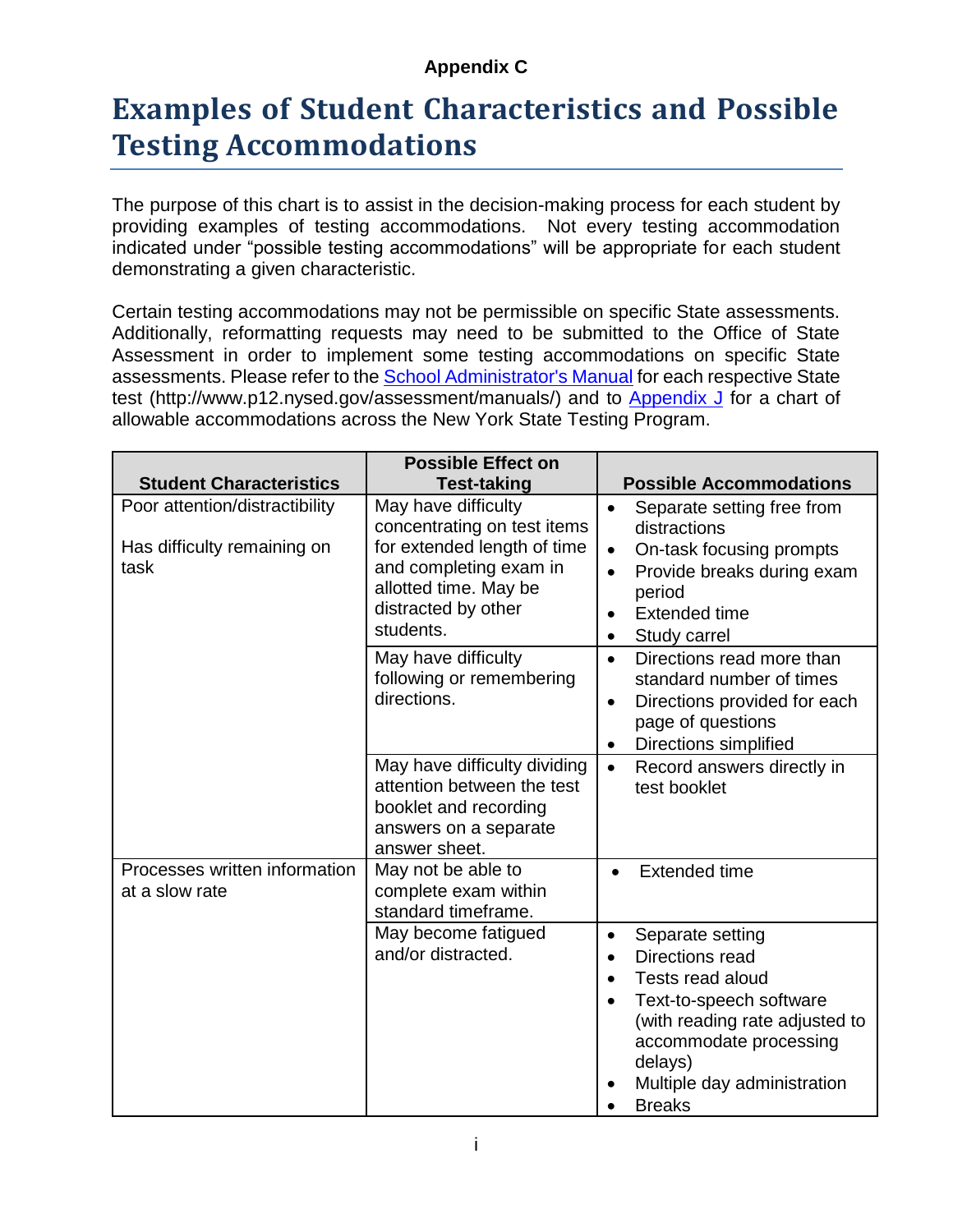**Appendix C**

# Examples of Student Characteristics and Possible Testing Accommodations

The purpose of this chart is to assist in the decision-making process for each student by providing examples of testing accommodations. Not every testing accommodation indicated under "possible testing accommodations" will be appropriate for each student demonstrating a given characteristic.

Certain testing accommodations may not be permissible on specific State assessments. Additionally, reformatting requests may need to be submitted to the Office of State Assessment in order to implement some testing accommodations on specific State assessments. Please refer to the School Administrator's Manual for each respective State test (http://www.p12.nysed.gov/assessment/manuals/) and to Appendix J for a chart of allowable accommodations across the New York State Testing Program.

| Student Characteristics | Possible Effect on Test-taking | Possible Accommodations |
|---|---|---|
| Poor attention/distractibility<br><br>Has difficulty remaining on task | May have difficulty concentrating on test items for extended length of time and completing exam in allotted time. May be distracted by other students. | • Separate setting free from distractions<br>• On-task focusing prompts<br>• Provide breaks during exam period<br>• Extended time<br>• Study carrel |
| | May have difficulty following or remembering directions. | • Directions read more than standard number of times<br>• Directions provided for each page of questions<br>• Directions simplified |
| | May have difficulty dividing attention between the test booklet and recording answers on a separate answer sheet. | • Record answers directly in test booklet |
| Processes written information at a slow rate | May not be able to complete exam within standard timeframe. | • Extended time |
| | May become fatigued and/or distracted. | • Separate setting<br>• Directions read<br>• Tests read aloud<br>• Text-to-speech software (with reading rate adjusted to accommodate processing delays)<br>• Multiple day administration<br>• Breaks |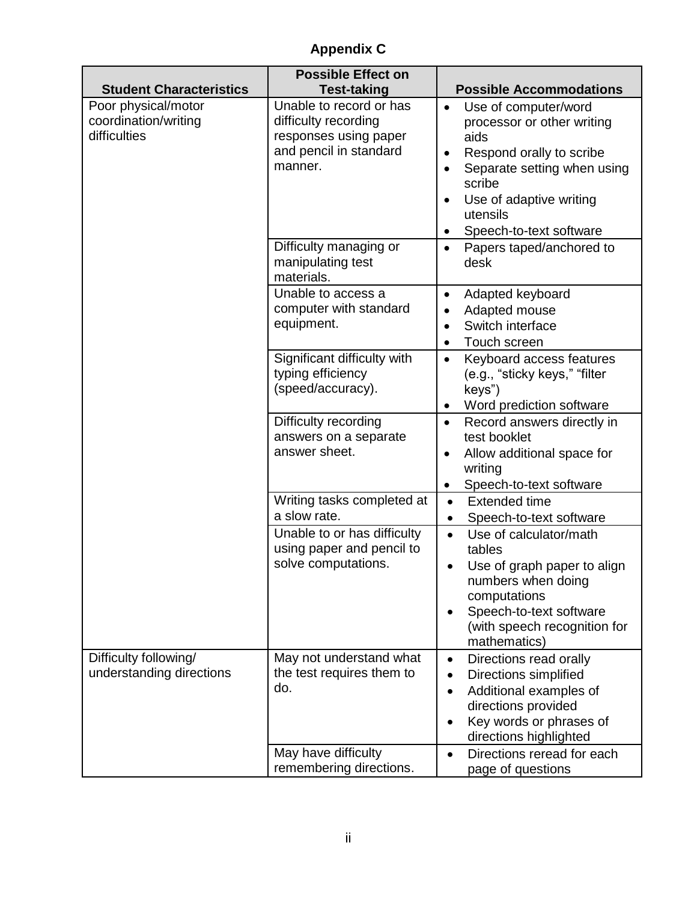# Appendix C

| Student Characteristics | Possible Effect on Test-taking | Possible Accommodations |
|---|---|---|
| Poor physical/motor coordination/writing difficulties | Unable to record or has difficulty recording responses using paper and pencil in standard manner. | • Use of computer/word processor or other writing aids<br>• Respond orally to scribe<br>• Separate setting when using scribe<br>• Use of adaptive writing utensils<br>• Speech-to-text software |
| | Difficulty managing or manipulating test materials. | • Papers taped/anchored to desk |
| | Unable to access a computer with standard equipment. | • Adapted keyboard<br>• Adapted mouse<br>• Switch interface<br>• Touch screen |
| | Significant difficulty with typing efficiency (speed/accuracy). | • Keyboard access features (e.g., "sticky keys," "filter keys")<br>• Word prediction software |
| | Difficulty recording answers on a separate answer sheet. | • Record answers directly in test booklet<br>• Allow additional space for writing<br>• Speech-to-text software |
| | Writing tasks completed at a slow rate. | • Extended time<br>• Speech-to-text software |
| | Unable to or has difficulty using paper and pencil to solve computations. | • Use of calculator/math tables<br>• Use of graph paper to align numbers when doing computations<br>• Speech-to-text software (with speech recognition for mathematics) |
| Difficulty following/ understanding directions | May not understand what the test requires them to do. | • Directions read orally<br>• Directions simplified<br>• Additional examples of directions provided<br>• Key words or phrases of directions highlighted |
| | May have difficulty remembering directions. | • Directions reread for each page of questions |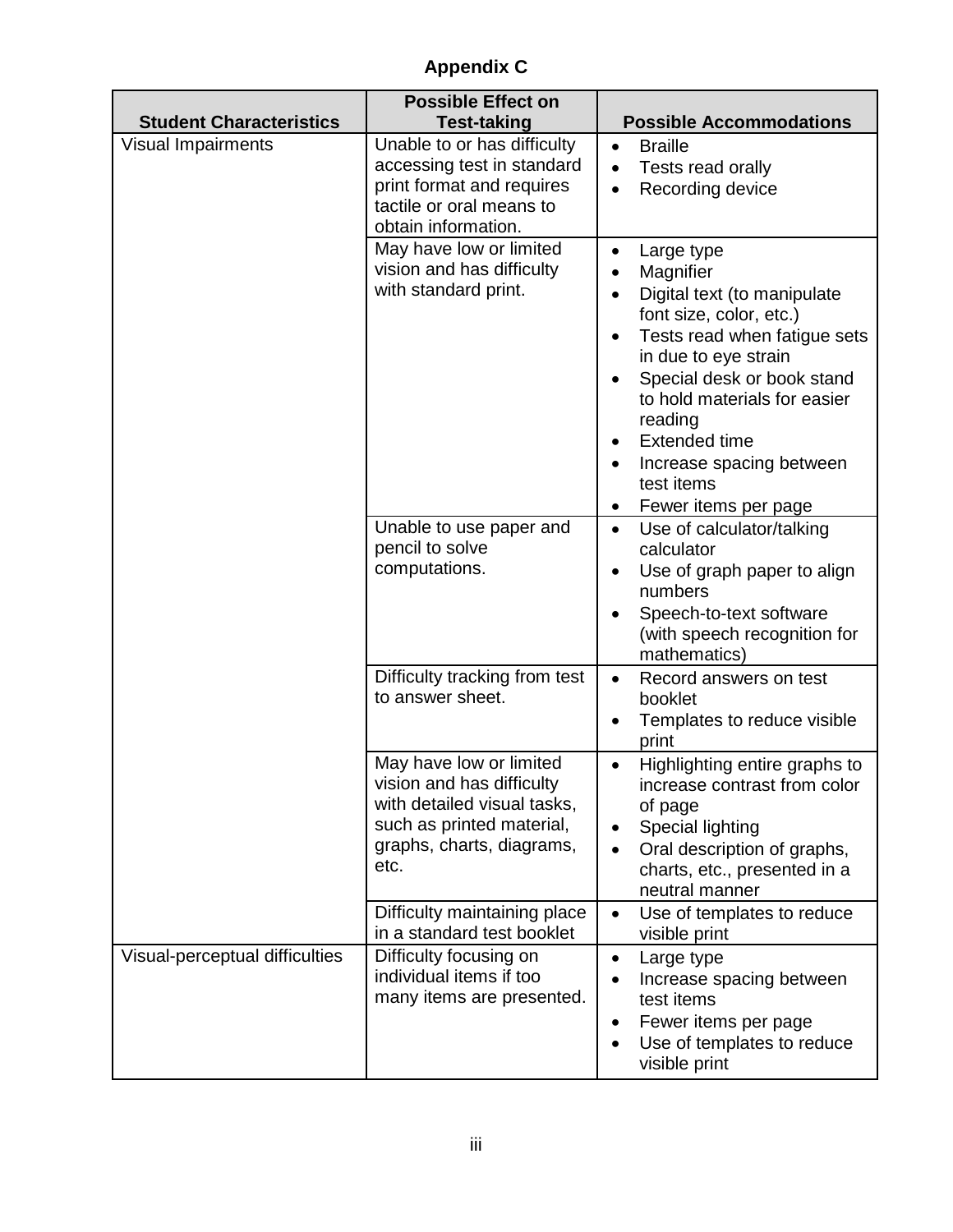## Appendix C

| Student Characteristics | Possible Effect on Test-taking | Possible Accommodations |
|---|---|---|
| Visual Impairments | Unable to or has difficulty accessing test in standard print format and requires tactile or oral means to obtain information. | • Braille<br>• Tests read orally<br>• Recording device |
| | May have low or limited vision and has difficulty with standard print. | • Large type<br>• Magnifier<br>• Digital text (to manipulate font size, color, etc.)<br>• Tests read when fatigue sets in due to eye strain<br>• Special desk or book stand to hold materials for easier reading<br>• Extended time<br>• Increase spacing between test items<br>• Fewer items per page |
| | Unable to use paper and pencil to solve computations. | • Use of calculator/talking calculator<br>• Use of graph paper to align numbers<br>• Speech-to-text software (with speech recognition for mathematics) |
| | Difficulty tracking from test to answer sheet. | • Record answers on test booklet<br>• Templates to reduce visible print |
| | May have low or limited vision and has difficulty with detailed visual tasks, such as printed material, graphs, charts, diagrams, etc. | • Highlighting entire graphs to increase contrast from color of page<br>• Special lighting<br>• Oral description of graphs, charts, etc., presented in a neutral manner |
| | Difficulty maintaining place in a standard test booklet | • Use of templates to reduce visible print |
| Visual-perceptual difficulties | Difficulty focusing on individual items if too many items are presented. | • Large type<br>• Increase spacing between test items<br>• Fewer items per page<br>• Use of templates to reduce visible print |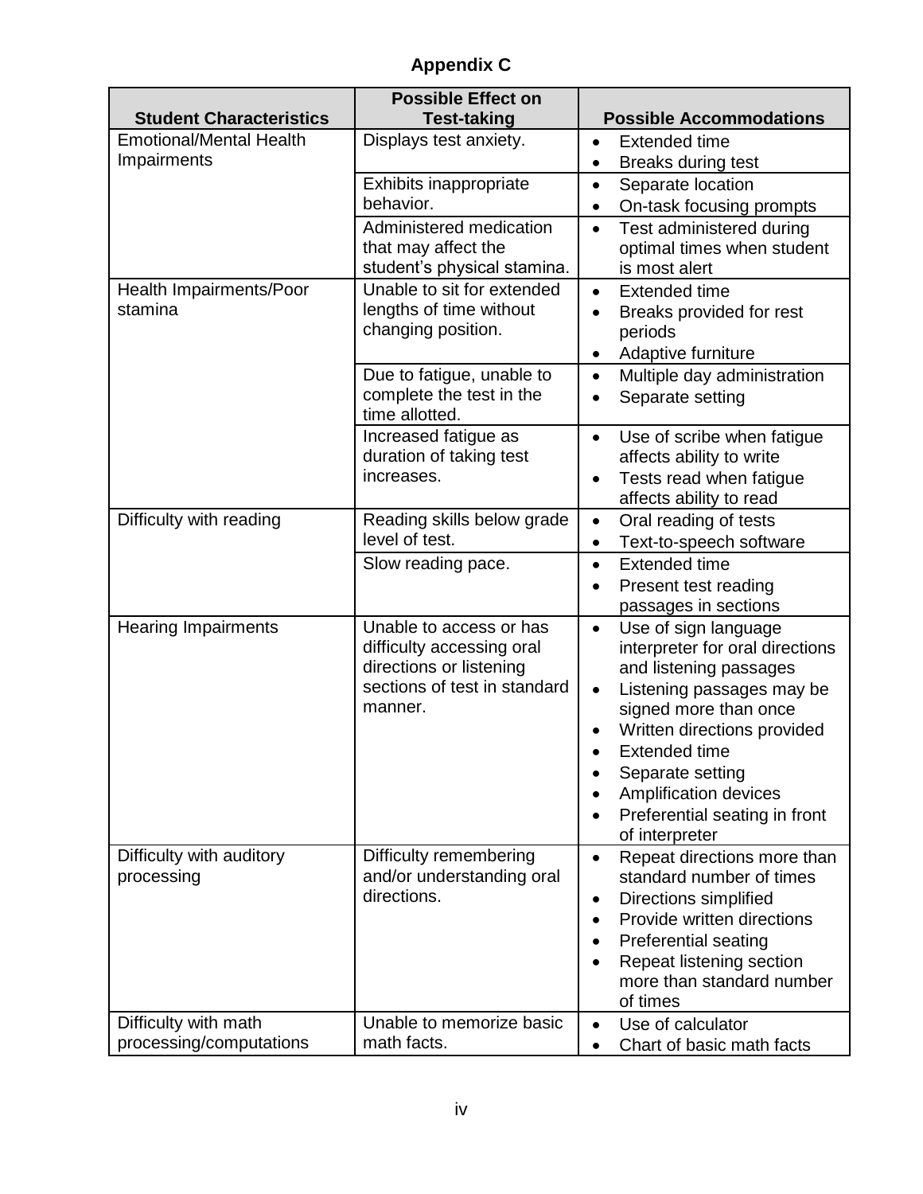# Appendix C

| Student Characteristics | Possible Effect on Test-taking | Possible Accommodations |
|---|---|---|
| Emotional/Mental Health Impairments | Displays test anxiety. | • Extended time<br>• Breaks during test |
| | Exhibits inappropriate behavior. | • Separate location<br>• On-task focusing prompts |
| | Administered medication that may affect the student's physical stamina. | • Test administered during optimal times when student is most alert |
| Health Impairments/Poor stamina | Unable to sit for extended lengths of time without changing position. | • Extended time<br>• Breaks provided for rest periods<br>• Adaptive furniture |
| | Due to fatigue, unable to complete the test in the time allotted. | • Multiple day administration<br>• Separate setting |
| | Increased fatigue as duration of taking test increases. | • Use of scribe when fatigue affects ability to write<br>• Tests read when fatigue affects ability to read |
| Difficulty with reading | Reading skills below grade level of test. | • Oral reading of tests<br>• Text-to-speech software |
| | Slow reading pace. | • Extended time<br>• Present test reading passages in sections |
| Hearing Impairments | Unable to access or has difficulty accessing oral directions or listening sections of test in standard manner. | • Use of sign language interpreter for oral directions and listening passages<br>• Listening passages may be signed more than once<br>• Written directions provided<br>• Extended time<br>• Separate setting<br>• Amplification devices<br>• Preferential seating in front of interpreter |
| Difficulty with auditory processing | Difficulty remembering and/or understanding oral directions. | • Repeat directions more than standard number of times<br>• Directions simplified<br>• Provide written directions<br>• Preferential seating<br>• Repeat listening section more than standard number of times |
| Difficulty with math processing/computations | Unable to memorize basic math facts. | • Use of calculator<br>• Chart of basic math facts |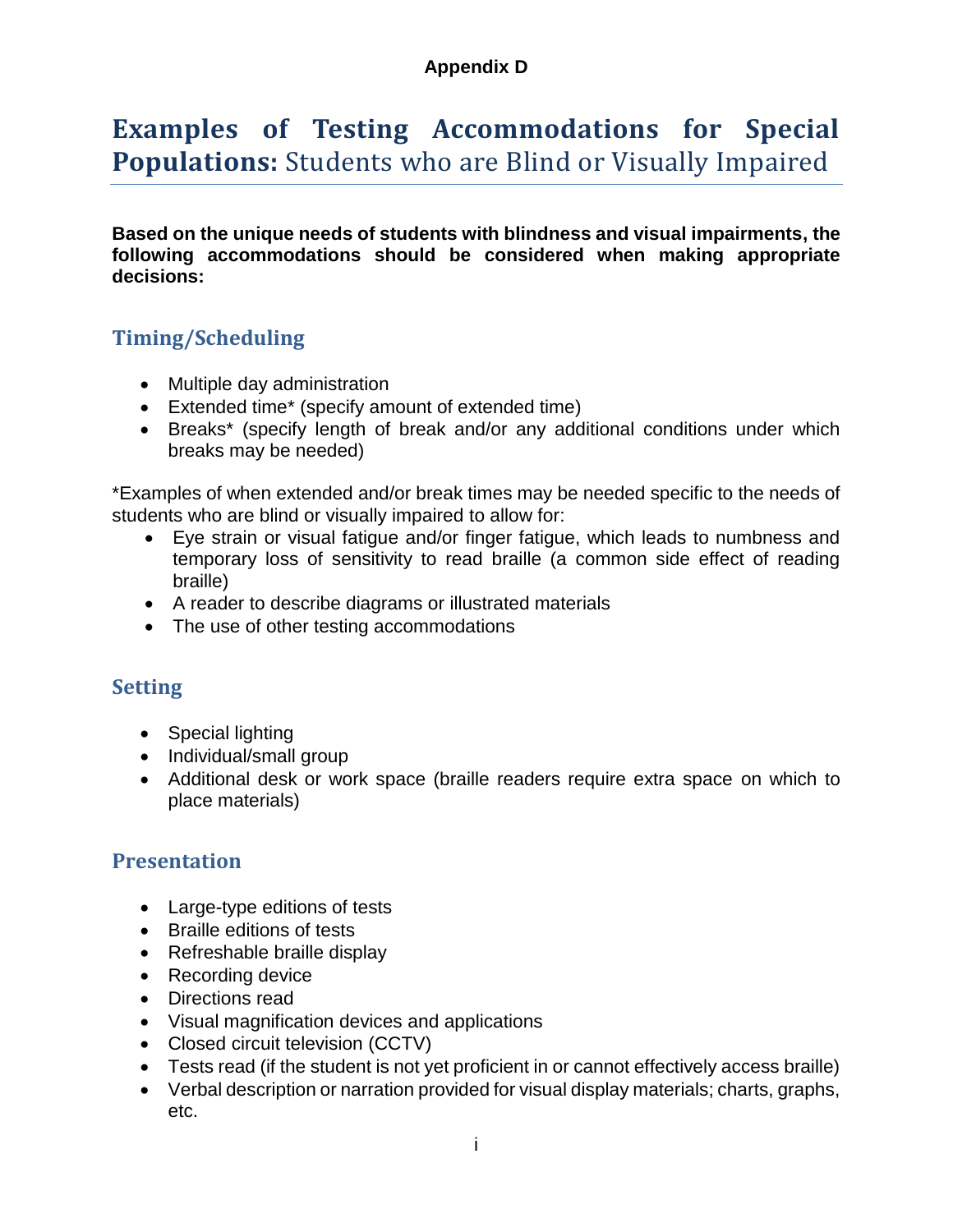**Appendix D**

# Examples of Testing Accommodations for Special Populations: Students who are Blind or Visually Impaired

**Based on the unique needs of students with blindness and visual impairments, the following accommodations should be considered when making appropriate decisions:**

## Timing/Scheduling

- Multiple day administration
- Extended time* (specify amount of extended time)
- Breaks* (specify length of break and/or any additional conditions under which breaks may be needed)

*Examples of when extended and/or break times may be needed specific to the needs of students who are blind or visually impaired to allow for:

- Eye strain or visual fatigue and/or finger fatigue, which leads to numbness and temporary loss of sensitivity to read braille (a common side effect of reading braille)
- A reader to describe diagrams or illustrated materials
- The use of other testing accommodations

## Setting

- Special lighting
- Individual/small group
- Additional desk or work space (braille readers require extra space on which to place materials)

## Presentation

- Large-type editions of tests
- Braille editions of tests
- Refreshable braille display
- Recording device
- Directions read
- Visual magnification devices and applications
- Closed circuit television (CCTV)
- Tests read (if the student is not yet proficient in or cannot effectively access braille)
- Verbal description or narration provided for visual display materials; charts, graphs, etc.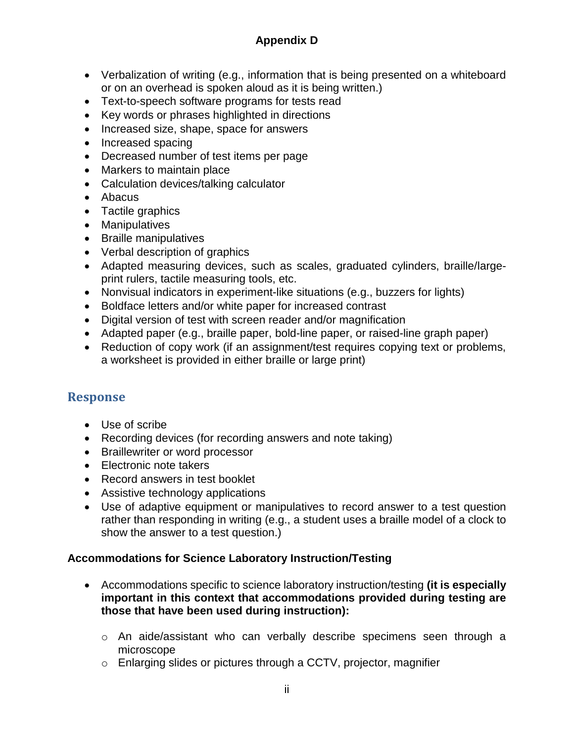# Appendix D

- Verbalization of writing (e.g., information that is being presented on a whiteboard or on an overhead is spoken aloud as it is being written.)
- Text-to-speech software programs for tests read
- Key words or phrases highlighted in directions
- Increased size, shape, space for answers
- Increased spacing
- Decreased number of test items per page
- Markers to maintain place
- Calculation devices/talking calculator
- Abacus
- Tactile graphics
- Manipulatives
- Braille manipulatives
- Verbal description of graphics
- Adapted measuring devices, such as scales, graduated cylinders, braille/large-print rulers, tactile measuring tools, etc.
- Nonvisual indicators in experiment-like situations (e.g., buzzers for lights)
- Boldface letters and/or white paper for increased contrast
- Digital version of test with screen reader and/or magnification
- Adapted paper (e.g., braille paper, bold-line paper, or raised-line graph paper)
- Reduction of copy work (if an assignment/test requires copying text or problems, a worksheet is provided in either braille or large print)

## Response

- Use of scribe
- Recording devices (for recording answers and note taking)
- Braillewriter or word processor
- Electronic note takers
- Record answers in test booklet
- Assistive technology applications
- Use of adaptive equipment or manipulatives to record answer to a test question rather than responding in writing (e.g., a student uses a braille model of a clock to show the answer to a test question.)

### Accommodations for Science Laboratory Instruction/Testing

- Accommodations specific to science laboratory instruction/testing **(it is especially important in this context that accommodations provided during testing are those that have been used during instruction):**
  - An aide/assistant who can verbally describe specimens seen through a microscope
  - Enlarging slides or pictures through a CCTV, projector, magnifier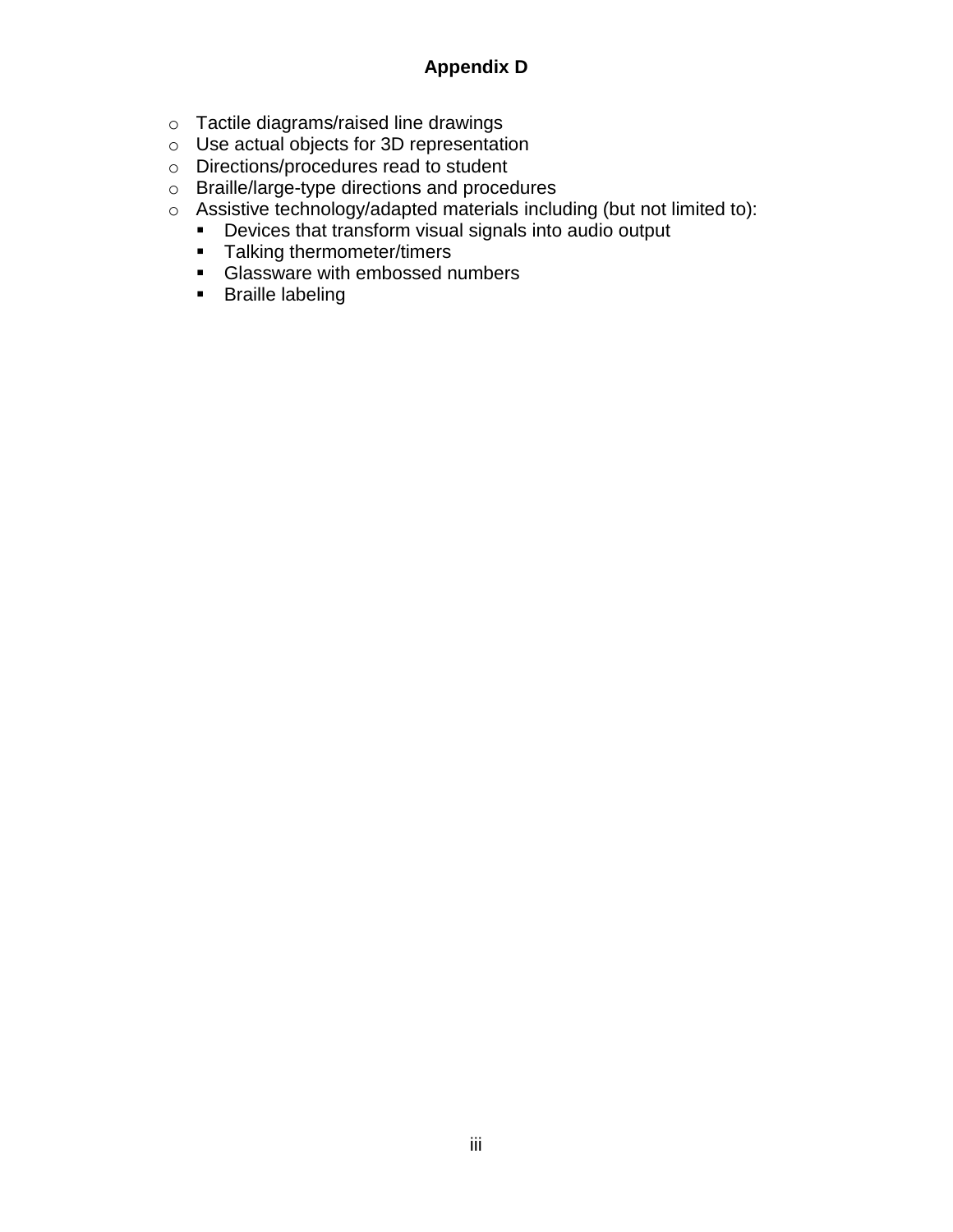**Appendix D**

- Tactile diagrams/raised line drawings
- Use actual objects for 3D representation
- Directions/procedures read to student
- Braille/large-type directions and procedures
- Assistive technology/adapted materials including (but not limited to):
  - Devices that transform visual signals into audio output
  - Talking thermometer/timers
  - Glassware with embossed numbers
  - Braille labeling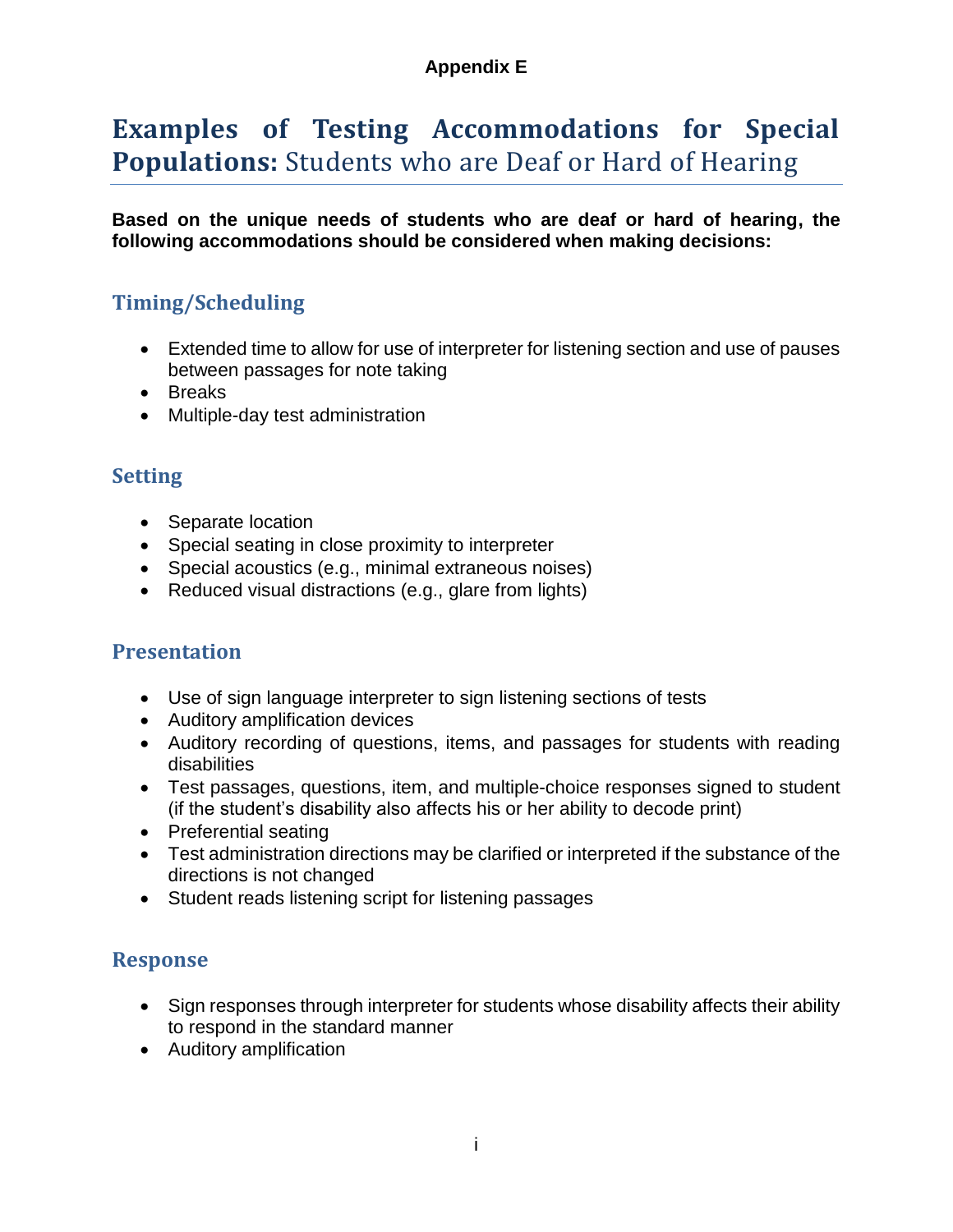**Appendix E**

# Examples of Testing Accommodations for Special Populations: Students who are Deaf or Hard of Hearing

**Based on the unique needs of students who are deaf or hard of hearing, the following accommodations should be considered when making decisions:**

## Timing/Scheduling

- Extended time to allow for use of interpreter for listening section and use of pauses between passages for note taking
- Breaks
- Multiple-day test administration

## Setting

- Separate location
- Special seating in close proximity to interpreter
- Special acoustics (e.g., minimal extraneous noises)
- Reduced visual distractions (e.g., glare from lights)

## Presentation

- Use of sign language interpreter to sign listening sections of tests
- Auditory amplification devices
- Auditory recording of questions, items, and passages for students with reading disabilities
- Test passages, questions, item, and multiple-choice responses signed to student (if the student's disability also affects his or her ability to decode print)
- Preferential seating
- Test administration directions may be clarified or interpreted if the substance of the directions is not changed
- Student reads listening script for listening passages

## Response

- Sign responses through interpreter for students whose disability affects their ability to respond in the standard manner
- Auditory amplification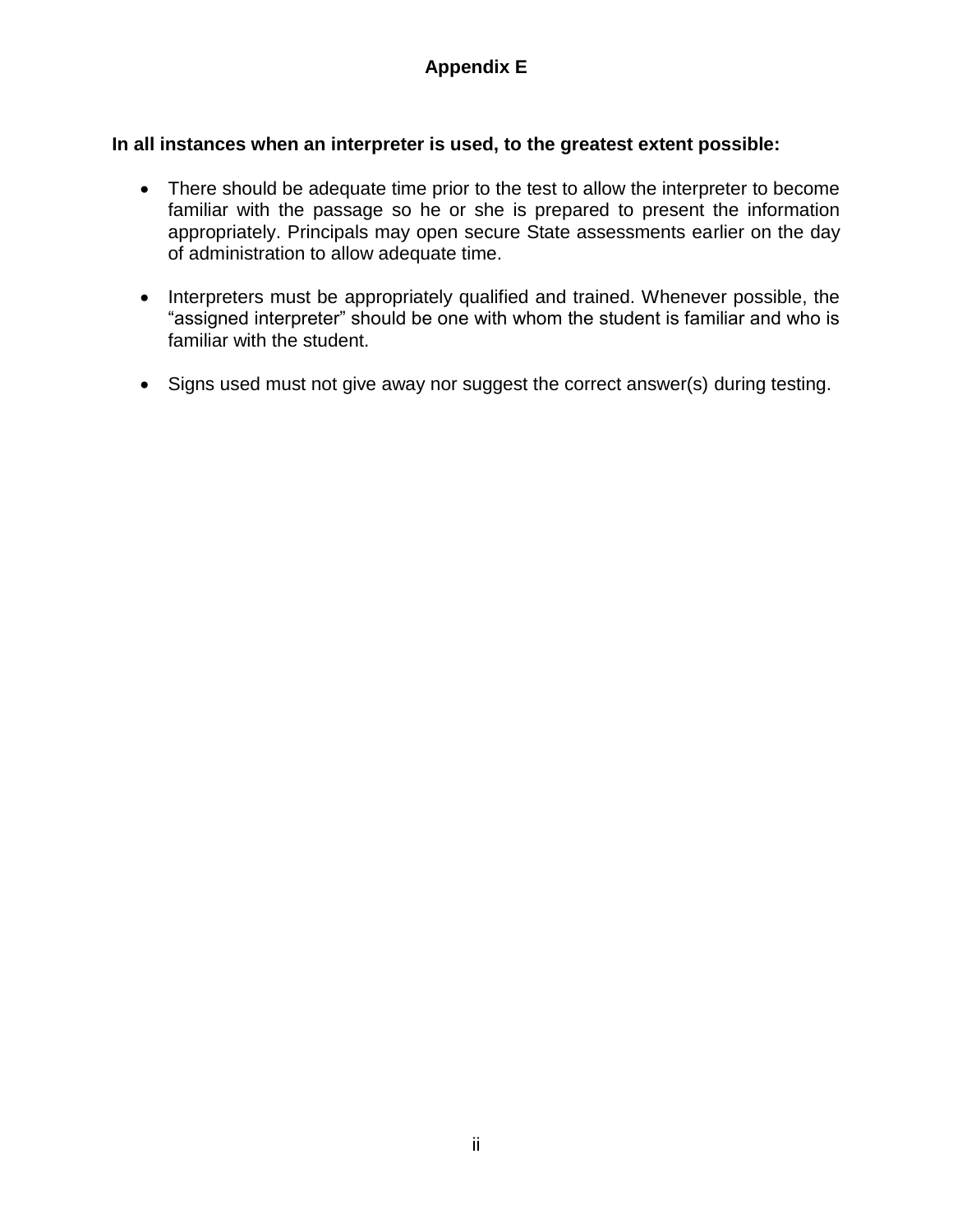## Appendix E

**In all instances when an interpreter is used, to the greatest extent possible:**

- There should be adequate time prior to the test to allow the interpreter to become familiar with the passage so he or she is prepared to present the information appropriately. Principals may open secure State assessments earlier on the day of administration to allow adequate time.
- Interpreters must be appropriately qualified and trained. Whenever possible, the "assigned interpreter" should be one with whom the student is familiar and who is familiar with the student.
- Signs used must not give away nor suggest the correct answer(s) during testing.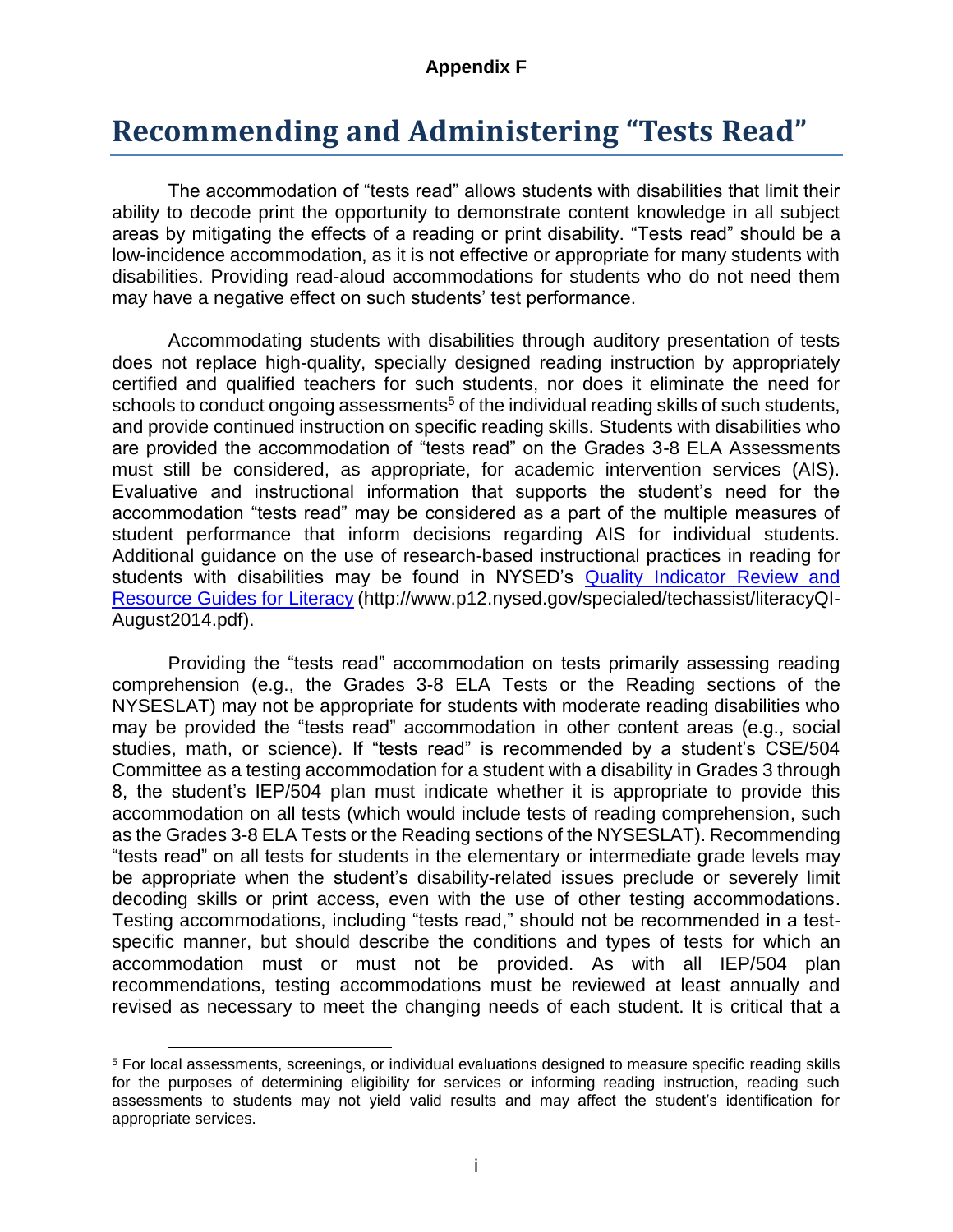**Appendix F**

# Recommending and Administering "Tests Read"

The accommodation of "tests read" allows students with disabilities that limit their ability to decode print the opportunity to demonstrate content knowledge in all subject areas by mitigating the effects of a reading or print disability. "Tests read" should be a low-incidence accommodation, as it is not effective or appropriate for many students with disabilities. Providing read-aloud accommodations for students who do not need them may have a negative effect on such students' test performance.

Accommodating students with disabilities through auditory presentation of tests does not replace high-quality, specially designed reading instruction by appropriately certified and qualified teachers for such students, nor does it eliminate the need for schools to conduct ongoing assessments[5] of the individual reading skills of such students, and provide continued instruction on specific reading skills. Students with disabilities who are provided the accommodation of "tests read" on the Grades 3-8 ELA Assessments must still be considered, as appropriate, for academic intervention services (AIS). Evaluative and instructional information that supports the student's need for the accommodation "tests read" may be considered as a part of the multiple measures of student performance that inform decisions regarding AIS for individual students. Additional guidance on the use of research-based instructional practices in reading for students with disabilities may be found in NYSED's [Quality Indicator Review and Resource Guides for Literacy](http://www.p12.nysed.gov/specialed/techassist/literacyQI-August2014.pdf) (http://www.p12.nysed.gov/specialed/techassist/literacyQI-August2014.pdf).

Providing the "tests read" accommodation on tests primarily assessing reading comprehension (e.g., the Grades 3-8 ELA Tests or the Reading sections of the NYSESLAT) may not be appropriate for students with moderate reading disabilities who may be provided the "tests read" accommodation in other content areas (e.g., social studies, math, or science). If "tests read" is recommended by a student's CSE/504 Committee as a testing accommodation for a student with a disability in Grades 3 through 8, the student's IEP/504 plan must indicate whether it is appropriate to provide this accommodation on all tests (which would include tests of reading comprehension, such as the Grades 3-8 ELA Tests or the Reading sections of the NYSESLAT). Recommending "tests read" on all tests for students in the elementary or intermediate grade levels may be appropriate when the student's disability-related issues preclude or severely limit decoding skills or print access, even with the use of other testing accommodations. Testing accommodations, including "tests read," should not be recommended in a test-specific manner, but should describe the conditions and types of tests for which an accommodation must or must not be provided. As with all IEP/504 plan recommendations, testing accommodations must be reviewed at least annually and revised as necessary to meet the changing needs of each student. It is critical that a

[5] For local assessments, screenings, or individual evaluations designed to measure specific reading skills for the purposes of determining eligibility for services or informing reading instruction, reading such assessments to students may not yield valid results and may affect the student's identification for appropriate services.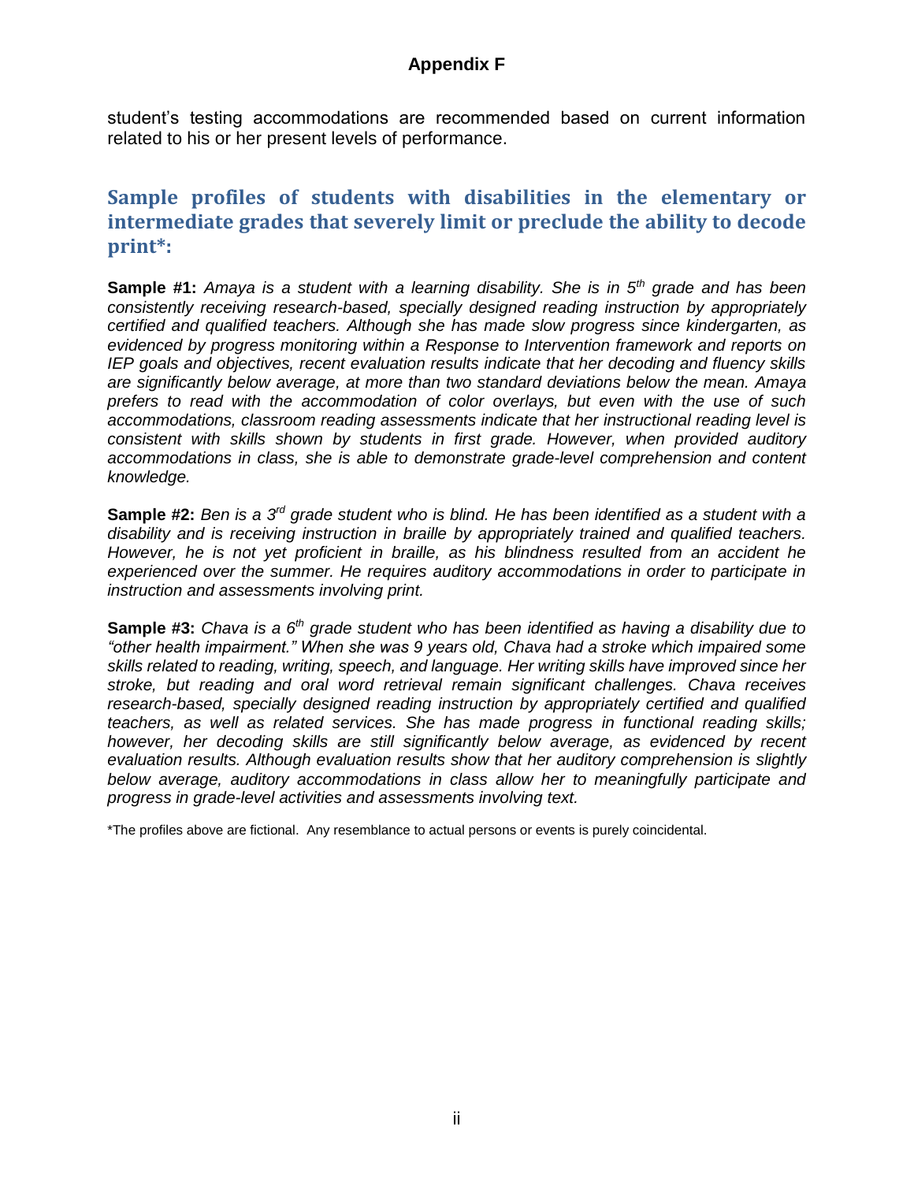student's testing accommodations are recommended based on current information related to his or her present levels of performance.

## Sample profiles of students with disabilities in the elementary or intermediate grades that severely limit or preclude the ability to decode print*:

**Sample #1:** *Amaya is a student with a learning disability. She is in 5th grade and has been consistently receiving research-based, specially designed reading instruction by appropriately certified and qualified teachers. Although she has made slow progress since kindergarten, as evidenced by progress monitoring within a Response to Intervention framework and reports on IEP goals and objectives, recent evaluation results indicate that her decoding and fluency skills are significantly below average, at more than two standard deviations below the mean. Amaya prefers to read with the accommodation of color overlays, but even with the use of such accommodations, classroom reading assessments indicate that her instructional reading level is consistent with skills shown by students in first grade. However, when provided auditory accommodations in class, she is able to demonstrate grade-level comprehension and content knowledge.*

**Sample #2:** *Ben is a 3rd grade student who is blind. He has been identified as a student with a disability and is receiving instruction in braille by appropriately trained and qualified teachers. However, he is not yet proficient in braille, as his blindness resulted from an accident he experienced over the summer. He requires auditory accommodations in order to participate in instruction and assessments involving print.*

**Sample #3:** *Chava is a 6th grade student who has been identified as having a disability due to "other health impairment." When she was 9 years old, Chava had a stroke which impaired some skills related to reading, writing, speech, and language. Her writing skills have improved since her stroke, but reading and oral word retrieval remain significant challenges. Chava receives research-based, specially designed reading instruction by appropriately certified and qualified teachers, as well as related services. She has made progress in functional reading skills; however, her decoding skills are still significantly below average, as evidenced by recent evaluation results. Although evaluation results show that her auditory comprehension is slightly below average, auditory accommodations in class allow her to meaningfully participate and progress in grade-level activities and assessments involving text.*

*The profiles above are fictional. Any resemblance to actual persons or events is purely coincidental.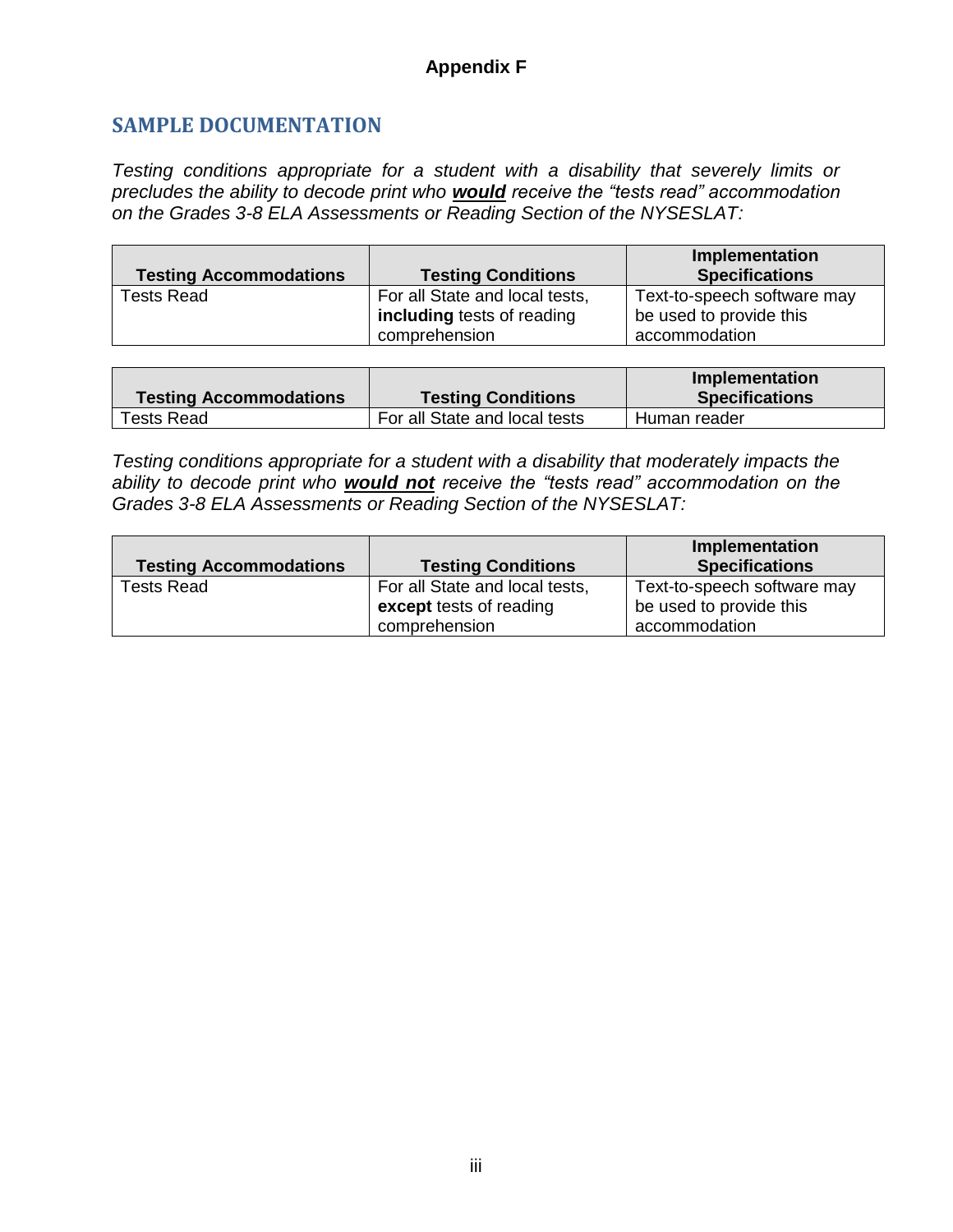# Appendix F

## SAMPLE DOCUMENTATION

*Testing conditions appropriate for a student with a disability that severely limits or precludes the ability to decode print who **would** receive the "tests read" accommodation on the Grades 3-8 ELA Assessments or Reading Section of the NYSESLAT:*

| Testing Accommodations | Testing Conditions | Implementation Specifications |
|---|---|---|
| Tests Read | For all State and local tests, **including** tests of reading comprehension | Text-to-speech software may be used to provide this accommodation |

| Testing Accommodations | Testing Conditions | Implementation Specifications |
|---|---|---|
| Tests Read | For all State and local tests | Human reader |

*Testing conditions appropriate for a student with a disability that moderately impacts the ability to decode print who **would not** receive the "tests read" accommodation on the Grades 3-8 ELA Assessments or Reading Section of the NYSESLAT:*

| Testing Accommodations | Testing Conditions | Implementation Specifications |
|---|---|---|
| Tests Read | For all State and local tests, **except** tests of reading comprehension | Text-to-speech software may be used to provide this accommodation |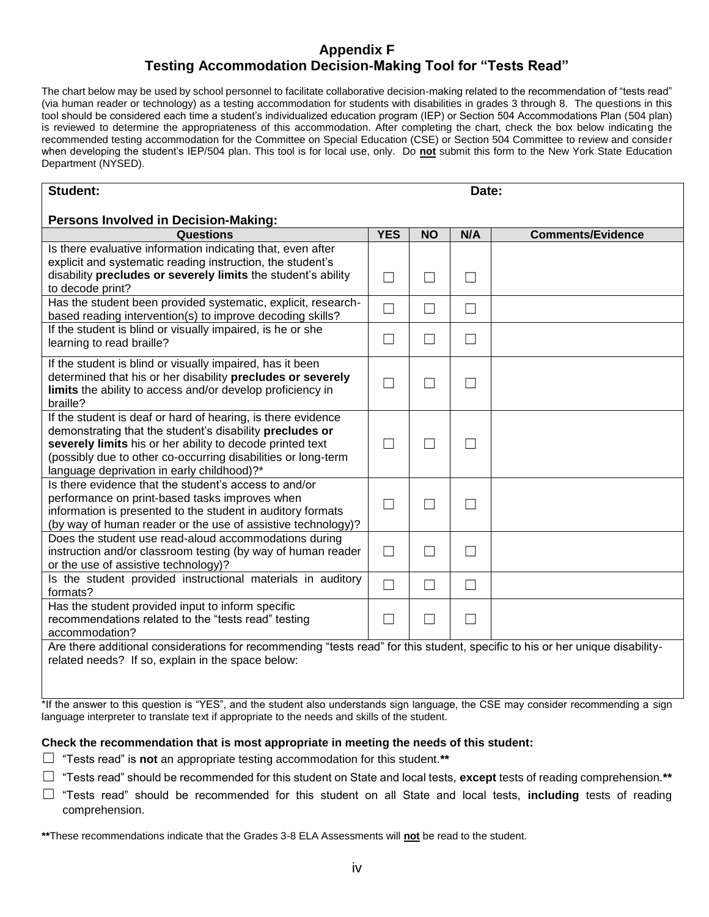# Appendix F
## Testing Accommodation Decision-Making Tool for "Tests Read"

The chart below may be used by school personnel to facilitate collaborative decision-making related to the recommendation of "tests read" (via human reader or technology) as a testing accommodation for students with disabilities in grades 3 through 8. The questions in this tool should be considered each time a student's individualized education program (IEP) or Section 504 Accommodations Plan (504 plan) is reviewed to determine the appropriateness of this accommodation. After completing the chart, check the box below indicating the recommended testing accommodation for the Committee on Special Education (CSE) or Section 504 Committee to review and consider when developing the student's IEP/504 plan. This tool is for local use, only. Do **not** submit this form to the New York State Education Department (NYSED).

**Student:** **Date:**

**Persons Involved in Decision-Making:**

| Questions | YES | NO | N/A | Comments/Evidence |
|---|---|---|---|---|
| Is there evaluative information indicating that, even after explicit and systematic reading instruction, the student's disability **precludes or severely limits** the student's ability to decode print? | ☐ | ☐ | ☐ | |
| Has the student been provided systematic, explicit, research-based reading intervention(s) to improve decoding skills? | ☐ | ☐ | ☐ | |
| If the student is blind or visually impaired, is he or she learning to read braille? | ☐ | ☐ | ☐ | |
| If the student is blind or visually impaired, has it been determined that his or her disability **precludes or severely limits** the ability to access and/or develop proficiency in braille? | ☐ | ☐ | ☐ | |
| If the student is deaf or hard of hearing, is there evidence demonstrating that the student's disability **precludes or severely limits** his or her ability to decode printed text (possibly due to other co-occurring disabilities or long-term language deprivation in early childhood)?* | ☐ | ☐ | ☐ | |
| Is there evidence that the student's access to and/or performance on print-based tasks improves when information is presented to the student in auditory formats (by way of human reader or the use of assistive technology)? | ☐ | ☐ | ☐ | |
| Does the student use read-aloud accommodations during instruction and/or classroom testing (by way of human reader or the use of assistive technology)? | ☐ | ☐ | ☐ | |
| Is the student provided instructional materials in auditory formats? | ☐ | ☐ | ☐ | |
| Has the student provided input to inform specific recommendations related to the "tests read" testing accommodation? | ☐ | ☐ | ☐ | |
| Are there additional considerations for recommending "tests read" for this student, specific to his or her unique disability-related needs? If so, explain in the space below: | | | | |

*If the answer to this question is "YES", and the student also understands sign language, the CSE may consider recommending a sign language interpreter to translate text if appropriate to the needs and skills of the student.

**Check the recommendation that is most appropriate in meeting the needs of this student:**

☐ "Tests read" is **not** an appropriate testing accommodation for this student.**

☐ "Tests read" should be recommended for this student on State and local tests, **except** tests of reading comprehension.**

☐ "Tests read" should be recommended for this student on all State and local tests, **including** tests of reading comprehension.

**These recommendations indicate that the Grades 3-8 ELA Assessments will **not** be read to the student.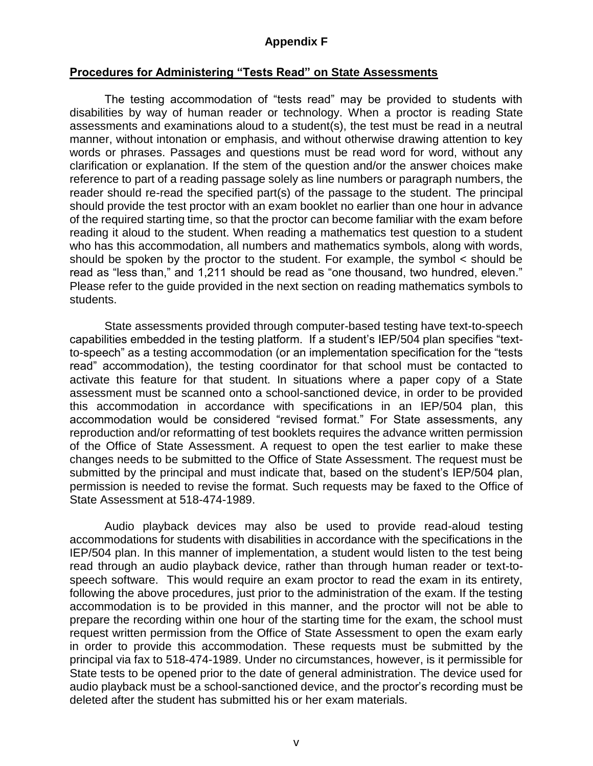## Appendix F

## Procedures for Administering "Tests Read" on State Assessments

The testing accommodation of "tests read" may be provided to students with disabilities by way of human reader or technology. When a proctor is reading State assessments and examinations aloud to a student(s), the test must be read in a neutral manner, without intonation or emphasis, and without otherwise drawing attention to key words or phrases. Passages and questions must be read word for word, without any clarification or explanation. If the stem of the question and/or the answer choices make reference to part of a reading passage solely as line numbers or paragraph numbers, the reader should re-read the specified part(s) of the passage to the student. The principal should provide the test proctor with an exam booklet no earlier than one hour in advance of the required starting time, so that the proctor can become familiar with the exam before reading it aloud to the student. When reading a mathematics test question to a student who has this accommodation, all numbers and mathematics symbols, along with words, should be spoken by the proctor to the student. For example, the symbol < should be read as "less than," and 1,211 should be read as "one thousand, two hundred, eleven." Please refer to the guide provided in the next section on reading mathematics symbols to students.

State assessments provided through computer-based testing have text-to-speech capabilities embedded in the testing platform. If a student's IEP/504 plan specifies "text-to-speech" as a testing accommodation (or an implementation specification for the "tests read" accommodation), the testing coordinator for that school must be contacted to activate this feature for that student. In situations where a paper copy of a State assessment must be scanned onto a school-sanctioned device, in order to be provided this accommodation in accordance with specifications in an IEP/504 plan, this accommodation would be considered "revised format." For State assessments, any reproduction and/or reformatting of test booklets requires the advance written permission of the Office of State Assessment. A request to open the test earlier to make these changes needs to be submitted to the Office of State Assessment. The request must be submitted by the principal and must indicate that, based on the student's IEP/504 plan, permission is needed to revise the format. Such requests may be faxed to the Office of State Assessment at 518-474-1989.

Audio playback devices may also be used to provide read-aloud testing accommodations for students with disabilities in accordance with the specifications in the IEP/504 plan. In this manner of implementation, a student would listen to the test being read through an audio playback device, rather than through human reader or text-to-speech software. This would require an exam proctor to read the exam in its entirety, following the above procedures, just prior to the administration of the exam. If the testing accommodation is to be provided in this manner, and the proctor will not be able to prepare the recording within one hour of the starting time for the exam, the school must request written permission from the Office of State Assessment to open the exam early in order to provide this accommodation. These requests must be submitted by the principal via fax to 518-474-1989. Under no circumstances, however, is it permissible for State tests to be opened prior to the date of general administration. The device used for audio playback must be a school-sanctioned device, and the proctor's recording must be deleted after the student has submitted his or her exam materials.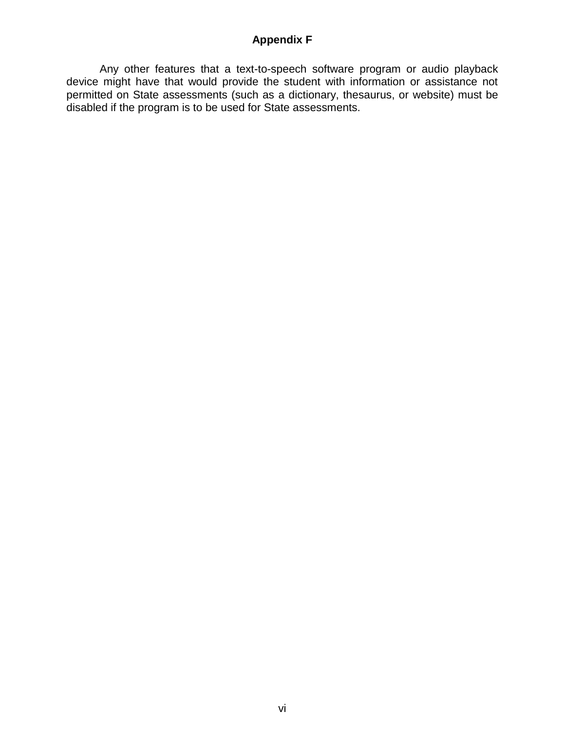**Appendix F**

Any other features that a text-to-speech software program or audio playback device might have that would provide the student with information or assistance not permitted on State assessments (such as a dictionary, thesaurus, or website) must be disabled if the program is to be used for State assessments.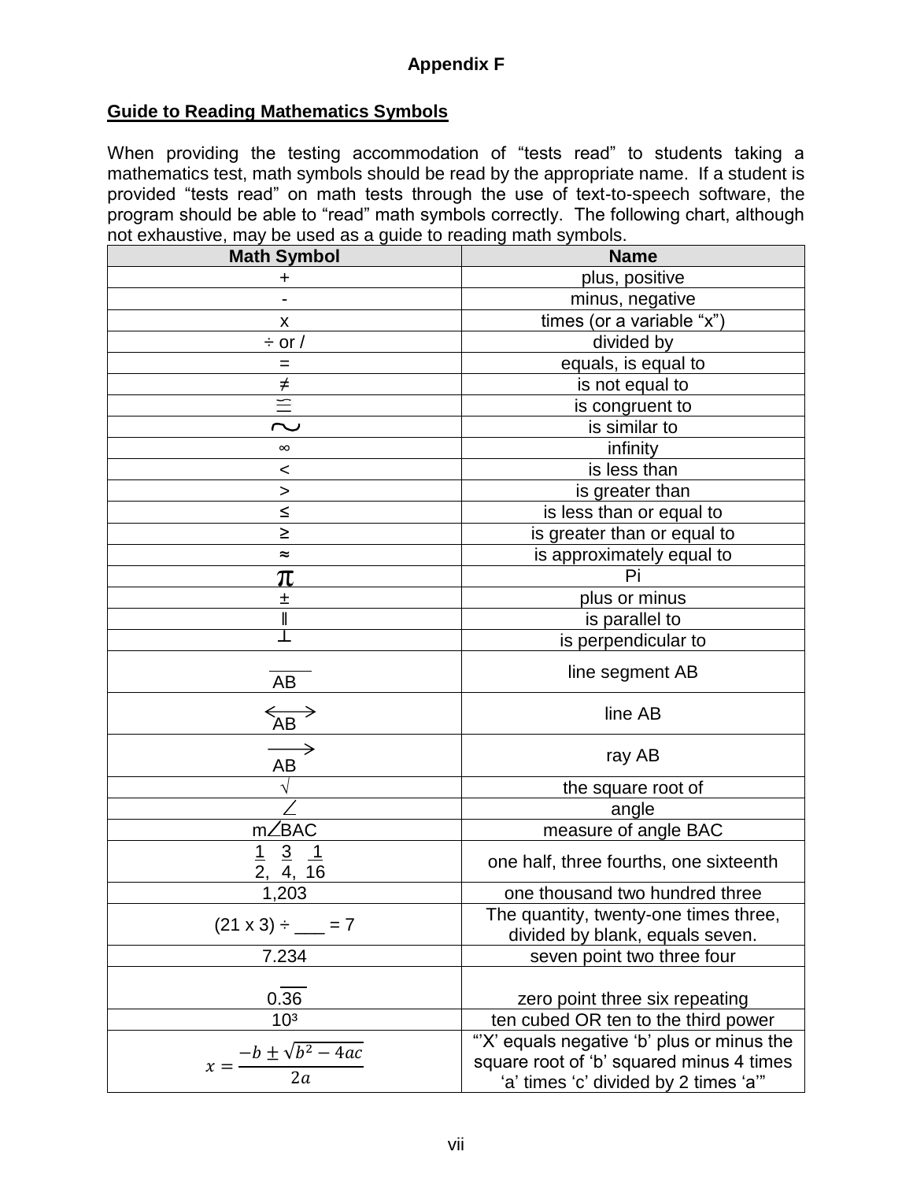**Appendix F**

**Guide to Reading Mathematics Symbols**

When providing the testing accommodation of "tests read" to students taking a mathematics test, math symbols should be read by the appropriate name. If a student is provided "tests read" on math tests through the use of text-to-speech software, the program should be able to "read" math symbols correctly. The following chart, although not exhaustive, may be used as a guide to reading math symbols.

| Math Symbol | Name |
| --- | --- |
| + | plus, positive |
| - | minus, negative |
| x | times (or a variable "x") |
| ÷ or / | divided by |
| = | equals, is equal to |
| ≠ | is not equal to |
| ≅ | is congruent to |
| ~ | is similar to |
| ∞ | infinity |
| < | is less than |
| > | is greater than |
| ≤ | is less than or equal to |
| ≥ | is greater than or equal to |
| ≈ | is approximately equal to |
| π | Pi |
| ± | plus or minus |
| ∥ | is parallel to |
| ⊥ | is perpendicular to |
| $\overline{AB}$ | line segment AB |
| $\overleftrightarrow{AB}$ | line AB |
| $\overrightarrow{AB}$ | ray AB |
| √ | the square root of |
| ∠ | angle |
| m∠BAC | measure of angle BAC |
| $\frac{1}{2}$, $\frac{3}{4}$, $\frac{1}{16}$ | one half, three fourths, one sixteenth |
| 1,203 | one thousand two hundred three |
| (21 x 3) ÷ ___ = 7 | The quantity, twenty-one times three, divided by blank, equals seven. |
| 7.234 | seven point two three four |
| $0.\overline{36}$ | zero point three six repeating |
| $10^3$ | ten cubed OR ten to the third power |
| $x = \frac{-b \pm \sqrt{b^2 - 4ac}}{2a}$ | "'X' equals negative 'b' plus or minus the square root of 'b' squared minus 4 times 'a' times 'c' divided by 2 times 'a'" |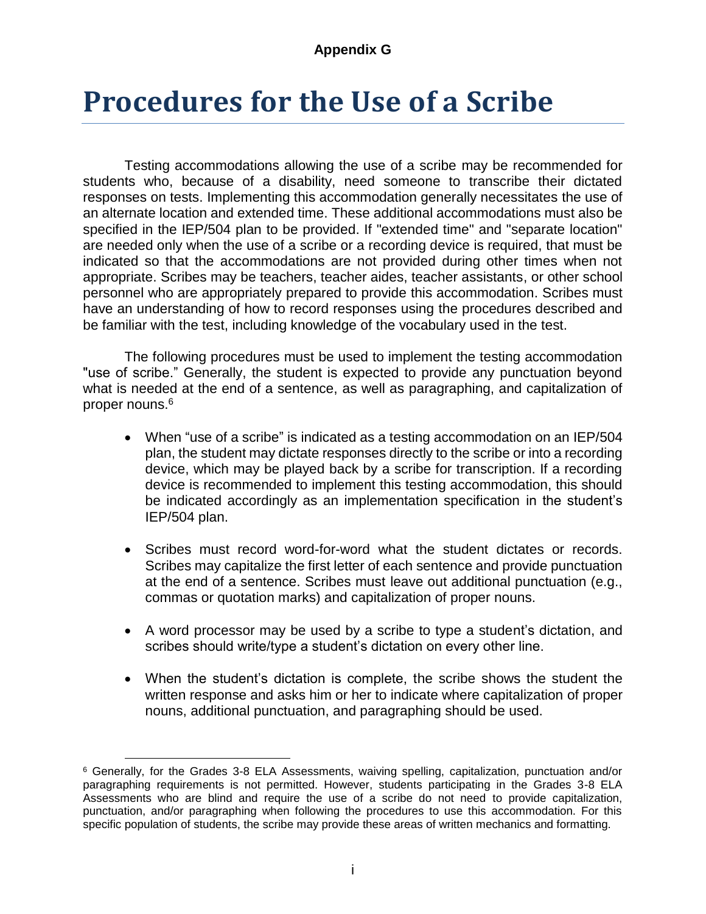**Appendix G**

# Procedures for the Use of a Scribe

Testing accommodations allowing the use of a scribe may be recommended for students who, because of a disability, need someone to transcribe their dictated responses on tests. Implementing this accommodation generally necessitates the use of an alternate location and extended time. These additional accommodations must also be specified in the IEP/504 plan to be provided. If "extended time" and "separate location" are needed only when the use of a scribe or a recording device is required, that must be indicated so that the accommodations are not provided during other times when not appropriate. Scribes may be teachers, teacher aides, teacher assistants, or other school personnel who are appropriately prepared to provide this accommodation. Scribes must have an understanding of how to record responses using the procedures described and be familiar with the test, including knowledge of the vocabulary used in the test.

The following procedures must be used to implement the testing accommodation "use of scribe." Generally, the student is expected to provide any punctuation beyond what is needed at the end of a sentence, as well as paragraphing, and capitalization of proper nouns.[6]

- When "use of a scribe" is indicated as a testing accommodation on an IEP/504 plan, the student may dictate responses directly to the scribe or into a recording device, which may be played back by a scribe for transcription. If a recording device is recommended to implement this testing accommodation, this should be indicated accordingly as an implementation specification in the student's IEP/504 plan.

- Scribes must record word-for-word what the student dictates or records. Scribes may capitalize the first letter of each sentence and provide punctuation at the end of a sentence. Scribes must leave out additional punctuation (e.g., commas or quotation marks) and capitalization of proper nouns.

- A word processor may be used by a scribe to type a student's dictation, and scribes should write/type a student's dictation on every other line.

- When the student's dictation is complete, the scribe shows the student the written response and asks him or her to indicate where capitalization of proper nouns, additional punctuation, and paragraphing should be used.

---

[6] Generally, for the Grades 3-8 ELA Assessments, waiving spelling, capitalization, punctuation and/or paragraphing requirements is not permitted. However, students participating in the Grades 3-8 ELA Assessments who are blind and require the use of a scribe do not need to provide capitalization, punctuation, and/or paragraphing when following the procedures to use this accommodation. For this specific population of students, the scribe may provide these areas of written mechanics and formatting.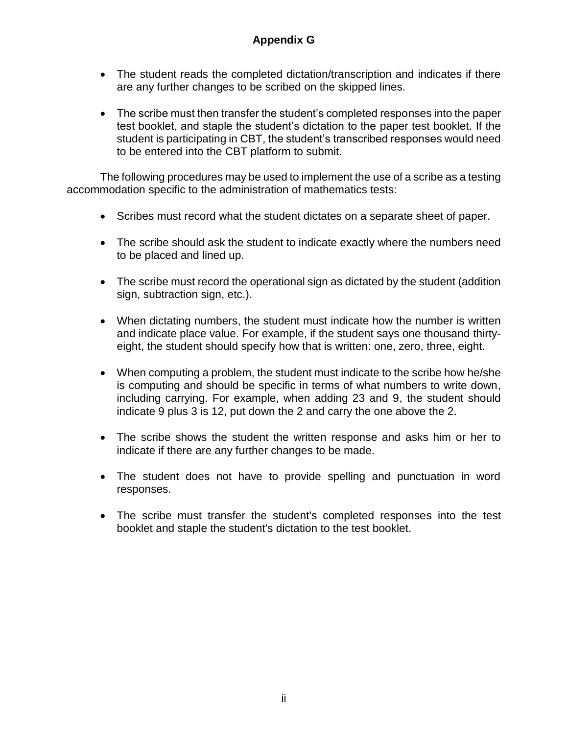## Appendix G

- The student reads the completed dictation/transcription and indicates if there are any further changes to be scribed on the skipped lines.
- The scribe must then transfer the student's completed responses into the paper test booklet, and staple the student's dictation to the paper test booklet. If the student is participating in CBT, the student's transcribed responses would need to be entered into the CBT platform to submit.

The following procedures may be used to implement the use of a scribe as a testing accommodation specific to the administration of mathematics tests:

- Scribes must record what the student dictates on a separate sheet of paper.
- The scribe should ask the student to indicate exactly where the numbers need to be placed and lined up.
- The scribe must record the operational sign as dictated by the student (addition sign, subtraction sign, etc.).
- When dictating numbers, the student must indicate how the number is written and indicate place value. For example, if the student says one thousand thirty-eight, the student should specify how that is written: one, zero, three, eight.
- When computing a problem, the student must indicate to the scribe how he/she is computing and should be specific in terms of what numbers to write down, including carrying. For example, when adding 23 and 9, the student should indicate 9 plus 3 is 12, put down the 2 and carry the one above the 2.
- The scribe shows the student the written response and asks him or her to indicate if there are any further changes to be made.
- The student does not have to provide spelling and punctuation in word responses.
- The scribe must transfer the student's completed responses into the test booklet and staple the student's dictation to the test booklet.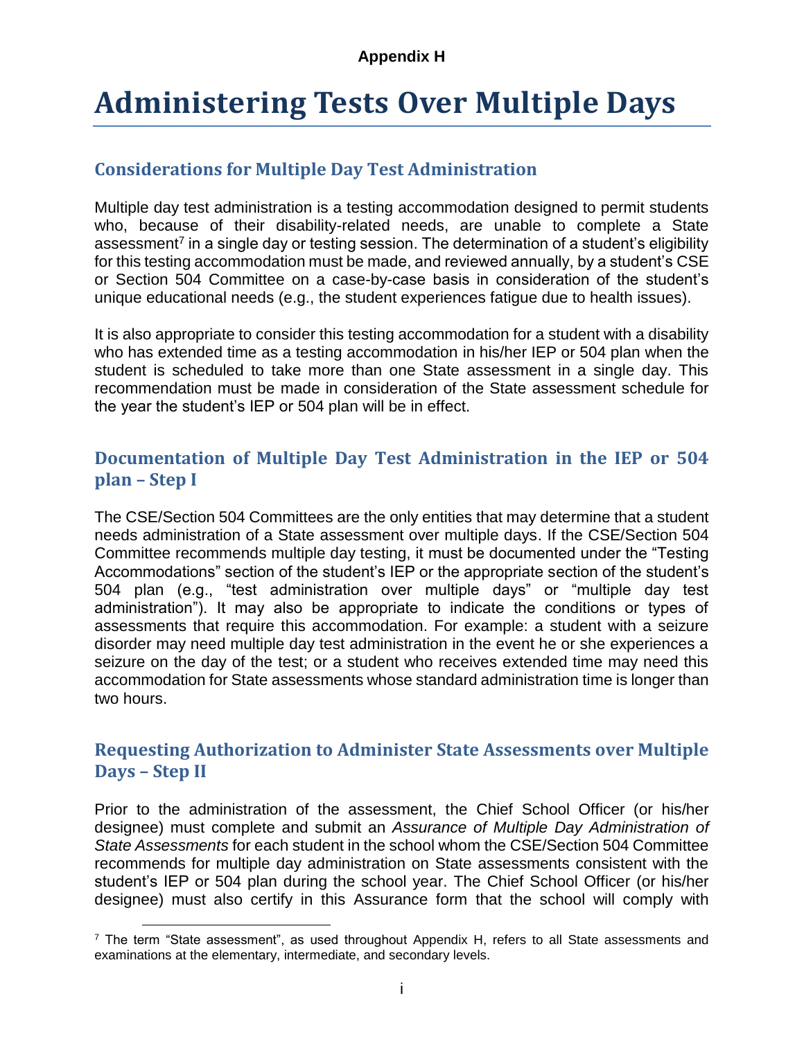**Appendix H**

# Administering Tests Over Multiple Days

## Considerations for Multiple Day Test Administration

Multiple day test administration is a testing accommodation designed to permit students who, because of their disability-related needs, are unable to complete a State assessment[7] in a single day or testing session. The determination of a student's eligibility for this testing accommodation must be made, and reviewed annually, by a student's CSE or Section 504 Committee on a case-by-case basis in consideration of the student's unique educational needs (e.g., the student experiences fatigue due to health issues).

It is also appropriate to consider this testing accommodation for a student with a disability who has extended time as a testing accommodation in his/her IEP or 504 plan when the student is scheduled to take more than one State assessment in a single day. This recommendation must be made in consideration of the State assessment schedule for the year the student's IEP or 504 plan will be in effect.

## Documentation of Multiple Day Test Administration in the IEP or 504 plan – Step I

The CSE/Section 504 Committees are the only entities that may determine that a student needs administration of a State assessment over multiple days. If the CSE/Section 504 Committee recommends multiple day testing, it must be documented under the "Testing Accommodations" section of the student's IEP or the appropriate section of the student's 504 plan (e.g., "test administration over multiple days" or "multiple day test administration"). It may also be appropriate to indicate the conditions or types of assessments that require this accommodation. For example: a student with a seizure disorder may need multiple day test administration in the event he or she experiences a seizure on the day of the test; or a student who receives extended time may need this accommodation for State assessments whose standard administration time is longer than two hours.

## Requesting Authorization to Administer State Assessments over Multiple Days – Step II

Prior to the administration of the assessment, the Chief School Officer (or his/her designee) must complete and submit an *Assurance of Multiple Day Administration of State Assessments* for each student in the school whom the CSE/Section 504 Committee recommends for multiple day administration on State assessments consistent with the student's IEP or 504 plan during the school year. The Chief School Officer (or his/her designee) must also certify in this Assurance form that the school will comply with

[7] The term "State assessment", as used throughout Appendix H, refers to all State assessments and examinations at the elementary, intermediate, and secondary levels.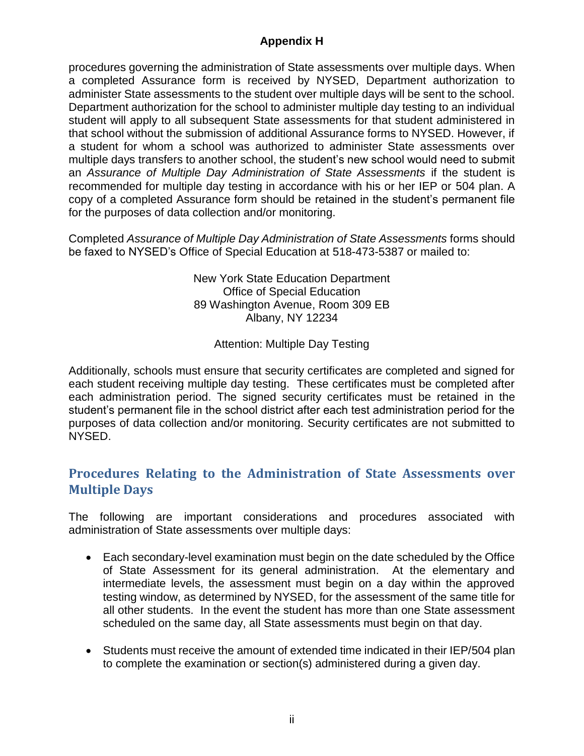procedures governing the administration of State assessments over multiple days. When a completed Assurance form is received by NYSED, Department authorization to administer State assessments to the student over multiple days will be sent to the school. Department authorization for the school to administer multiple day testing to an individual student will apply to all subsequent State assessments for that student administered in that school without the submission of additional Assurance forms to NYSED. However, if a student for whom a school was authorized to administer State assessments over multiple days transfers to another school, the student's new school would need to submit an *Assurance of Multiple Day Administration of State Assessments* if the student is recommended for multiple day testing in accordance with his or her IEP or 504 plan. A copy of a completed Assurance form should be retained in the student's permanent file for the purposes of data collection and/or monitoring.

Completed *Assurance of Multiple Day Administration of State Assessments* forms should be faxed to NYSED's Office of Special Education at 518-473-5387 or mailed to:

New York State Education Department
Office of Special Education
89 Washington Avenue, Room 309 EB
Albany, NY 12234

Attention: Multiple Day Testing

Additionally, schools must ensure that security certificates are completed and signed for each student receiving multiple day testing. These certificates must be completed after each administration period. The signed security certificates must be retained in the student's permanent file in the school district after each test administration period for the purposes of data collection and/or monitoring. Security certificates are not submitted to NYSED.

## Procedures Relating to the Administration of State Assessments over Multiple Days

The following are important considerations and procedures associated with administration of State assessments over multiple days:

- Each secondary-level examination must begin on the date scheduled by the Office of State Assessment for its general administration. At the elementary and intermediate levels, the assessment must begin on a day within the approved testing window, as determined by NYSED, for the assessment of the same title for all other students. In the event the student has more than one State assessment scheduled on the same day, all State assessments must begin on that day.

- Students must receive the amount of extended time indicated in their IEP/504 plan to complete the examination or section(s) administered during a given day.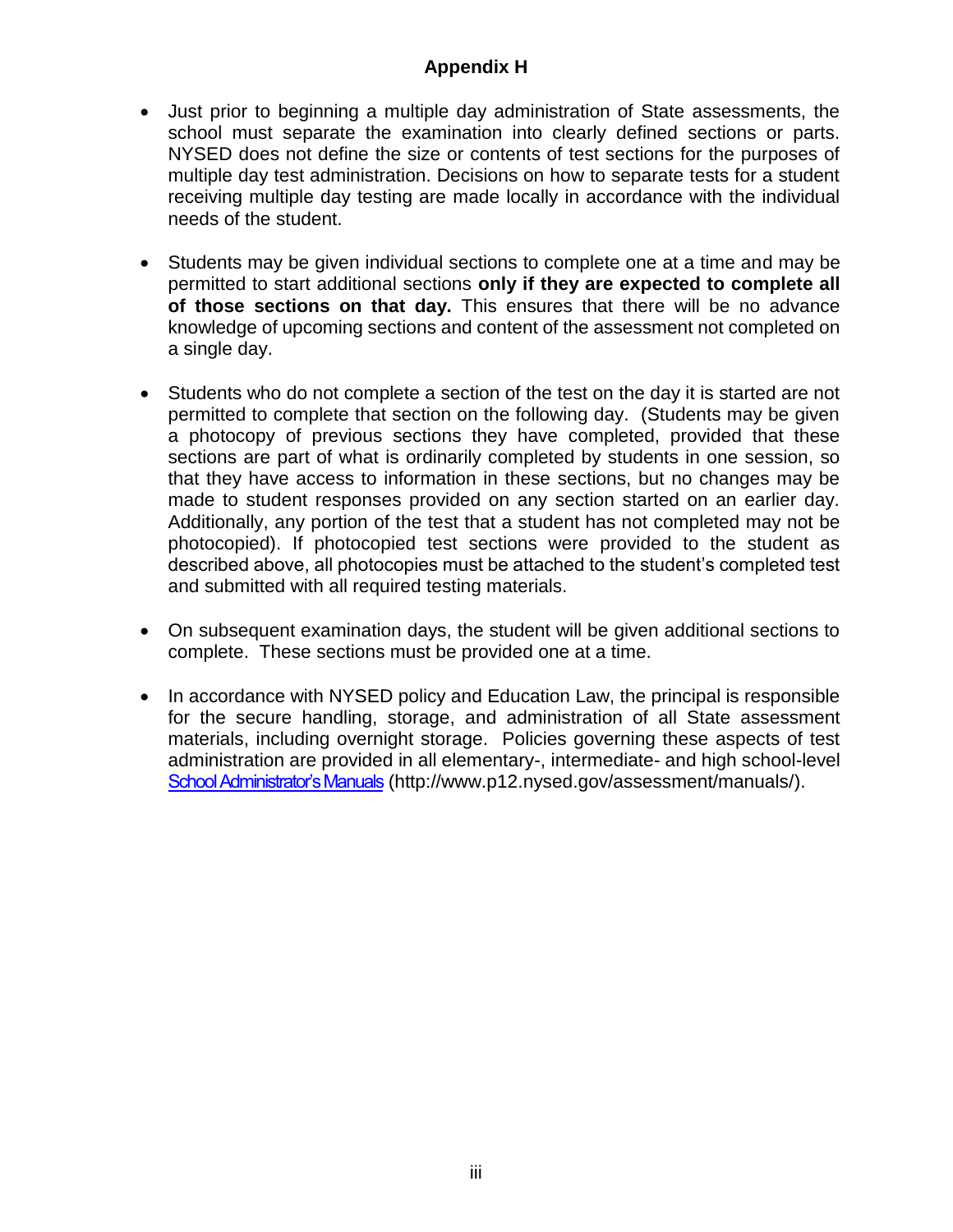## Appendix H

- Just prior to beginning a multiple day administration of State assessments, the school must separate the examination into clearly defined sections or parts. NYSED does not define the size or contents of test sections for the purposes of multiple day test administration. Decisions on how to separate tests for a student receiving multiple day testing are made locally in accordance with the individual needs of the student.

- Students may be given individual sections to complete one at a time and may be permitted to start additional sections **only if they are expected to complete all of those sections on that day.** This ensures that there will be no advance knowledge of upcoming sections and content of the assessment not completed on a single day.

- Students who do not complete a section of the test on the day it is started are not permitted to complete that section on the following day. (Students may be given a photocopy of previous sections they have completed, provided that these sections are part of what is ordinarily completed by students in one session, so that they have access to information in these sections, but no changes may be made to student responses provided on any section started on an earlier day. Additionally, any portion of the test that a student has not completed may not be photocopied). If photocopied test sections were provided to the student as described above, all photocopies must be attached to the student's completed test and submitted with all required testing materials.

- On subsequent examination days, the student will be given additional sections to complete. These sections must be provided one at a time.

- In accordance with NYSED policy and Education Law, the principal is responsible for the secure handling, storage, and administration of all State assessment materials, including overnight storage. Policies governing these aspects of test administration are provided in all elementary-, intermediate- and high school-level [School Administrator's Manuals](http://www.p12.nysed.gov/assessment/manuals/) (http://www.p12.nysed.gov/assessment/manuals/).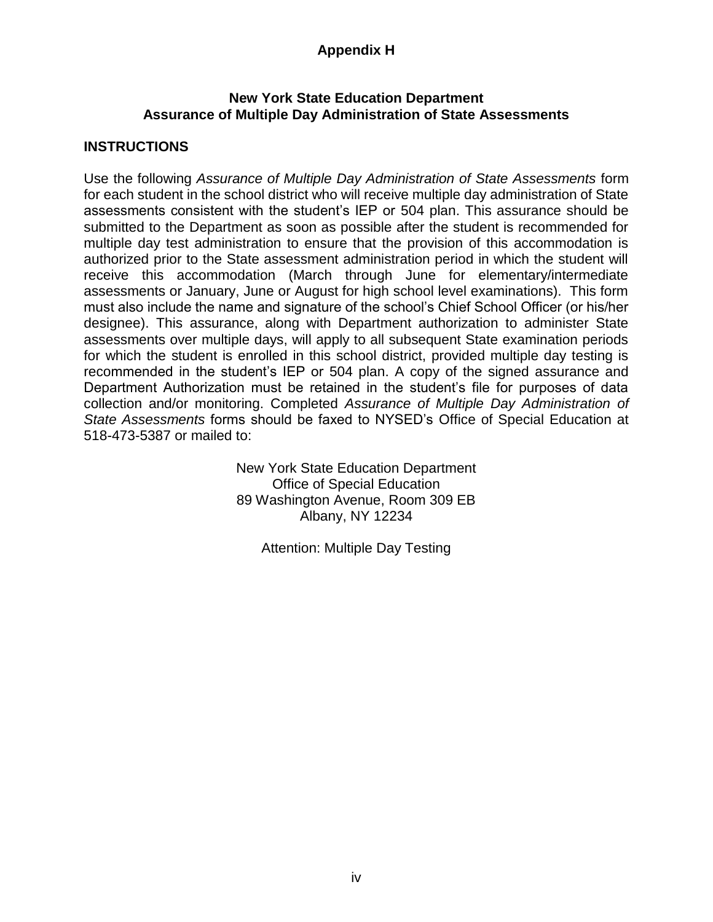## Appendix H

### New York State Education Department
### Assurance of Multiple Day Administration of State Assessments

**INSTRUCTIONS**

Use the following *Assurance of Multiple Day Administration of State Assessments* form for each student in the school district who will receive multiple day administration of State assessments consistent with the student's IEP or 504 plan. This assurance should be submitted to the Department as soon as possible after the student is recommended for multiple day test administration to ensure that the provision of this accommodation is authorized prior to the State assessment administration period in which the student will receive this accommodation (March through June for elementary/intermediate assessments or January, June or August for high school level examinations). This form must also include the name and signature of the school's Chief School Officer (or his/her designee). This assurance, along with Department authorization to administer State assessments over multiple days, will apply to all subsequent State examination periods for which the student is enrolled in this school district, provided multiple day testing is recommended in the student's IEP or 504 plan. A copy of the signed assurance and Department Authorization must be retained in the student's file for purposes of data collection and/or monitoring. Completed *Assurance of Multiple Day Administration of State Assessments* forms should be faxed to NYSED's Office of Special Education at 518-473-5387 or mailed to:

New York State Education Department
Office of Special Education
89 Washington Avenue, Room 309 EB
Albany, NY 12234

Attention: Multiple Day Testing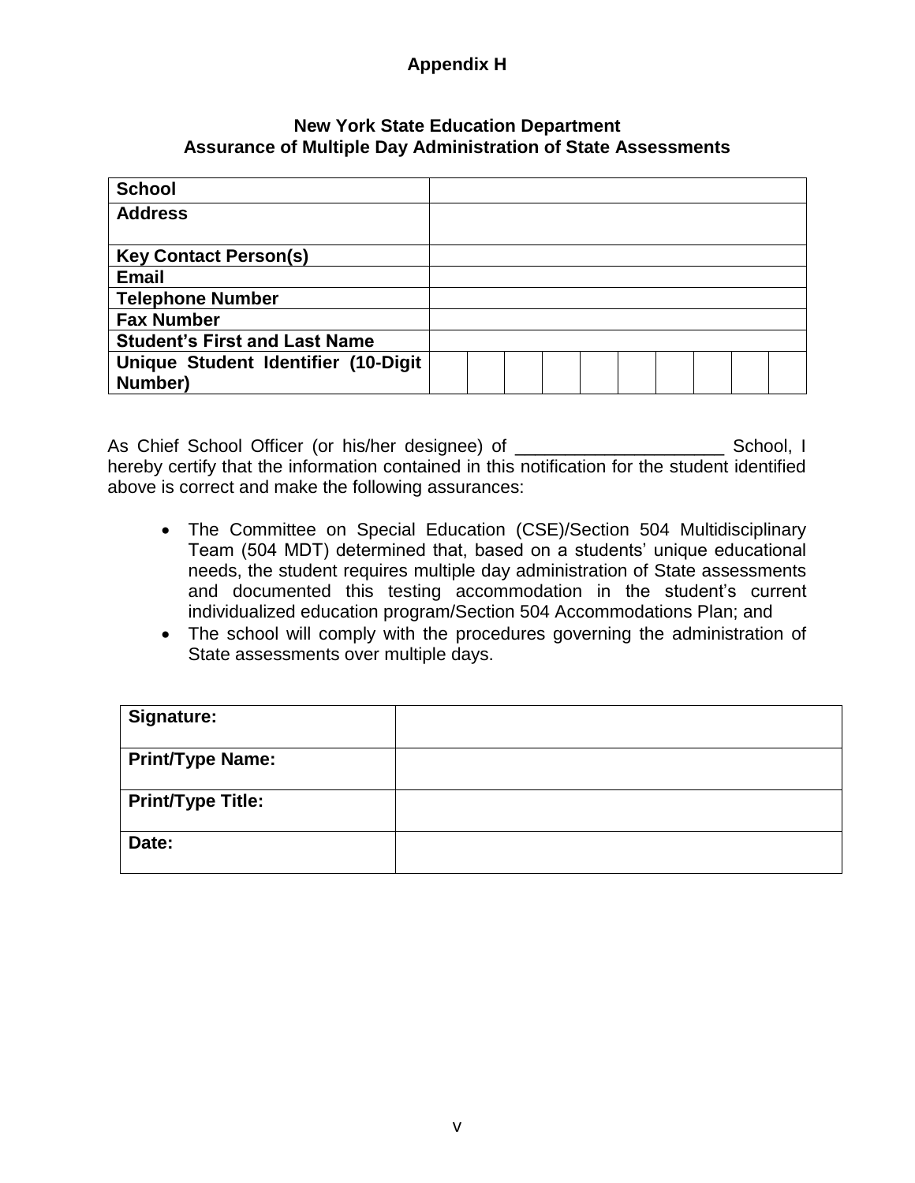## Appendix H

### New York State Education Department
### Assurance of Multiple Day Administration of State Assessments

| | | | | | | | | | | |
|---|---|---|---|---|---|---|---|---|---|---|
| **School** | | | | | | | | | | |
| **Address** | | | | | | | | | | |
| **Key Contact Person(s)** | | | | | | | | | | |
| **Email** | | | | | | | | | | |
| **Telephone Number** | | | | | | | | | | |
| **Fax Number** | | | | | | | | | | |
| **Student's First and Last Name** | | | | | | | | | | |
| **Unique Student Identifier (10-Digit Number)** | | | | | | | | | | |

As Chief School Officer (or his/her designee) of _____________________ School, I hereby certify that the information contained in this notification for the student identified above is correct and make the following assurances:

- The Committee on Special Education (CSE)/Section 504 Multidisciplinary Team (504 MDT) determined that, based on a students' unique educational needs, the student requires multiple day administration of State assessments and documented this testing accommodation in the student's current individualized education program/Section 504 Accommodations Plan; and
- The school will comply with the procedures governing the administration of State assessments over multiple days.

| | |
|---|---|
| **Signature:** | |
| **Print/Type Name:** | |
| **Print/Type Title:** | |
| **Date:** | |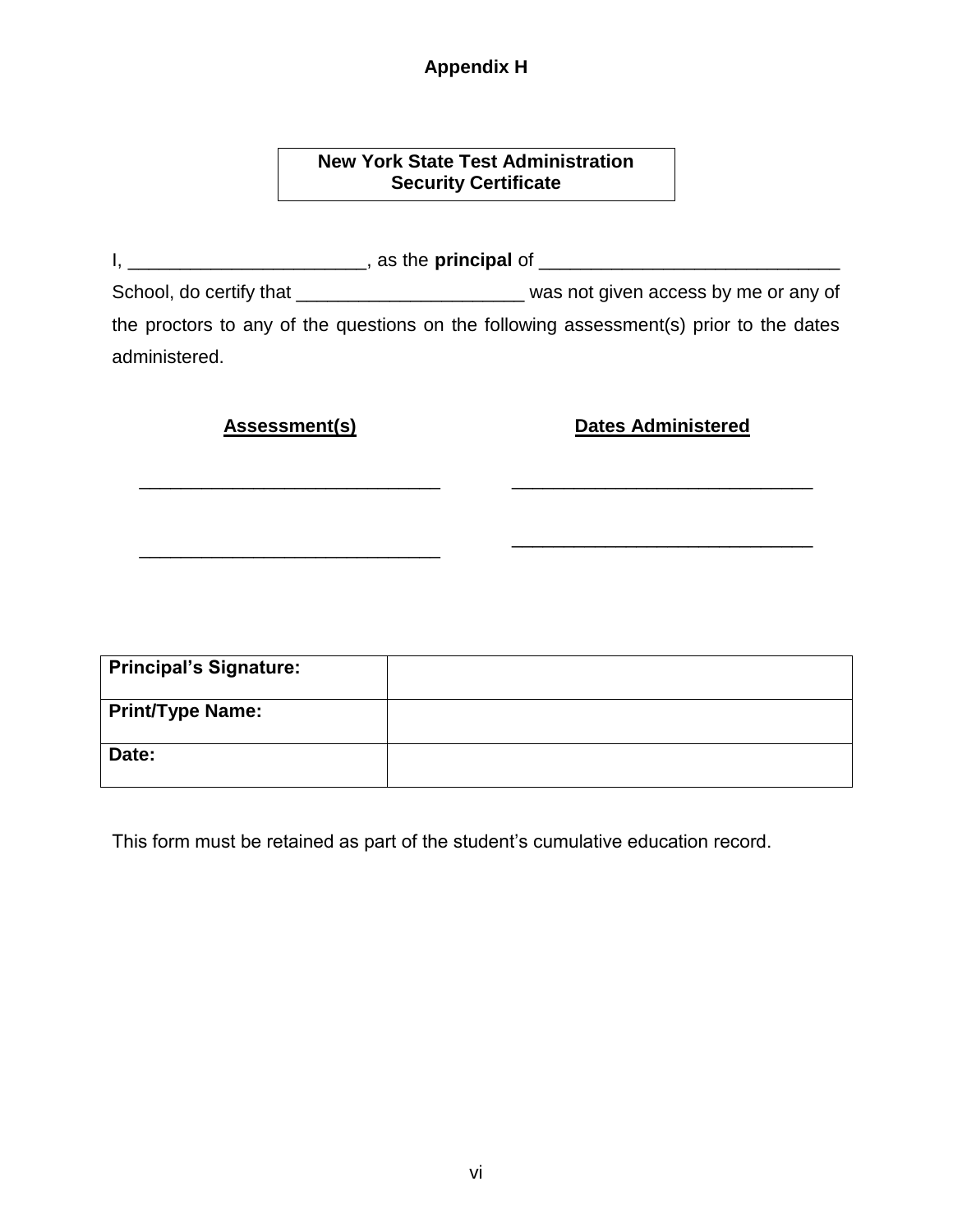# Appendix H

## New York State Test Administration Security Certificate

I, _______________________, as the **principal** of _____________________________ School, do certify that ______________________ was not given access by me or any of the proctors to any of the questions on the following assessment(s) prior to the dates administered.

| **Assessment(s)** | **Dates Administered** |
|---|---|
| _____________________________ | _____________________________ |
| _____________________________ | _____________________________ |

| **Principal's Signature:** | |
|---|---|
| **Print/Type Name:** | |
| **Date:** | |

This form must be retained as part of the student's cumulative education record.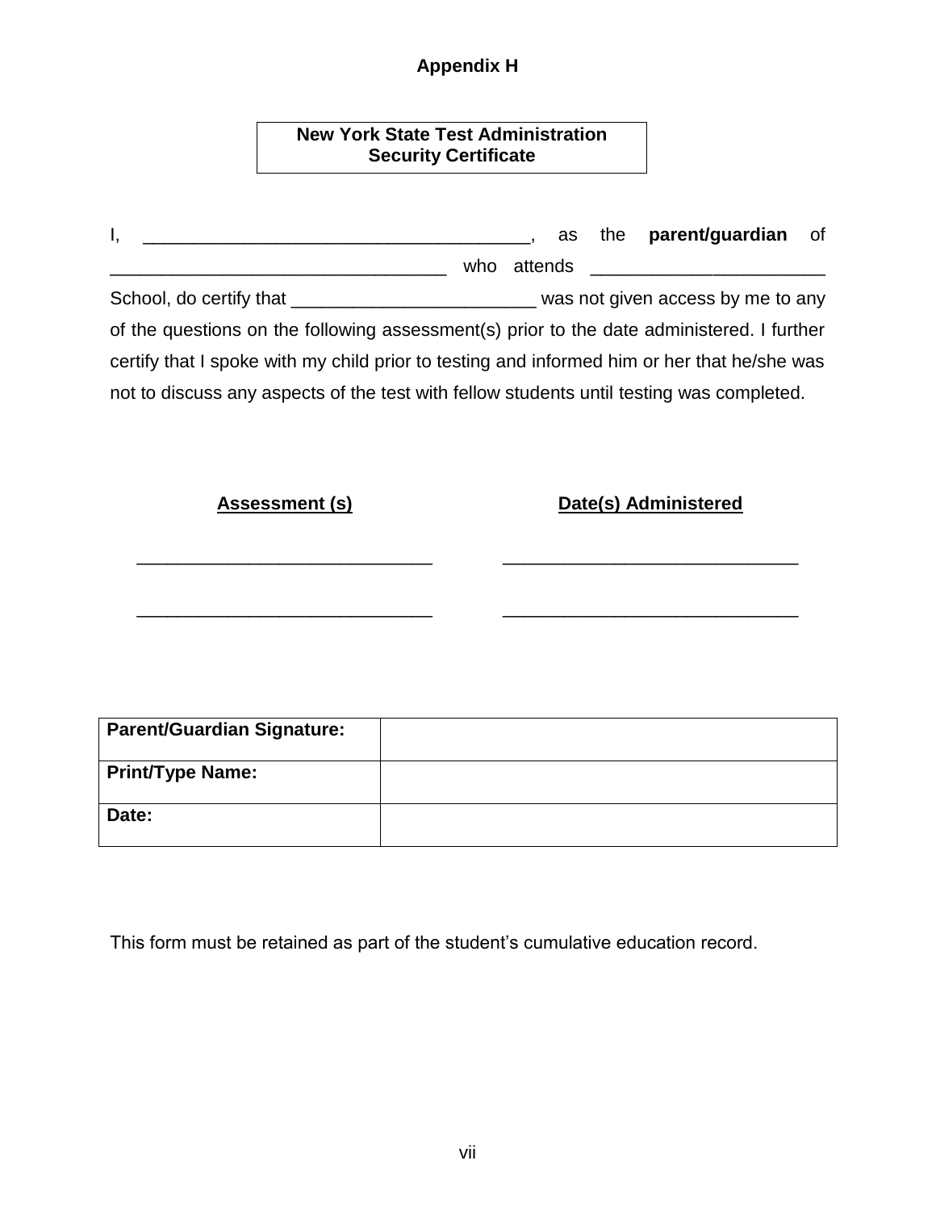**Appendix H**

**New York State Test Administration Security Certificate**

I, ______________________________________, as the **parent/guardian** of _________________________________ who attends _______________________ School, do certify that ________________________ was not given access by me to any of the questions on the following assessment(s) prior to the date administered. I further certify that I spoke with my child prior to testing and informed him or her that he/she was not to discuss any aspects of the test with fellow students until testing was completed.

| **Assessment (s)** | **Date(s) Administered** |
|---|---|
| _____________________________ | _____________________________ |
| _____________________________ | _____________________________ |

| **Parent/Guardian Signature:** | |
|---|---|
| **Print/Type Name:** | |
| **Date:** | |

This form must be retained as part of the student's cumulative education record.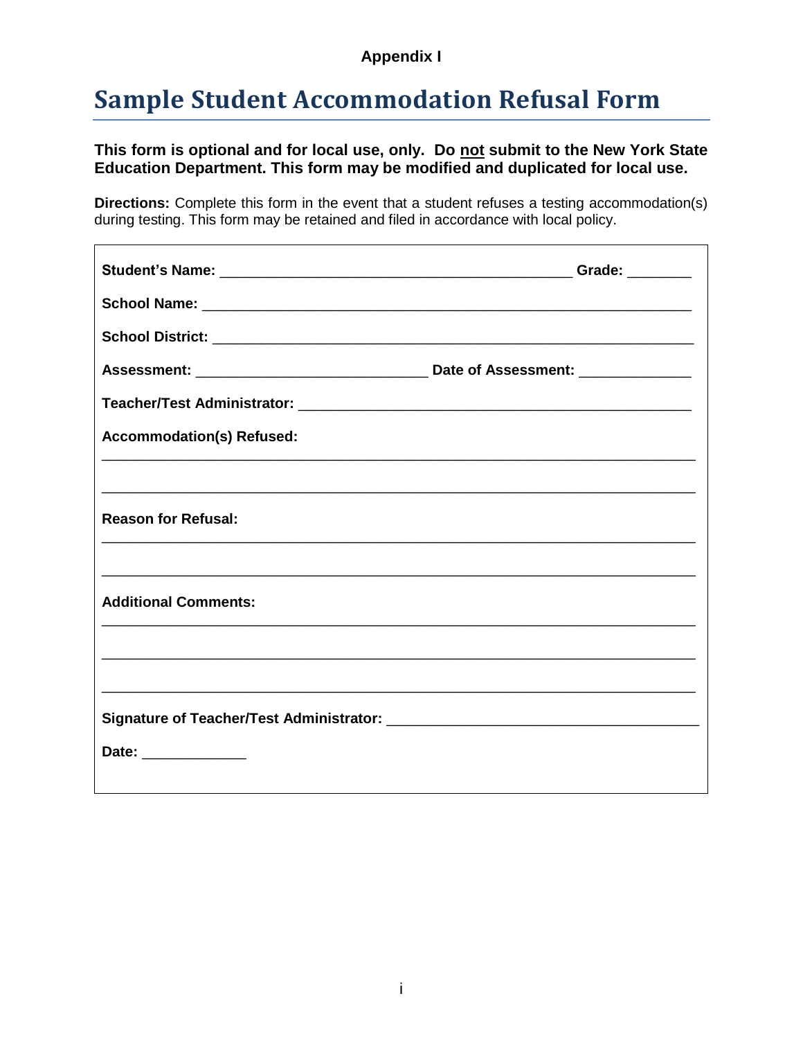**Appendix I**

# Sample Student Accommodation Refusal Form

**This form is optional and for local use, only. Do not submit to the New York State Education Department. This form may be modified and duplicated for local use.**

**Directions:** Complete this form in the event that a student refuses a testing accommodation(s) during testing. This form may be retained and filed in accordance with local policy.

**Student's Name:** ___________________________________________ **Grade:** ________

**School Name:** _____________________________________________________________

**School District:** ___________________________________________________________

**Assessment:** _____________________________ **Date of Assessment:** ______________

**Teacher/Test Administrator:** _________________________________________________

**Accommodation(s) Refused:**

___________________________________________________________________________

___________________________________________________________________________

**Reason for Refusal:**

___________________________________________________________________________

___________________________________________________________________________

**Additional Comments:**

___________________________________________________________________________

___________________________________________________________________________

___________________________________________________________________________

**Signature of Teacher/Test Administrator:** _______________________________________

**Date:** _____________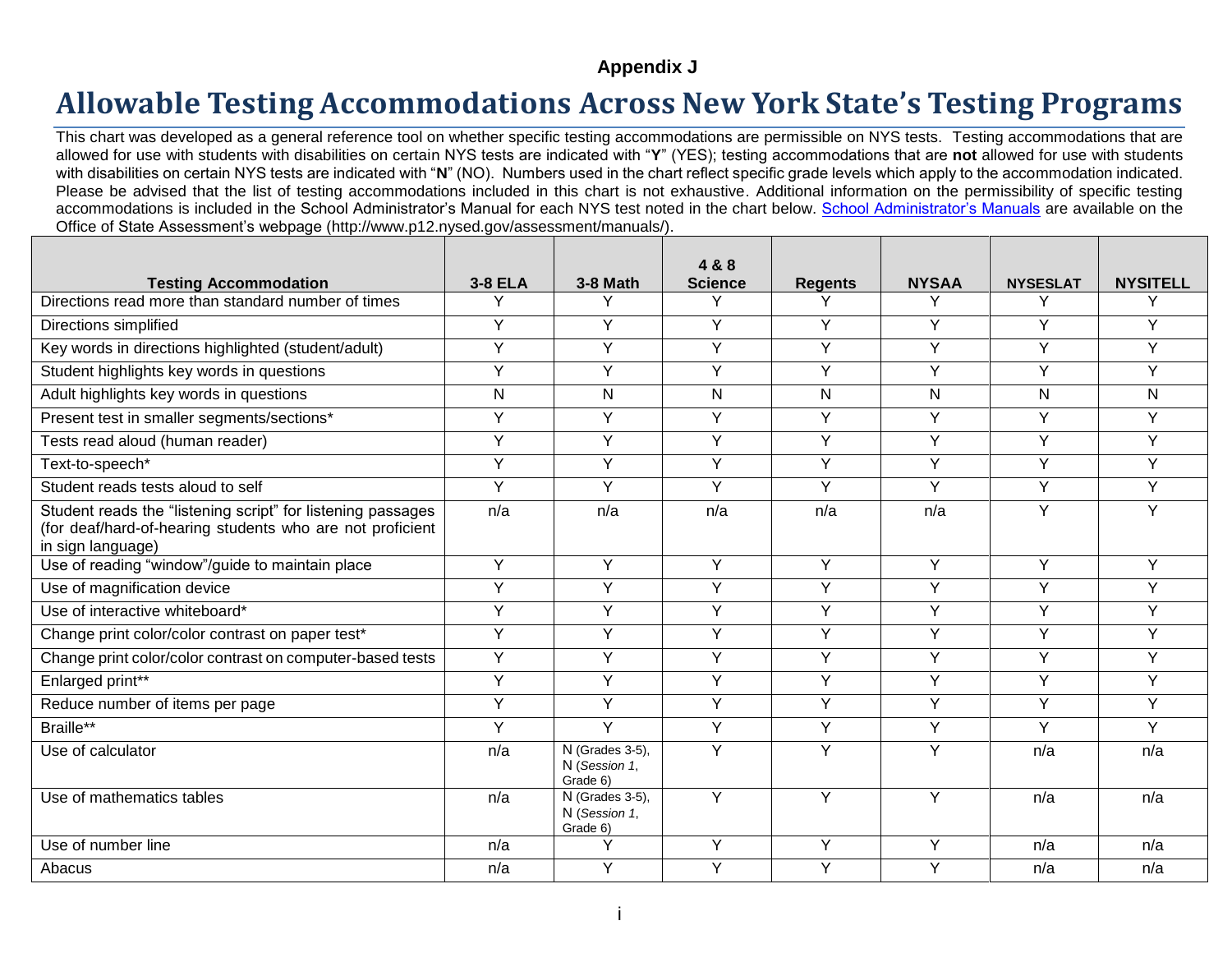**Appendix J**

# Allowable Testing Accommodations Across New York State's Testing Programs

This chart was developed as a general reference tool on whether specific testing accommodations are permissible on NYS tests. Testing accommodations that are allowed for use with students with disabilities on certain NYS tests are indicated with "**Y**" (YES); testing accommodations that are **not** allowed for use with students with disabilities on certain NYS tests are indicated with "**N**" (NO). Numbers used in the chart reflect specific grade levels which apply to the accommodation indicated. Please be advised that the list of testing accommodations included in this chart is not exhaustive. Additional information on the permissibility of specific testing accommodations is included in the School Administrator's Manual for each NYS test noted in the chart below. School Administrator's Manuals are available on the Office of State Assessment's webpage (http://www.p12.nysed.gov/assessment/manuals/).

| Testing Accommodation | 3-8 ELA | 3-8 Math | 4 & 8 Science | Regents | NYSAA | NYSESLAT | NYSITELL |
|---|---|---|---|---|---|---|---|
| Directions read more than standard number of times | Y | Y | Y | Y | Y | Y | Y |
| Directions simplified | Y | Y | Y | Y | Y | Y | Y |
| Key words in directions highlighted (student/adult) | Y | Y | Y | Y | Y | Y | Y |
| Student highlights key words in questions | Y | Y | Y | Y | Y | Y | Y |
| Adult highlights key words in questions | N | N | N | N | N | N | N |
| Present test in smaller segments/sections* | Y | Y | Y | Y | Y | Y | Y |
| Tests read aloud (human reader) | Y | Y | Y | Y | Y | Y | Y |
| Text-to-speech* | Y | Y | Y | Y | Y | Y | Y |
| Student reads tests aloud to self | Y | Y | Y | Y | Y | Y | Y |
| Student reads the "listening script" for listening passages (for deaf/hard-of-hearing students who are not proficient in sign language) | n/a | n/a | n/a | n/a | n/a | Y | Y |
| Use of reading "window"/guide to maintain place | Y | Y | Y | Y | Y | Y | Y |
| Use of magnification device | Y | Y | Y | Y | Y | Y | Y |
| Use of interactive whiteboard* | Y | Y | Y | Y | Y | Y | Y |
| Change print color/color contrast on paper test* | Y | Y | Y | Y | Y | Y | Y |
| Change print color/color contrast on computer-based tests | Y | Y | Y | Y | Y | Y | Y |
| Enlarged print** | Y | Y | Y | Y | Y | Y | Y |
| Reduce number of items per page | Y | Y | Y | Y | Y | Y | Y |
| Braille** | Y | Y | Y | Y | Y | Y | Y |
| Use of calculator | n/a | N (Grades 3-5), N (*Session 1*, Grade 6) | Y | Y | Y | n/a | n/a |
| Use of mathematics tables | n/a | N (Grades 3-5), N (*Session 1*, Grade 6) | Y | Y | Y | n/a | n/a |
| Use of number line | n/a | Y | Y | Y | Y | n/a | n/a |
| Abacus | n/a | Y | Y | Y | Y | n/a | n/a |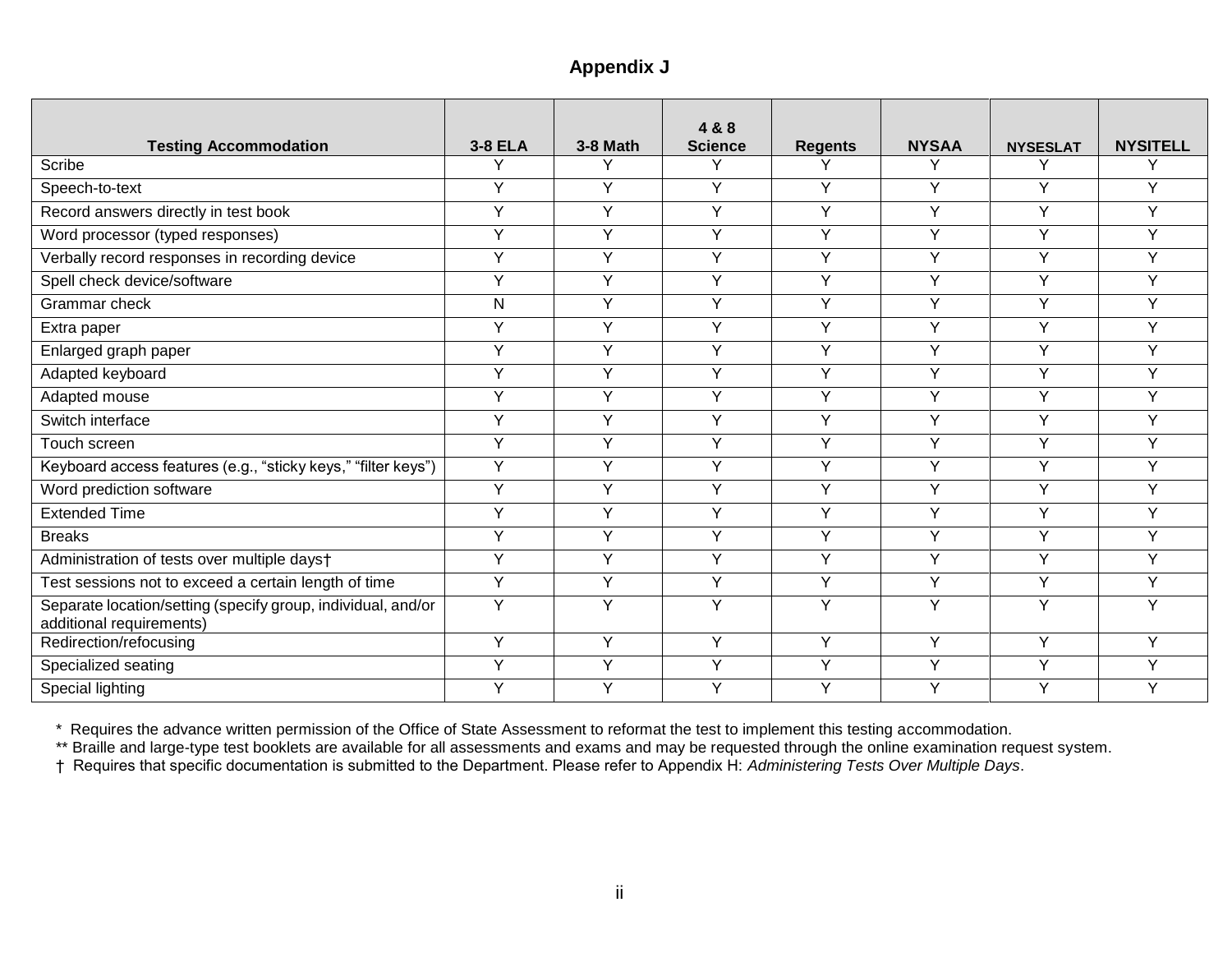## Appendix J

| Testing Accommodation | 3-8 ELA | 3-8 Math | 4 & 8 Science | Regents | NYSAA | NYSESLAT | NYSITELL |
|---|---|---|---|---|---|---|---|
| Scribe | Y | Y | Y | Y | Y | Y | Y |
| Speech-to-text | Y | Y | Y | Y | Y | Y | Y |
| Record answers directly in test book | Y | Y | Y | Y | Y | Y | Y |
| Word processor (typed responses) | Y | Y | Y | Y | Y | Y | Y |
| Verbally record responses in recording device | Y | Y | Y | Y | Y | Y | Y |
| Spell check device/software | Y | Y | Y | Y | Y | Y | Y |
| Grammar check | N | Y | Y | Y | Y | Y | Y |
| Extra paper | Y | Y | Y | Y | Y | Y | Y |
| Enlarged graph paper | Y | Y | Y | Y | Y | Y | Y |
| Adapted keyboard | Y | Y | Y | Y | Y | Y | Y |
| Adapted mouse | Y | Y | Y | Y | Y | Y | Y |
| Switch interface | Y | Y | Y | Y | Y | Y | Y |
| Touch screen | Y | Y | Y | Y | Y | Y | Y |
| Keyboard access features (e.g., “sticky keys,” “filter keys”) | Y | Y | Y | Y | Y | Y | Y |
| Word prediction software | Y | Y | Y | Y | Y | Y | Y |
| Extended Time | Y | Y | Y | Y | Y | Y | Y |
| Breaks | Y | Y | Y | Y | Y | Y | Y |
| Administration of tests over multiple days† | Y | Y | Y | Y | Y | Y | Y |
| Test sessions not to exceed a certain length of time | Y | Y | Y | Y | Y | Y | Y |
| Separate location/setting (specify group, individual, and/or additional requirements) | Y | Y | Y | Y | Y | Y | Y |
| Redirection/refocusing | Y | Y | Y | Y | Y | Y | Y |
| Specialized seating | Y | Y | Y | Y | Y | Y | Y |
| Special lighting | Y | Y | Y | Y | Y | Y | Y |

\* Requires the advance written permission of the Office of State Assessment to reformat the test to implement this testing accommodation.

\*\* Braille and large-type test booklets are available for all assessments and exams and may be requested through the online examination request system.

† Requires that specific documentation is submitted to the Department. Please refer to Appendix H: *Administering Tests Over Multiple Days*.